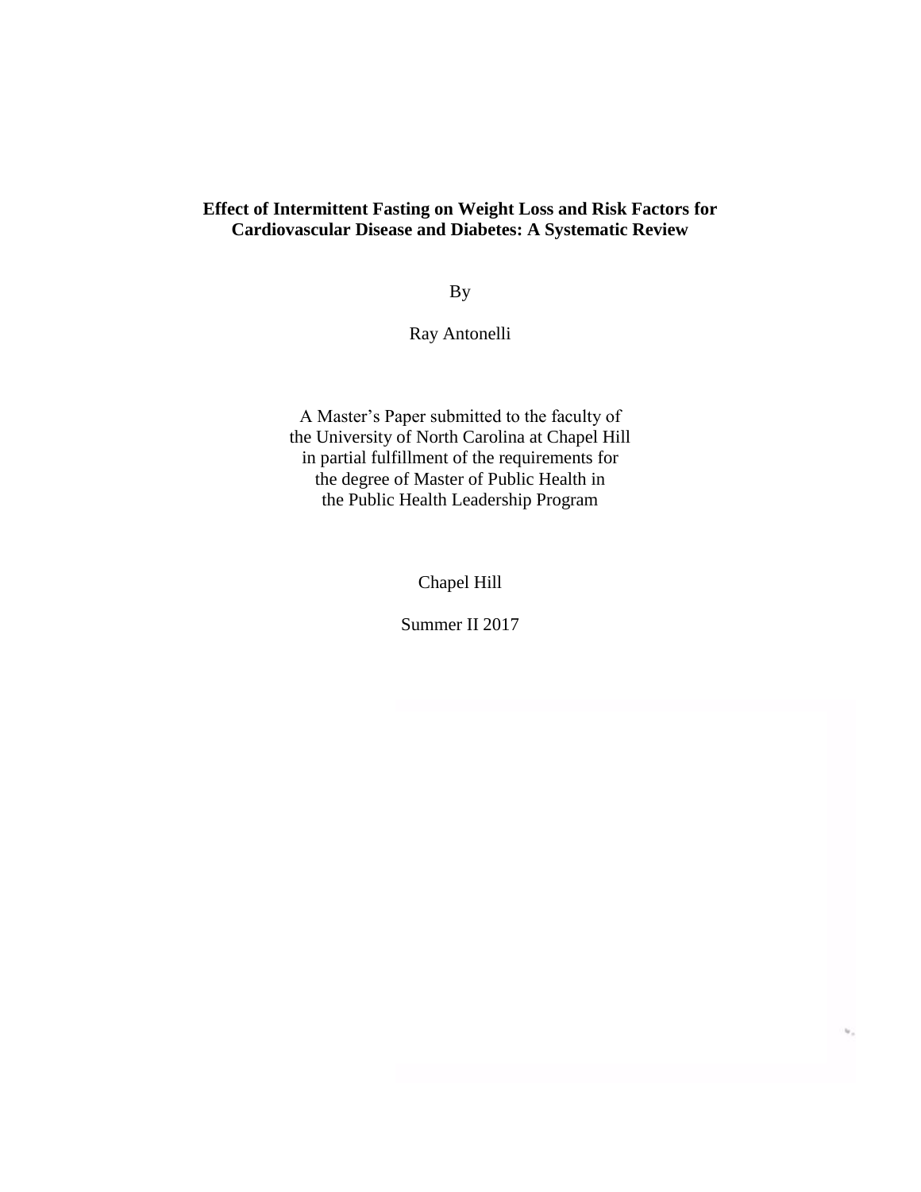# Effect of Intermittent Fasting on Weight Loss and Risk Factors for Cardiovascular Disease and Diabetes: A Systematic Review

By

Ray Antonelli

A Master's Paper submitted to the faculty of
the University of North Carolina at Chapel Hill
in partial fulfillment of the requirements for
the degree of Master of Public Health in
the Public Health Leadership Program

Chapel Hill

Summer II 2017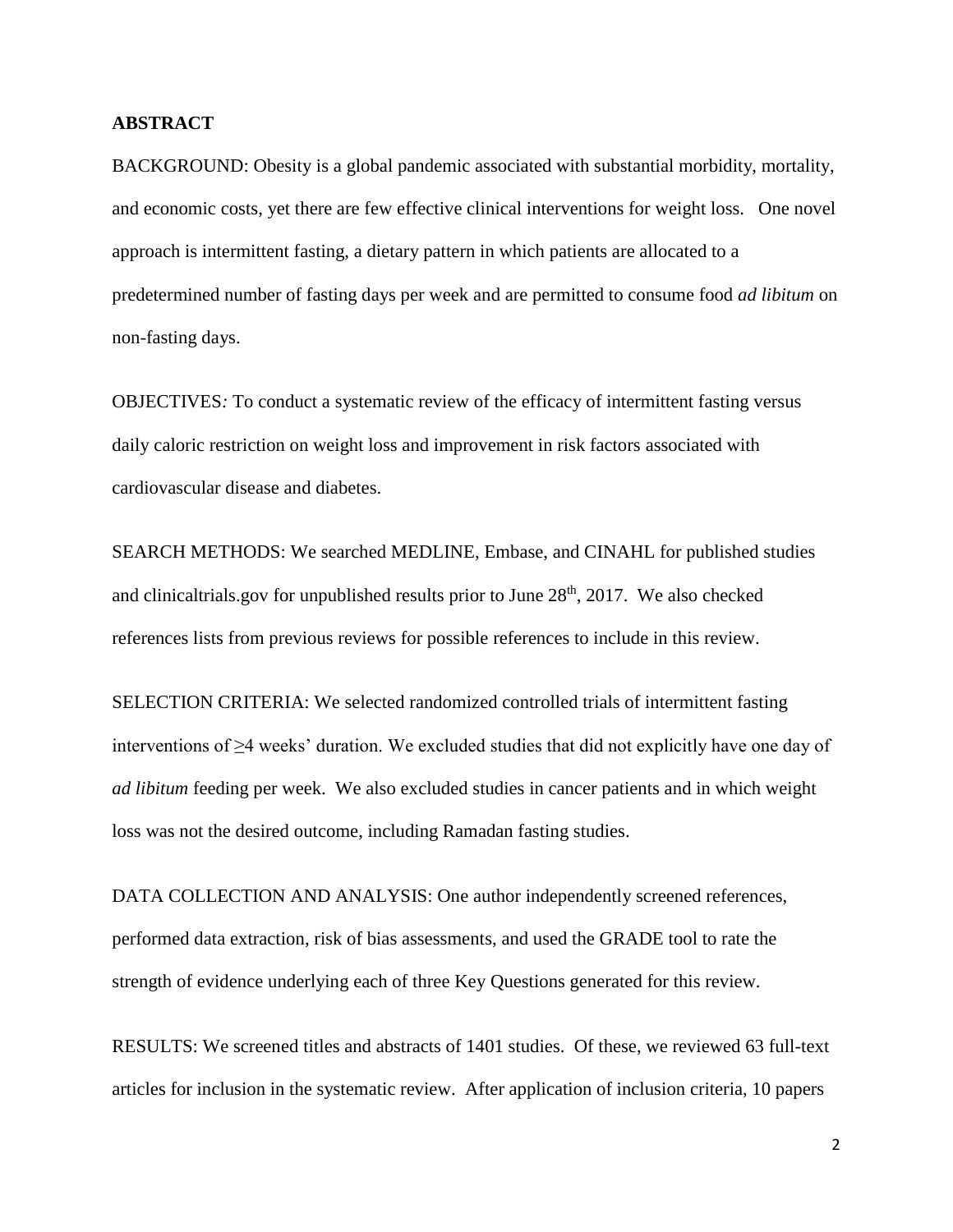## ABSTRACT

BACKGROUND: Obesity is a global pandemic associated with substantial morbidity, mortality, and economic costs, yet there are few effective clinical interventions for weight loss. One novel approach is intermittent fasting, a dietary pattern in which patients are allocated to a predetermined number of fasting days per week and are permitted to consume food *ad libitum* on non-fasting days.

OBJECTIVES*:* To conduct a systematic review of the efficacy of intermittent fasting versus daily caloric restriction on weight loss and improvement in risk factors associated with cardiovascular disease and diabetes.

SEARCH METHODS: We searched MEDLINE, Embase, and CINAHL for published studies and clinicaltrials.gov for unpublished results prior to June 28th, 2017. We also checked references lists from previous reviews for possible references to include in this review.

SELECTION CRITERIA: We selected randomized controlled trials of intermittent fasting interventions of ≥4 weeks' duration. We excluded studies that did not explicitly have one day of *ad libitum* feeding per week. We also excluded studies in cancer patients and in which weight loss was not the desired outcome, including Ramadan fasting studies.

DATA COLLECTION AND ANALYSIS: One author independently screened references, performed data extraction, risk of bias assessments, and used the GRADE tool to rate the strength of evidence underlying each of three Key Questions generated for this review.

RESULTS: We screened titles and abstracts of 1401 studies. Of these, we reviewed 63 full-text articles for inclusion in the systematic review. After application of inclusion criteria, 10 papers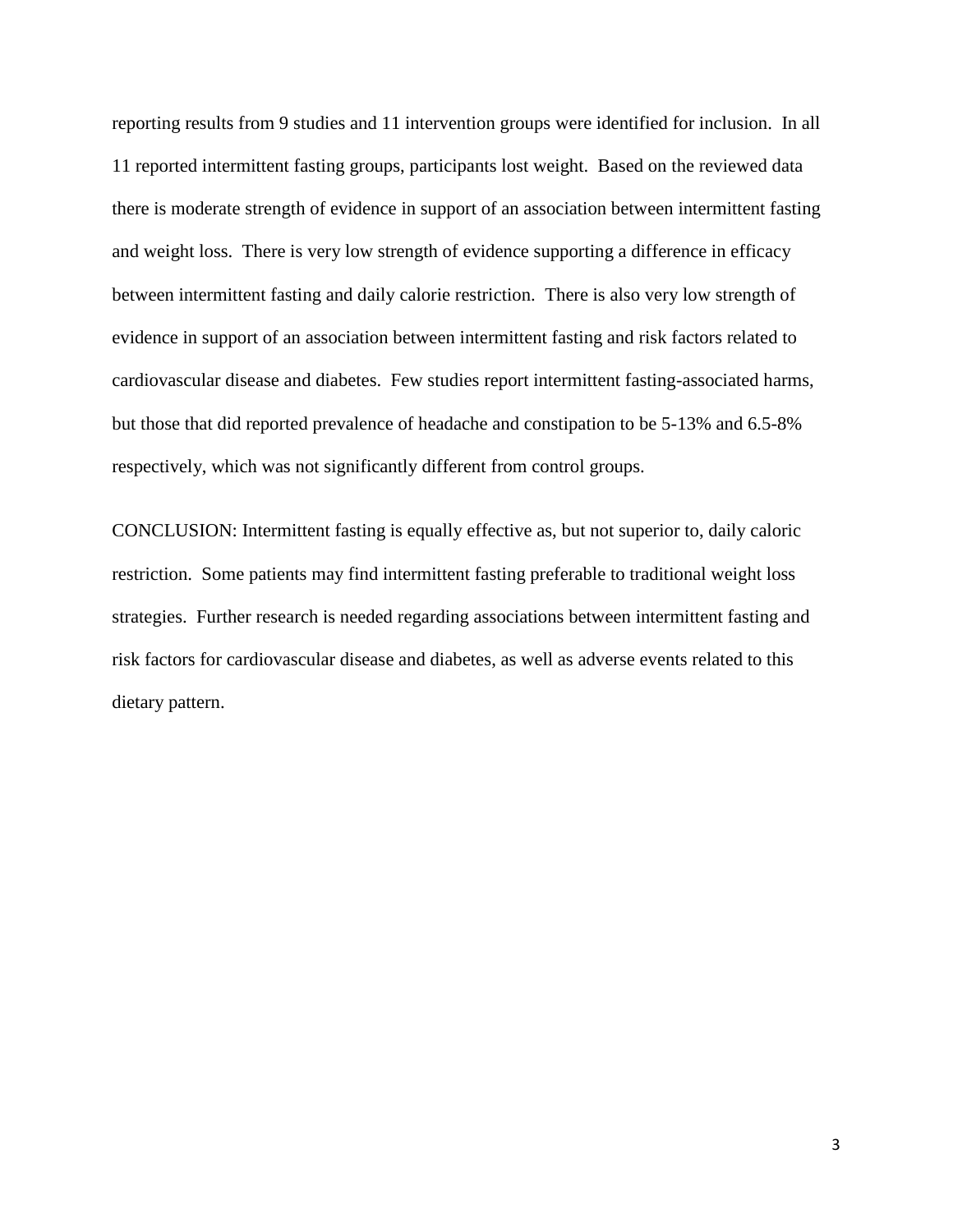reporting results from 9 studies and 11 intervention groups were identified for inclusion. In all 11 reported intermittent fasting groups, participants lost weight. Based on the reviewed data there is moderate strength of evidence in support of an association between intermittent fasting and weight loss. There is very low strength of evidence supporting a difference in efficacy between intermittent fasting and daily calorie restriction. There is also very low strength of evidence in support of an association between intermittent fasting and risk factors related to cardiovascular disease and diabetes. Few studies report intermittent fasting-associated harms, but those that did reported prevalence of headache and constipation to be 5-13% and 6.5-8% respectively, which was not significantly different from control groups.

CONCLUSION: Intermittent fasting is equally effective as, but not superior to, daily caloric restriction. Some patients may find intermittent fasting preferable to traditional weight loss strategies. Further research is needed regarding associations between intermittent fasting and risk factors for cardiovascular disease and diabetes, as well as adverse events related to this dietary pattern.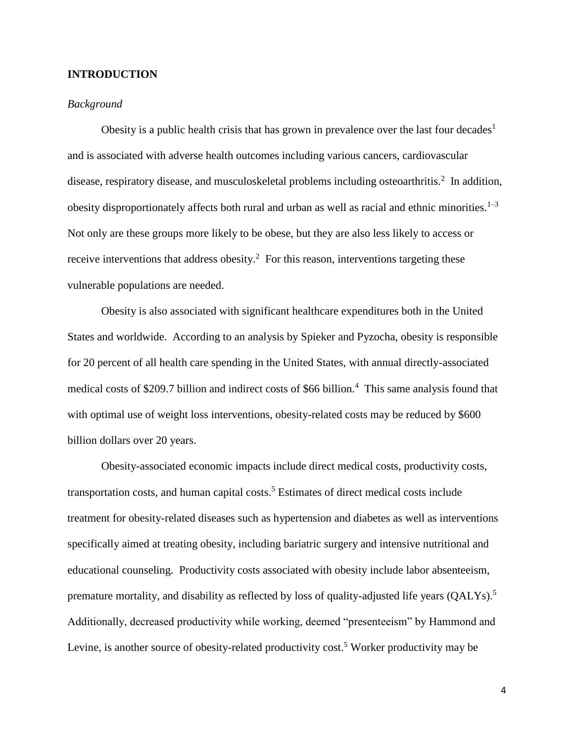## INTRODUCTION

### *Background*

Obesity is a public health crisis that has grown in prevalence over the last four decades[1] and is associated with adverse health outcomes including various cancers, cardiovascular disease, respiratory disease, and musculoskeletal problems including osteoarthritis.[2] In addition, obesity disproportionately affects both rural and urban as well as racial and ethnic minorities.[1–3] Not only are these groups more likely to be obese, but they are also less likely to access or receive interventions that address obesity.[2] For this reason, interventions targeting these vulnerable populations are needed.

Obesity is also associated with significant healthcare expenditures both in the United States and worldwide. According to an analysis by Spieker and Pyzocha, obesity is responsible for 20 percent of all health care spending in the United States, with annual directly-associated medical costs of $209.7 billion and indirect costs of $66 billion.[4] This same analysis found that with optimal use of weight loss interventions, obesity-related costs may be reduced by $600 billion dollars over 20 years.

Obesity-associated economic impacts include direct medical costs, productivity costs, transportation costs, and human capital costs.[5] Estimates of direct medical costs include treatment for obesity-related diseases such as hypertension and diabetes as well as interventions specifically aimed at treating obesity, including bariatric surgery and intensive nutritional and educational counseling. Productivity costs associated with obesity include labor absenteeism, premature mortality, and disability as reflected by loss of quality-adjusted life years (QALYs).[5] Additionally, decreased productivity while working, deemed "presenteeism" by Hammond and Levine, is another source of obesity-related productivity cost.[5] Worker productivity may be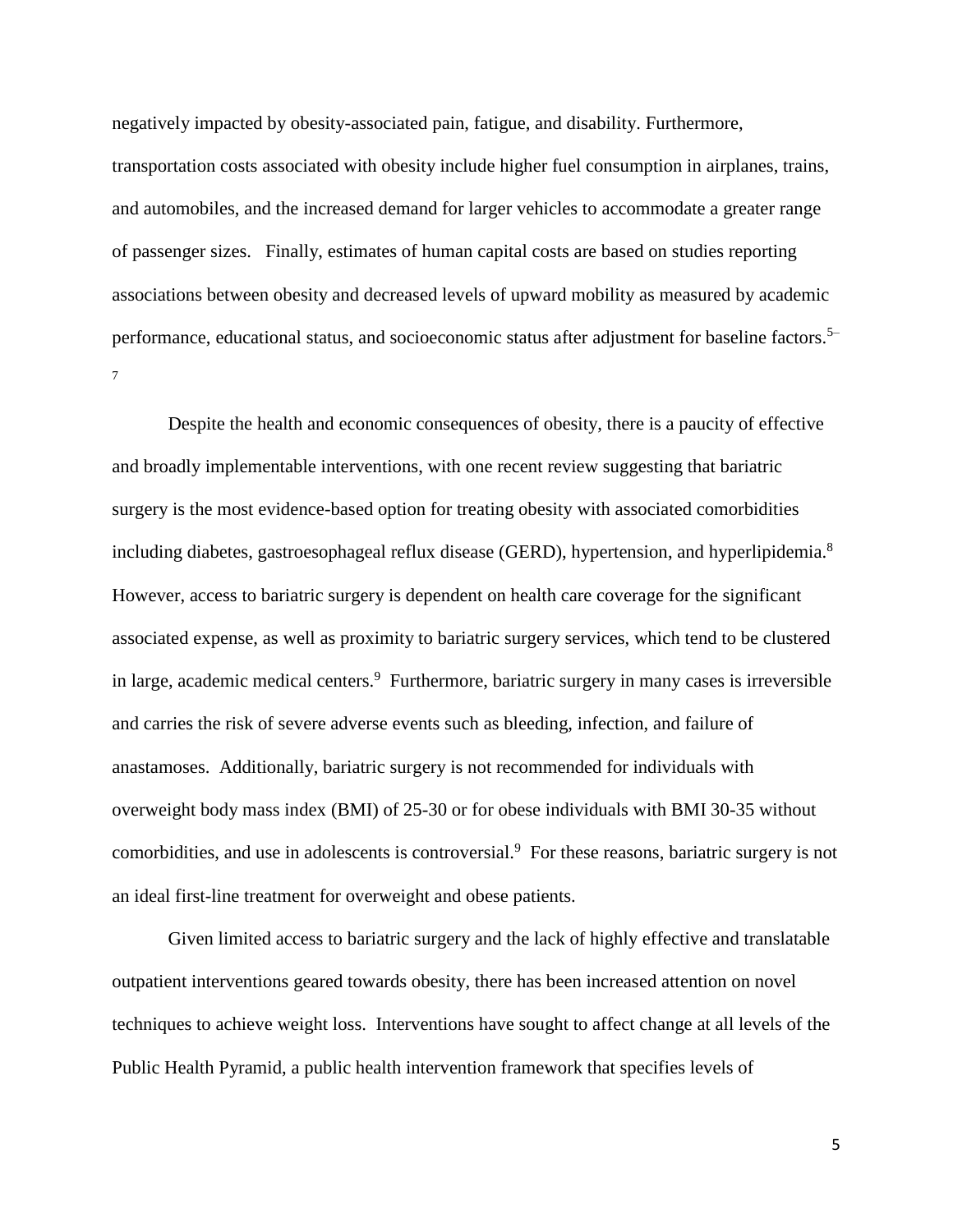negatively impacted by obesity-associated pain, fatigue, and disability. Furthermore, transportation costs associated with obesity include higher fuel consumption in airplanes, trains, and automobiles, and the increased demand for larger vehicles to accommodate a greater range of passenger sizes. Finally, estimates of human capital costs are based on studies reporting associations between obesity and decreased levels of upward mobility as measured by academic performance, educational status, and socioeconomic status after adjustment for baseline factors.[5–7]

Despite the health and economic consequences of obesity, there is a paucity of effective and broadly implementable interventions, with one recent review suggesting that bariatric surgery is the most evidence-based option for treating obesity with associated comorbidities including diabetes, gastroesophageal reflux disease (GERD), hypertension, and hyperlipidemia.[8] However, access to bariatric surgery is dependent on health care coverage for the significant associated expense, as well as proximity to bariatric surgery services, which tend to be clustered in large, academic medical centers.[9] Furthermore, bariatric surgery in many cases is irreversible and carries the risk of severe adverse events such as bleeding, infection, and failure of anastamoses. Additionally, bariatric surgery is not recommended for individuals with overweight body mass index (BMI) of 25-30 or for obese individuals with BMI 30-35 without comorbidities, and use in adolescents is controversial.[9] For these reasons, bariatric surgery is not an ideal first-line treatment for overweight and obese patients.

Given limited access to bariatric surgery and the lack of highly effective and translatable outpatient interventions geared towards obesity, there has been increased attention on novel techniques to achieve weight loss. Interventions have sought to affect change at all levels of the Public Health Pyramid, a public health intervention framework that specifies levels of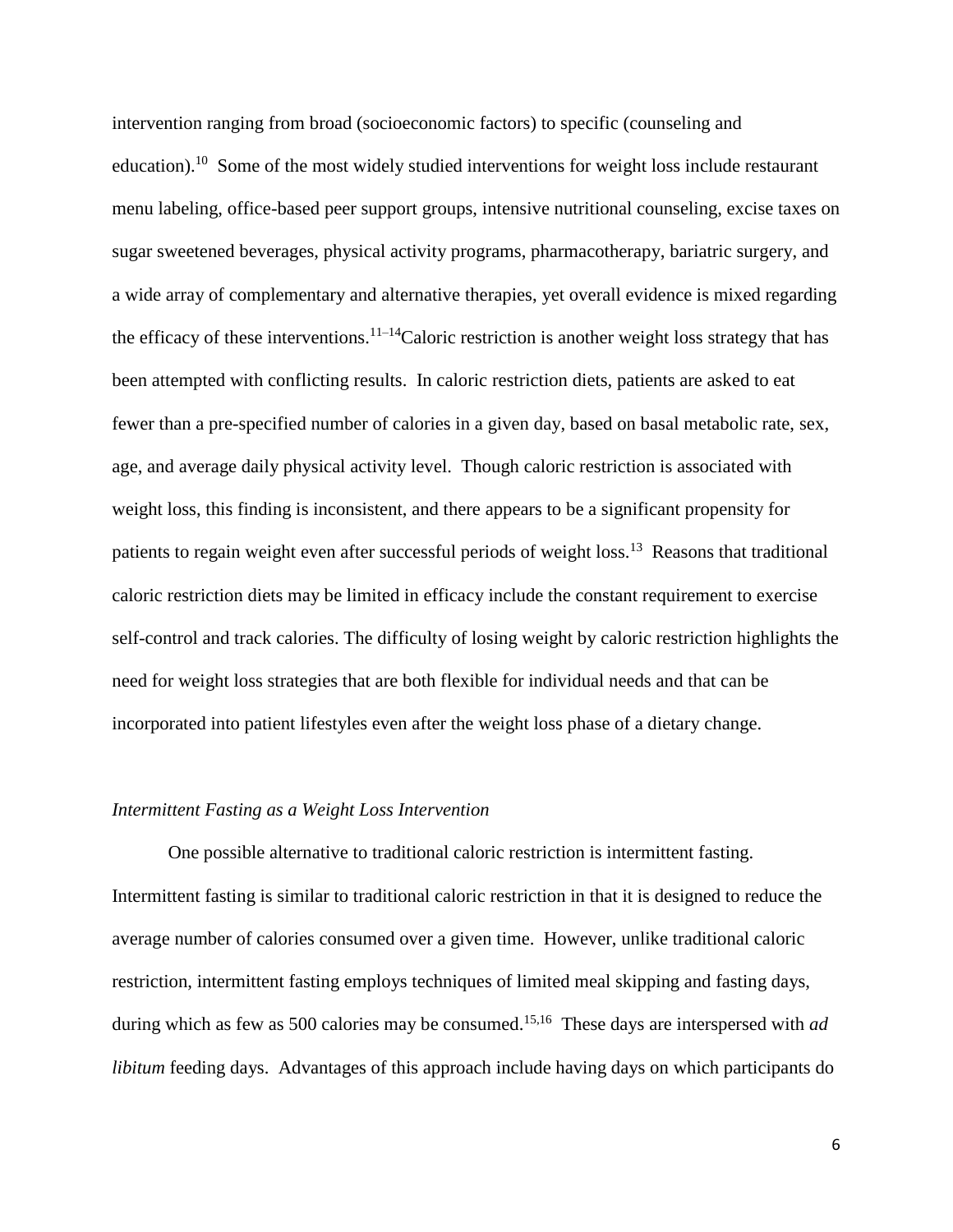intervention ranging from broad (socioeconomic factors) to specific (counseling and education).[10] Some of the most widely studied interventions for weight loss include restaurant menu labeling, office-based peer support groups, intensive nutritional counseling, excise taxes on sugar sweetened beverages, physical activity programs, pharmacotherapy, bariatric surgery, and a wide array of complementary and alternative therapies, yet overall evidence is mixed regarding the efficacy of these interventions.[11–14]Caloric restriction is another weight loss strategy that has been attempted with conflicting results. In caloric restriction diets, patients are asked to eat fewer than a pre-specified number of calories in a given day, based on basal metabolic rate, sex, age, and average daily physical activity level. Though caloric restriction is associated with weight loss, this finding is inconsistent, and there appears to be a significant propensity for patients to regain weight even after successful periods of weight loss.[13] Reasons that traditional caloric restriction diets may be limited in efficacy include the constant requirement to exercise self-control and track calories. The difficulty of losing weight by caloric restriction highlights the need for weight loss strategies that are both flexible for individual needs and that can be incorporated into patient lifestyles even after the weight loss phase of a dietary change.

*Intermittent Fasting as a Weight Loss Intervention*

One possible alternative to traditional caloric restriction is intermittent fasting. Intermittent fasting is similar to traditional caloric restriction in that it is designed to reduce the average number of calories consumed over a given time. However, unlike traditional caloric restriction, intermittent fasting employs techniques of limited meal skipping and fasting days, during which as few as 500 calories may be consumed.[15,16] These days are interspersed with *ad libitum* feeding days. Advantages of this approach include having days on which participants do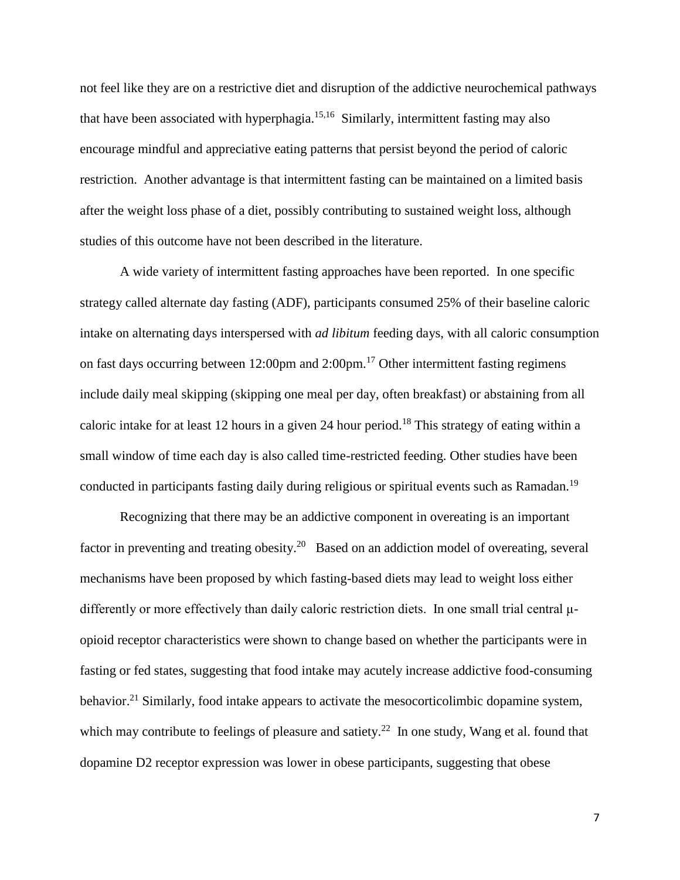not feel like they are on a restrictive diet and disruption of the addictive neurochemical pathways that have been associated with hyperphagia.[15,16] Similarly, intermittent fasting may also encourage mindful and appreciative eating patterns that persist beyond the period of caloric restriction. Another advantage is that intermittent fasting can be maintained on a limited basis after the weight loss phase of a diet, possibly contributing to sustained weight loss, although studies of this outcome have not been described in the literature.

A wide variety of intermittent fasting approaches have been reported. In one specific strategy called alternate day fasting (ADF), participants consumed 25% of their baseline caloric intake on alternating days interspersed with *ad libitum* feeding days, with all caloric consumption on fast days occurring between 12:00pm and 2:00pm.[17] Other intermittent fasting regimens include daily meal skipping (skipping one meal per day, often breakfast) or abstaining from all caloric intake for at least 12 hours in a given 24 hour period.[18] This strategy of eating within a small window of time each day is also called time-restricted feeding. Other studies have been conducted in participants fasting daily during religious or spiritual events such as Ramadan.[19]

Recognizing that there may be an addictive component in overeating is an important factor in preventing and treating obesity.[20] Based on an addiction model of overeating, several mechanisms have been proposed by which fasting-based diets may lead to weight loss either differently or more effectively than daily caloric restriction diets. In one small trial central μ-opioid receptor characteristics were shown to change based on whether the participants were in fasting or fed states, suggesting that food intake may acutely increase addictive food-consuming behavior.[21] Similarly, food intake appears to activate the mesocorticolimbic dopamine system, which may contribute to feelings of pleasure and satiety.[22] In one study, Wang et al. found that dopamine D2 receptor expression was lower in obese participants, suggesting that obese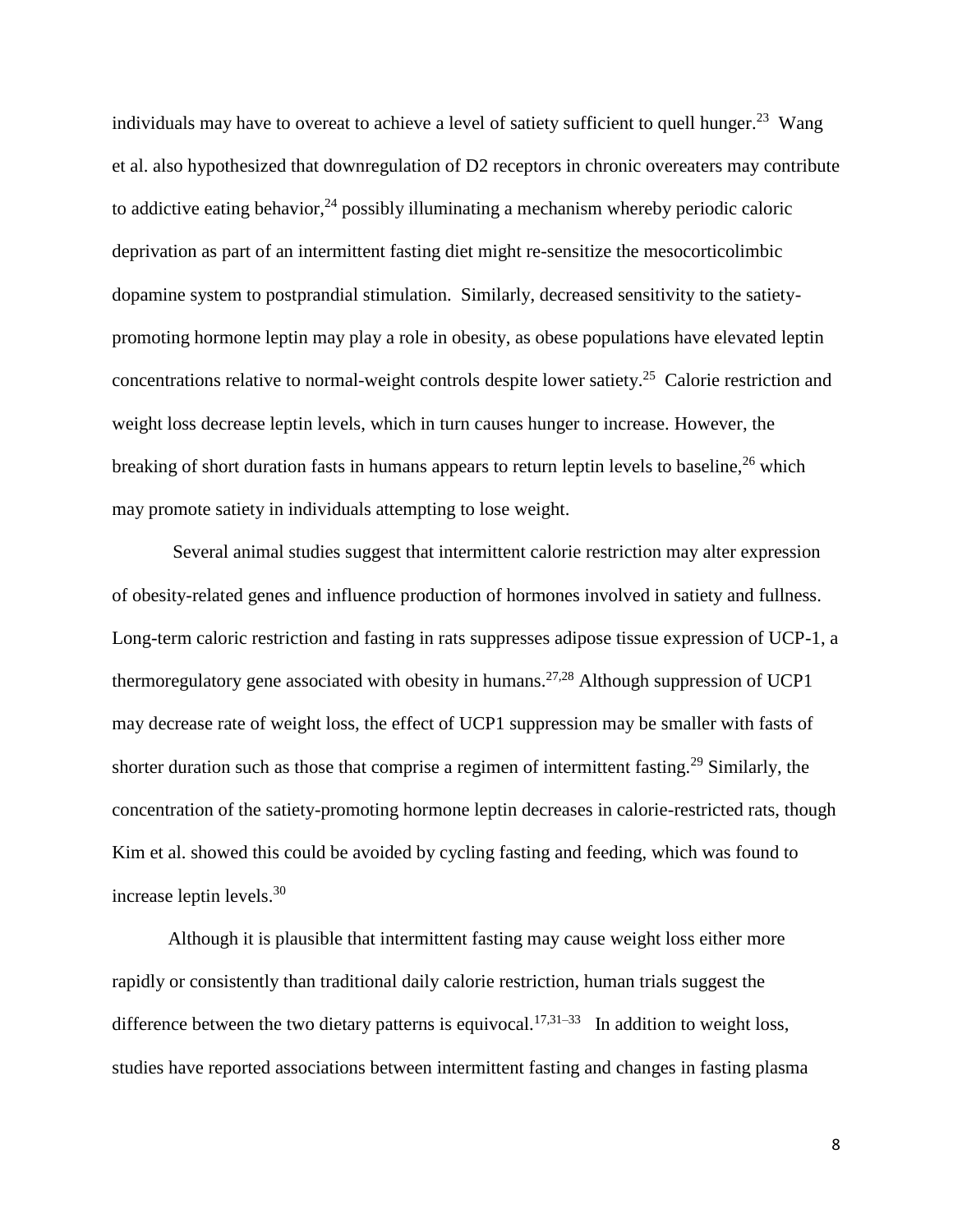individuals may have to overeat to achieve a level of satiety sufficient to quell hunger.[23] Wang et al. also hypothesized that downregulation of D2 receptors in chronic overeaters may contribute to addictive eating behavior,[24] possibly illuminating a mechanism whereby periodic caloric deprivation as part of an intermittent fasting diet might re-sensitize the mesocorticolimbic dopamine system to postprandial stimulation. Similarly, decreased sensitivity to the satiety-promoting hormone leptin may play a role in obesity, as obese populations have elevated leptin concentrations relative to normal-weight controls despite lower satiety.[25] Calorie restriction and weight loss decrease leptin levels, which in turn causes hunger to increase. However, the breaking of short duration fasts in humans appears to return leptin levels to baseline,[26] which may promote satiety in individuals attempting to lose weight.

Several animal studies suggest that intermittent calorie restriction may alter expression of obesity-related genes and influence production of hormones involved in satiety and fullness. Long-term caloric restriction and fasting in rats suppresses adipose tissue expression of UCP-1, a thermoregulatory gene associated with obesity in humans.[27,28] Although suppression of UCP1 may decrease rate of weight loss, the effect of UCP1 suppression may be smaller with fasts of shorter duration such as those that comprise a regimen of intermittent fasting.[29] Similarly, the concentration of the satiety-promoting hormone leptin decreases in calorie-restricted rats, though Kim et al. showed this could be avoided by cycling fasting and feeding, which was found to increase leptin levels.[30]

Although it is plausible that intermittent fasting may cause weight loss either more rapidly or consistently than traditional daily calorie restriction, human trials suggest the difference between the two dietary patterns is equivocal.[17,31–33] In addition to weight loss, studies have reported associations between intermittent fasting and changes in fasting plasma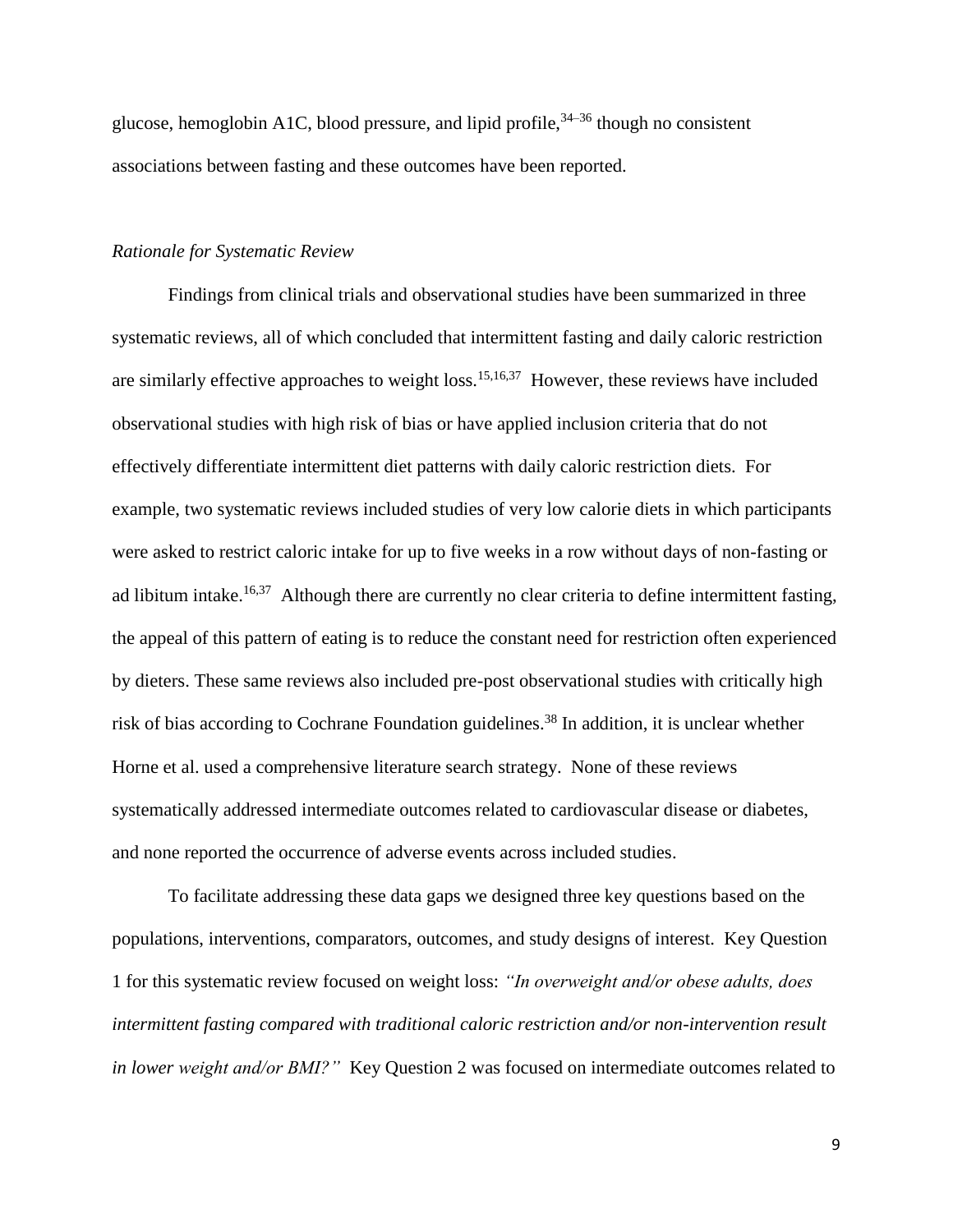glucose, hemoglobin A1C, blood pressure, and lipid profile,[34–36] though no consistent associations between fasting and these outcomes have been reported.

*Rationale for Systematic Review*

Findings from clinical trials and observational studies have been summarized in three systematic reviews, all of which concluded that intermittent fasting and daily caloric restriction are similarly effective approaches to weight loss.[15,16,37] However, these reviews have included observational studies with high risk of bias or have applied inclusion criteria that do not effectively differentiate intermittent diet patterns with daily caloric restriction diets. For example, two systematic reviews included studies of very low calorie diets in which participants were asked to restrict caloric intake for up to five weeks in a row without days of non-fasting or ad libitum intake.[16,37] Although there are currently no clear criteria to define intermittent fasting, the appeal of this pattern of eating is to reduce the constant need for restriction often experienced by dieters. These same reviews also included pre-post observational studies with critically high risk of bias according to Cochrane Foundation guidelines.[38] In addition, it is unclear whether Horne et al. used a comprehensive literature search strategy. None of these reviews systematically addressed intermediate outcomes related to cardiovascular disease or diabetes, and none reported the occurrence of adverse events across included studies.

To facilitate addressing these data gaps we designed three key questions based on the populations, interventions, comparators, outcomes, and study designs of interest. Key Question 1 for this systematic review focused on weight loss: *"In overweight and/or obese adults, does intermittent fasting compared with traditional caloric restriction and/or non-intervention result in lower weight and/or BMI?"* Key Question 2 was focused on intermediate outcomes related to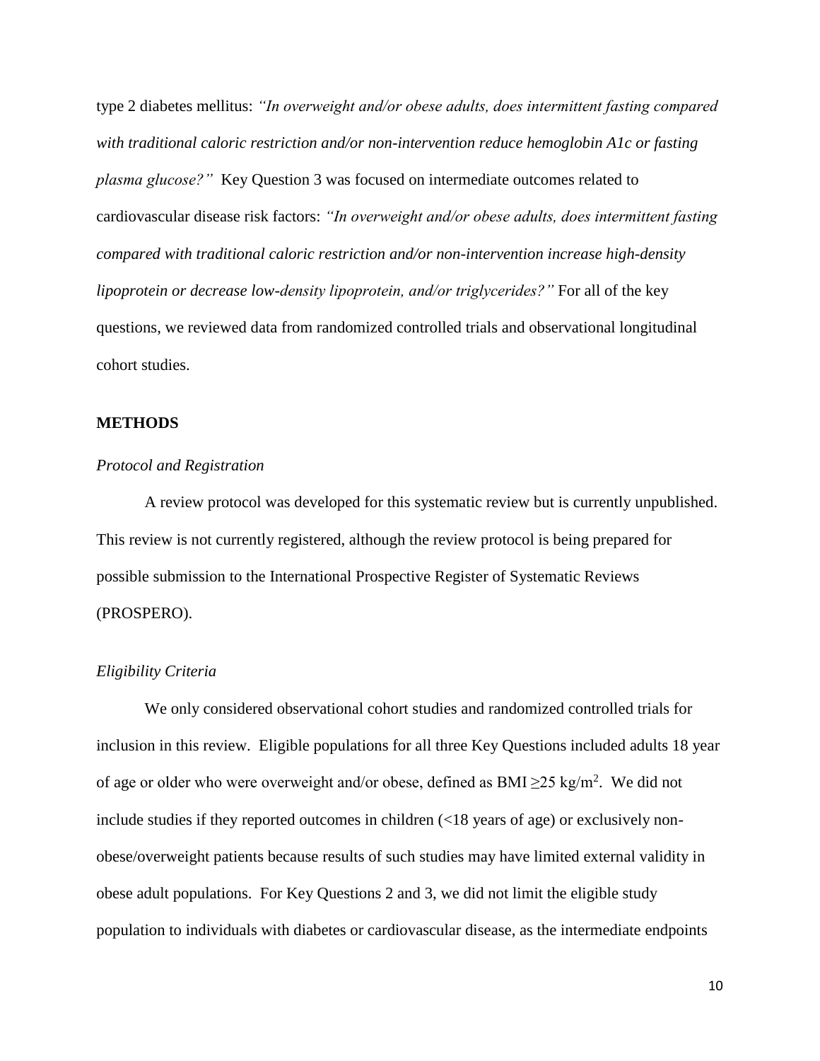type 2 diabetes mellitus: *"In overweight and/or obese adults, does intermittent fasting compared with traditional caloric restriction and/or non-intervention reduce hemoglobin A1c or fasting plasma glucose?"* Key Question 3 was focused on intermediate outcomes related to cardiovascular disease risk factors: *"In overweight and/or obese adults, does intermittent fasting compared with traditional caloric restriction and/or non-intervention increase high-density lipoprotein or decrease low-density lipoprotein, and/or triglycerides?"* For all of the key questions, we reviewed data from randomized controlled trials and observational longitudinal cohort studies.

## METHODS

### *Protocol and Registration*

A review protocol was developed for this systematic review but is currently unpublished. This review is not currently registered, although the review protocol is being prepared for possible submission to the International Prospective Register of Systematic Reviews (PROSPERO).

### *Eligibility Criteria*

We only considered observational cohort studies and randomized controlled trials for inclusion in this review. Eligible populations for all three Key Questions included adults 18 year of age or older who were overweight and/or obese, defined as BMI $\geq$25 kg/m$^2$. We did not include studies if they reported outcomes in children (<18 years of age) or exclusively non-obese/overweight patients because results of such studies may have limited external validity in obese adult populations. For Key Questions 2 and 3, we did not limit the eligible study population to individuals with diabetes or cardiovascular disease, as the intermediate endpoints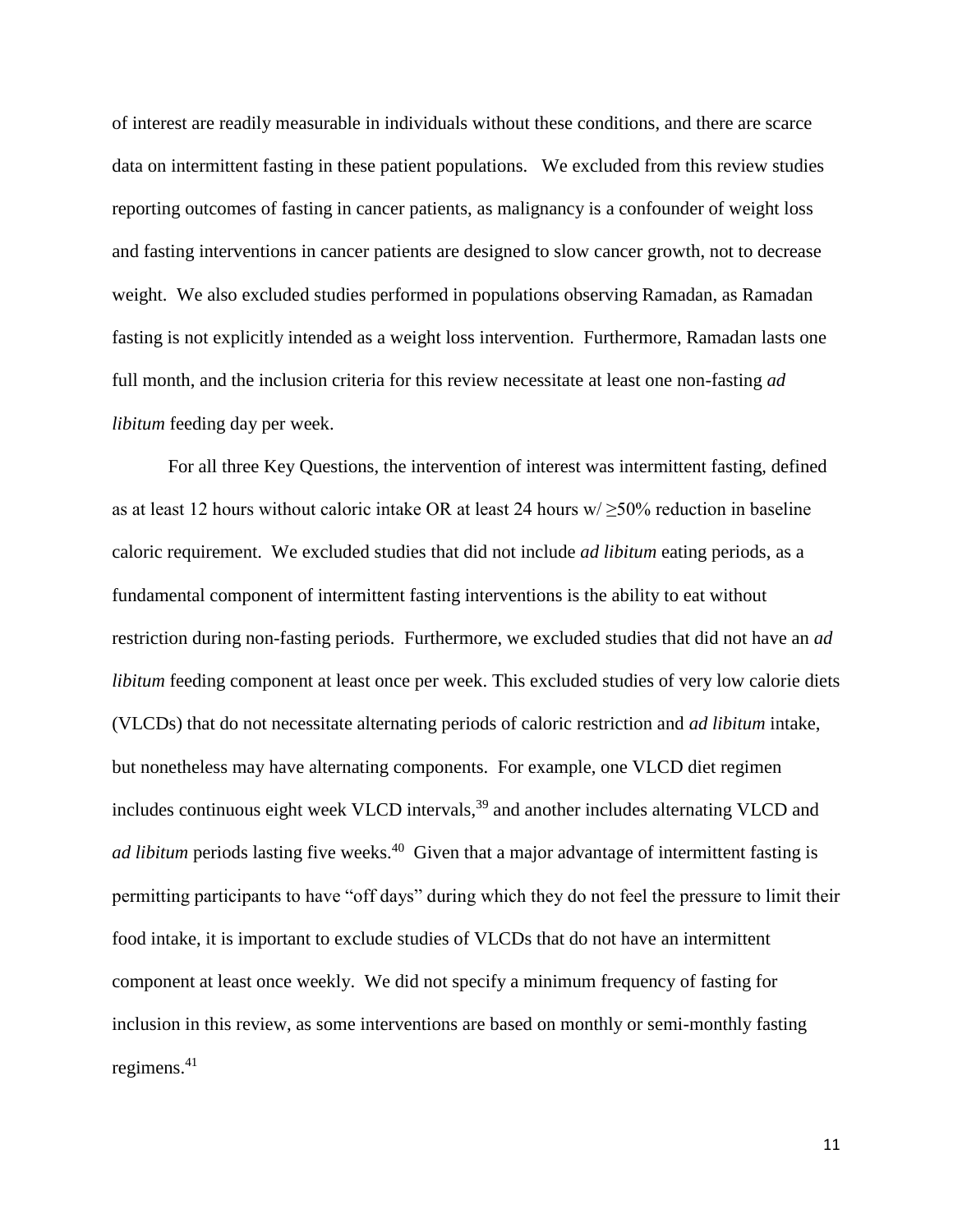of interest are readily measurable in individuals without these conditions, and there are scarce data on intermittent fasting in these patient populations. We excluded from this review studies reporting outcomes of fasting in cancer patients, as malignancy is a confounder of weight loss and fasting interventions in cancer patients are designed to slow cancer growth, not to decrease weight. We also excluded studies performed in populations observing Ramadan, as Ramadan fasting is not explicitly intended as a weight loss intervention. Furthermore, Ramadan lasts one full month, and the inclusion criteria for this review necessitate at least one non-fasting *ad libitum* feeding day per week.

For all three Key Questions, the intervention of interest was intermittent fasting, defined as at least 12 hours without caloric intake OR at least 24 hours w/ $\geq$50% reduction in baseline caloric requirement. We excluded studies that did not include *ad libitum* eating periods, as a fundamental component of intermittent fasting interventions is the ability to eat without restriction during non-fasting periods. Furthermore, we excluded studies that did not have an *ad libitum* feeding component at least once per week. This excluded studies of very low calorie diets (VLCDs) that do not necessitate alternating periods of caloric restriction and *ad libitum* intake, but nonetheless may have alternating components. For example, one VLCD diet regimen includes continuous eight week VLCD intervals,[39] and another includes alternating VLCD and *ad libitum* periods lasting five weeks.[40] Given that a major advantage of intermittent fasting is permitting participants to have "off days" during which they do not feel the pressure to limit their food intake, it is important to exclude studies of VLCDs that do not have an intermittent component at least once weekly. We did not specify a minimum frequency of fasting for inclusion in this review, as some interventions are based on monthly or semi-monthly fasting regimens.[41]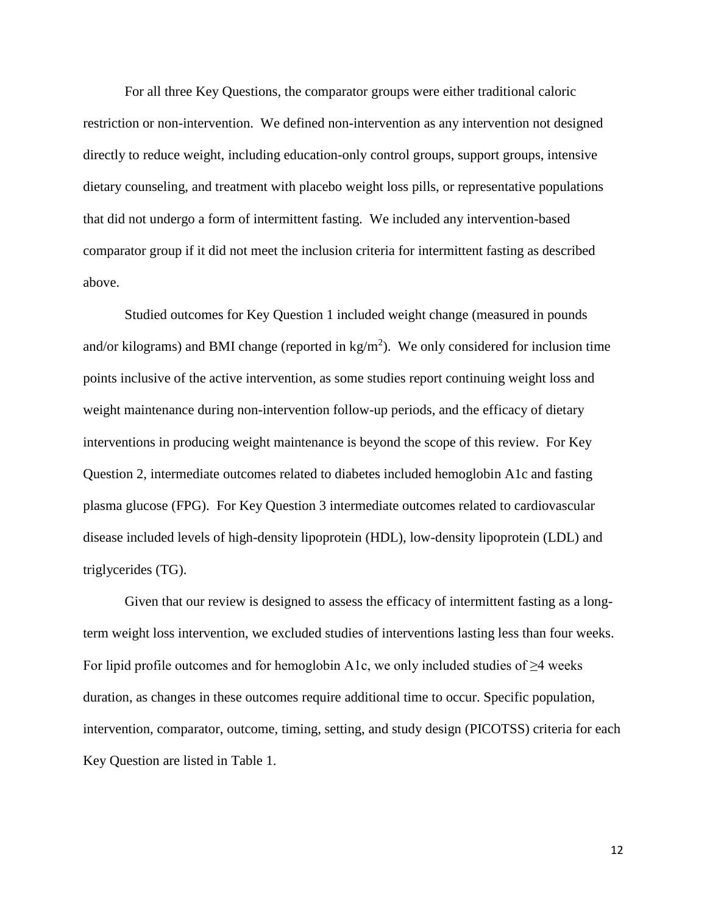For all three Key Questions, the comparator groups were either traditional caloric restriction or non-intervention. We defined non-intervention as any intervention not designed directly to reduce weight, including education-only control groups, support groups, intensive dietary counseling, and treatment with placebo weight loss pills, or representative populations that did not undergo a form of intermittent fasting. We included any intervention-based comparator group if it did not meet the inclusion criteria for intermittent fasting as described above.

Studied outcomes for Key Question 1 included weight change (measured in pounds and/or kilograms) and BMI change (reported in $kg/m^2$). We only considered for inclusion time points inclusive of the active intervention, as some studies report continuing weight loss and weight maintenance during non-intervention follow-up periods, and the efficacy of dietary interventions in producing weight maintenance is beyond the scope of this review. For Key Question 2, intermediate outcomes related to diabetes included hemoglobin A1c and fasting plasma glucose (FPG). For Key Question 3 intermediate outcomes related to cardiovascular disease included levels of high-density lipoprotein (HDL), low-density lipoprotein (LDL) and triglycerides (TG).

Given that our review is designed to assess the efficacy of intermittent fasting as a long-term weight loss intervention, we excluded studies of interventions lasting less than four weeks. For lipid profile outcomes and for hemoglobin A1c, we only included studies of ≥4 weeks duration, as changes in these outcomes require additional time to occur. Specific population, intervention, comparator, outcome, timing, setting, and study design (PICOTSS) criteria for each Key Question are listed in Table 1.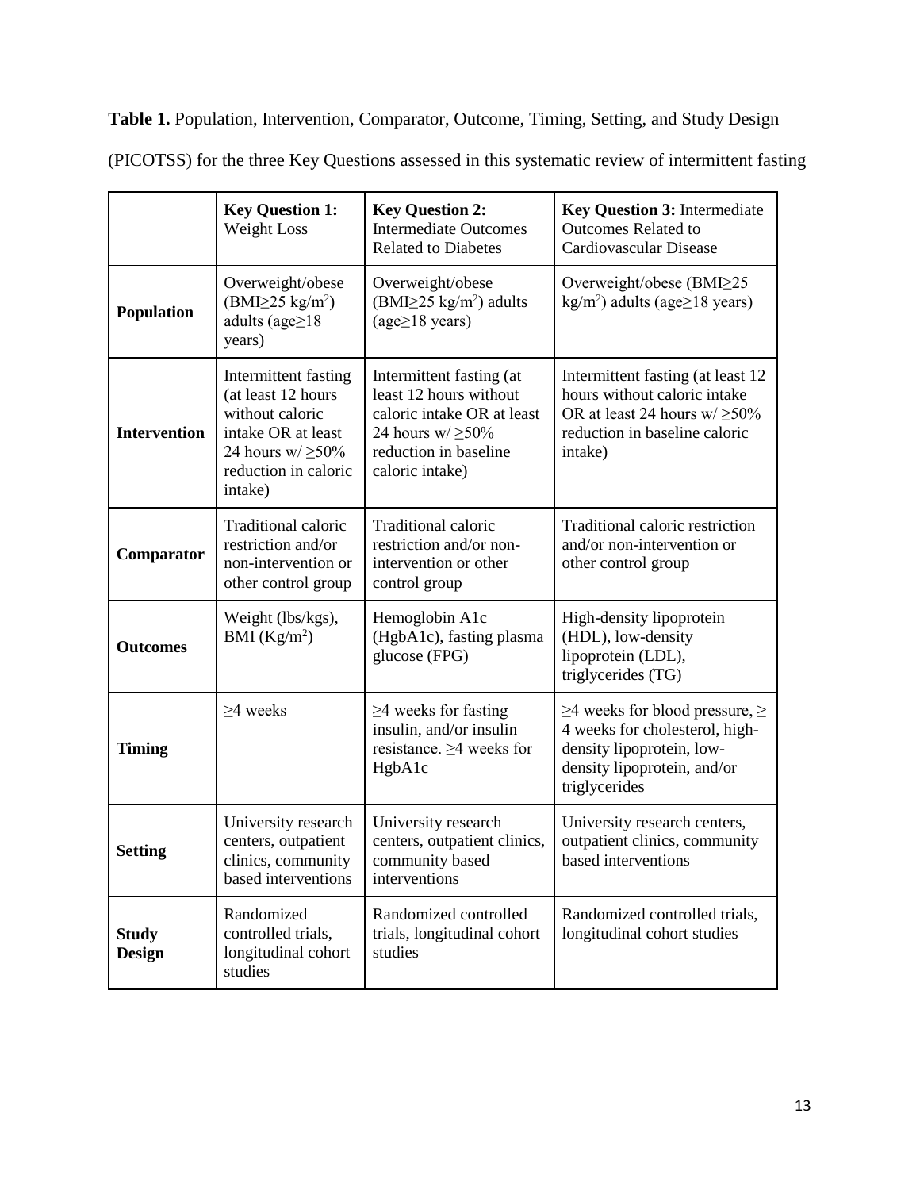**Table 1.** Population, Intervention, Comparator, Outcome, Timing, Setting, and Study Design (PICOTSS) for the three Key Questions assessed in this systematic review of intermittent fasting

| | **Key Question 1:** Weight Loss | **Key Question 2:** Intermediate Outcomes Related to Diabetes | **Key Question 3:** Intermediate Outcomes Related to Cardiovascular Disease |
|---|---|---|---|
| **Population** | Overweight/obese (BMI≥25 kg/m²) adults (age≥18 years) | Overweight/obese (BMI≥25 kg/m²) adults (age≥18 years) | Overweight/obese (BMI≥25 kg/m²) adults (age≥18 years) |
| **Intervention** | Intermittent fasting (at least 12 hours without caloric intake OR at least 24 hours w/ ≥50% reduction in caloric intake) | Intermittent fasting (at least 12 hours without caloric intake OR at least 24 hours w/ ≥50% reduction in baseline caloric intake) | Intermittent fasting (at least 12 hours without caloric intake OR at least 24 hours w/ ≥50% reduction in baseline caloric intake) |
| **Comparator** | Traditional caloric restriction and/or non-intervention or other control group | Traditional caloric restriction and/or non-intervention or other control group | Traditional caloric restriction and/or non-intervention or other control group |
| **Outcomes** | Weight (lbs/kgs), BMI (Kg/m²) | Hemoglobin A1c (HgbA1c), fasting plasma glucose (FPG) | High-density lipoprotein (HDL), low-density lipoprotein (LDL), triglycerides (TG) |
| **Timing** | ≥4 weeks | ≥4 weeks for fasting insulin, and/or insulin resistance. ≥4 weeks for HgbA1c | ≥4 weeks for blood pressure, ≥ 4 weeks for cholesterol, high-density lipoprotein, low-density lipoprotein, and/or triglycerides |
| **Setting** | University research centers, outpatient clinics, community based interventions | University research centers, outpatient clinics, community based interventions | University research centers, outpatient clinics, community based interventions |
| **Study Design** | Randomized controlled trials, longitudinal cohort studies | Randomized controlled trials, longitudinal cohort studies | Randomized controlled trials, longitudinal cohort studies |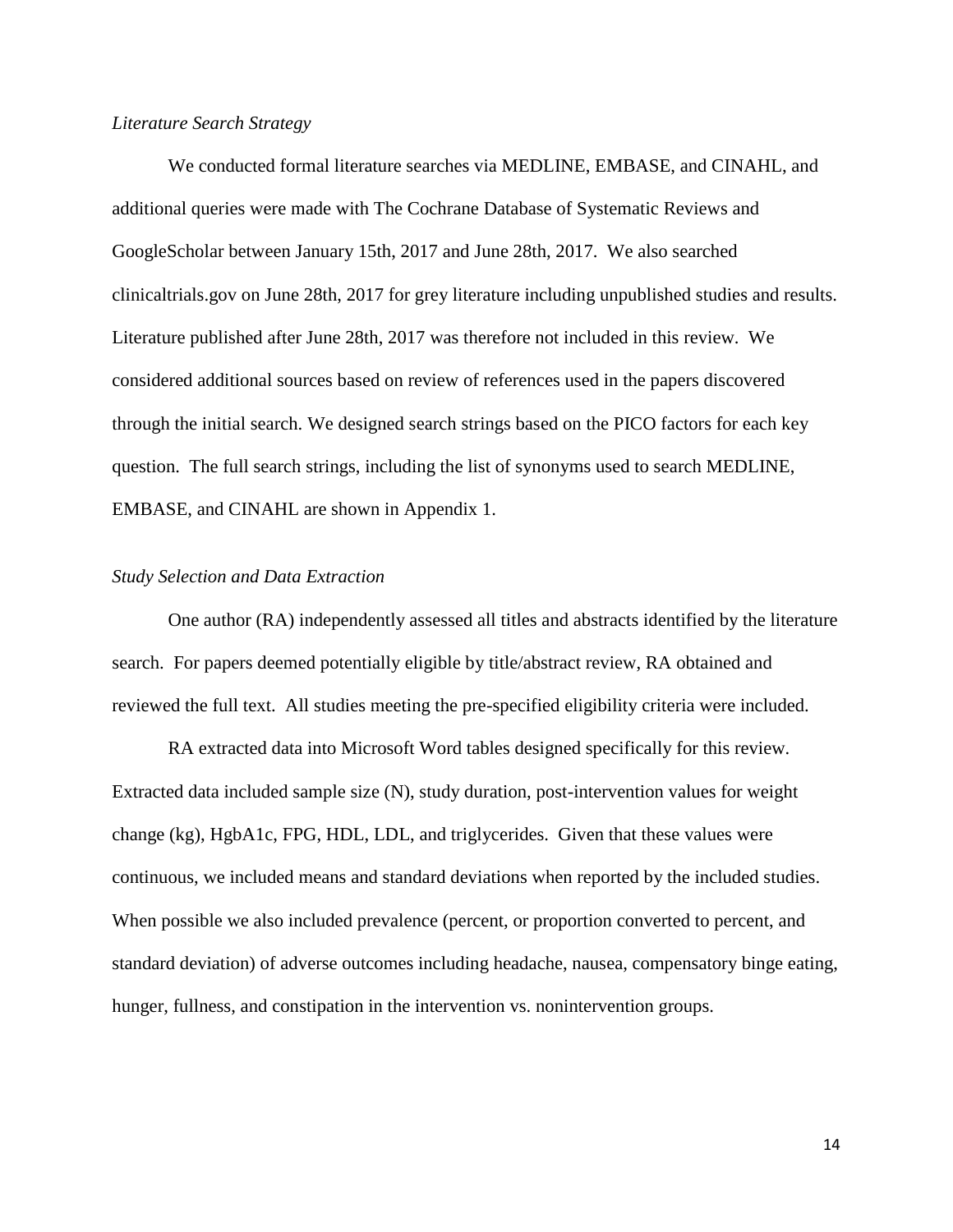*Literature Search Strategy*

We conducted formal literature searches via MEDLINE, EMBASE, and CINAHL, and additional queries were made with The Cochrane Database of Systematic Reviews and GoogleScholar between January 15th, 2017 and June 28th, 2017. We also searched clinicaltrials.gov on June 28th, 2017 for grey literature including unpublished studies and results. Literature published after June 28th, 2017 was therefore not included in this review. We considered additional sources based on review of references used in the papers discovered through the initial search. We designed search strings based on the PICO factors for each key question. The full search strings, including the list of synonyms used to search MEDLINE, EMBASE, and CINAHL are shown in Appendix 1.

*Study Selection and Data Extraction*

One author (RA) independently assessed all titles and abstracts identified by the literature search. For papers deemed potentially eligible by title/abstract review, RA obtained and reviewed the full text. All studies meeting the pre-specified eligibility criteria were included.

RA extracted data into Microsoft Word tables designed specifically for this review. Extracted data included sample size (N), study duration, post-intervention values for weight change (kg), HgbA1c, FPG, HDL, LDL, and triglycerides. Given that these values were continuous, we included means and standard deviations when reported by the included studies. When possible we also included prevalence (percent, or proportion converted to percent, and standard deviation) of adverse outcomes including headache, nausea, compensatory binge eating, hunger, fullness, and constipation in the intervention vs. nonintervention groups.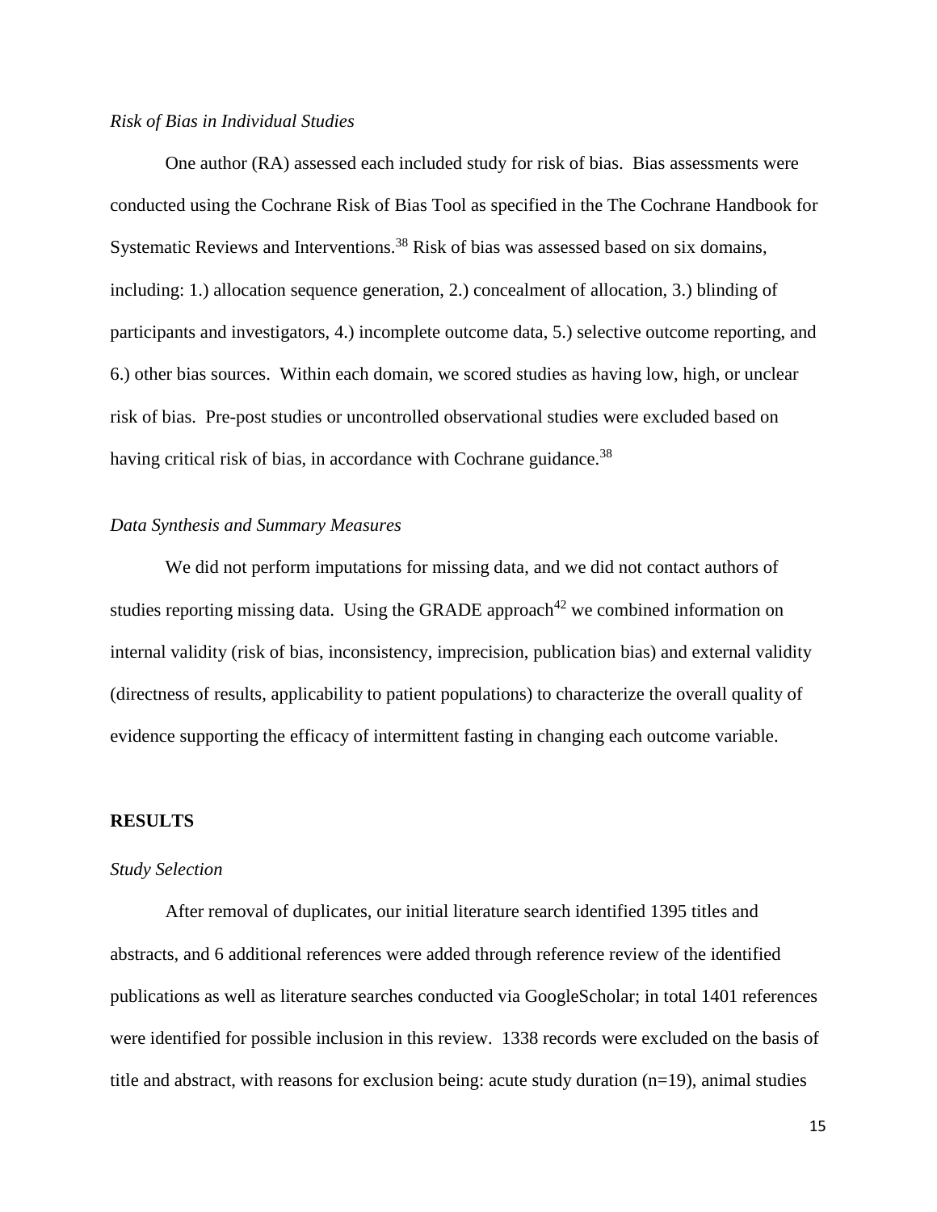*Risk of Bias in Individual Studies*

One author (RA) assessed each included study for risk of bias. Bias assessments were conducted using the Cochrane Risk of Bias Tool as specified in the The Cochrane Handbook for Systematic Reviews and Interventions.[38] Risk of bias was assessed based on six domains, including: 1.) allocation sequence generation, 2.) concealment of allocation, 3.) blinding of participants and investigators, 4.) incomplete outcome data, 5.) selective outcome reporting, and 6.) other bias sources. Within each domain, we scored studies as having low, high, or unclear risk of bias. Pre-post studies or uncontrolled observational studies were excluded based on having critical risk of bias, in accordance with Cochrane guidance.[38]

*Data Synthesis and Summary Measures*

We did not perform imputations for missing data, and we did not contact authors of studies reporting missing data. Using the GRADE approach[42] we combined information on internal validity (risk of bias, inconsistency, imprecision, publication bias) and external validity (directness of results, applicability to patient populations) to characterize the overall quality of evidence supporting the efficacy of intermittent fasting in changing each outcome variable.

**RESULTS**

*Study Selection*

After removal of duplicates, our initial literature search identified 1395 titles and abstracts, and 6 additional references were added through reference review of the identified publications as well as literature searches conducted via GoogleScholar; in total 1401 references were identified for possible inclusion in this review. 1338 records were excluded on the basis of title and abstract, with reasons for exclusion being: acute study duration (n=19), animal studies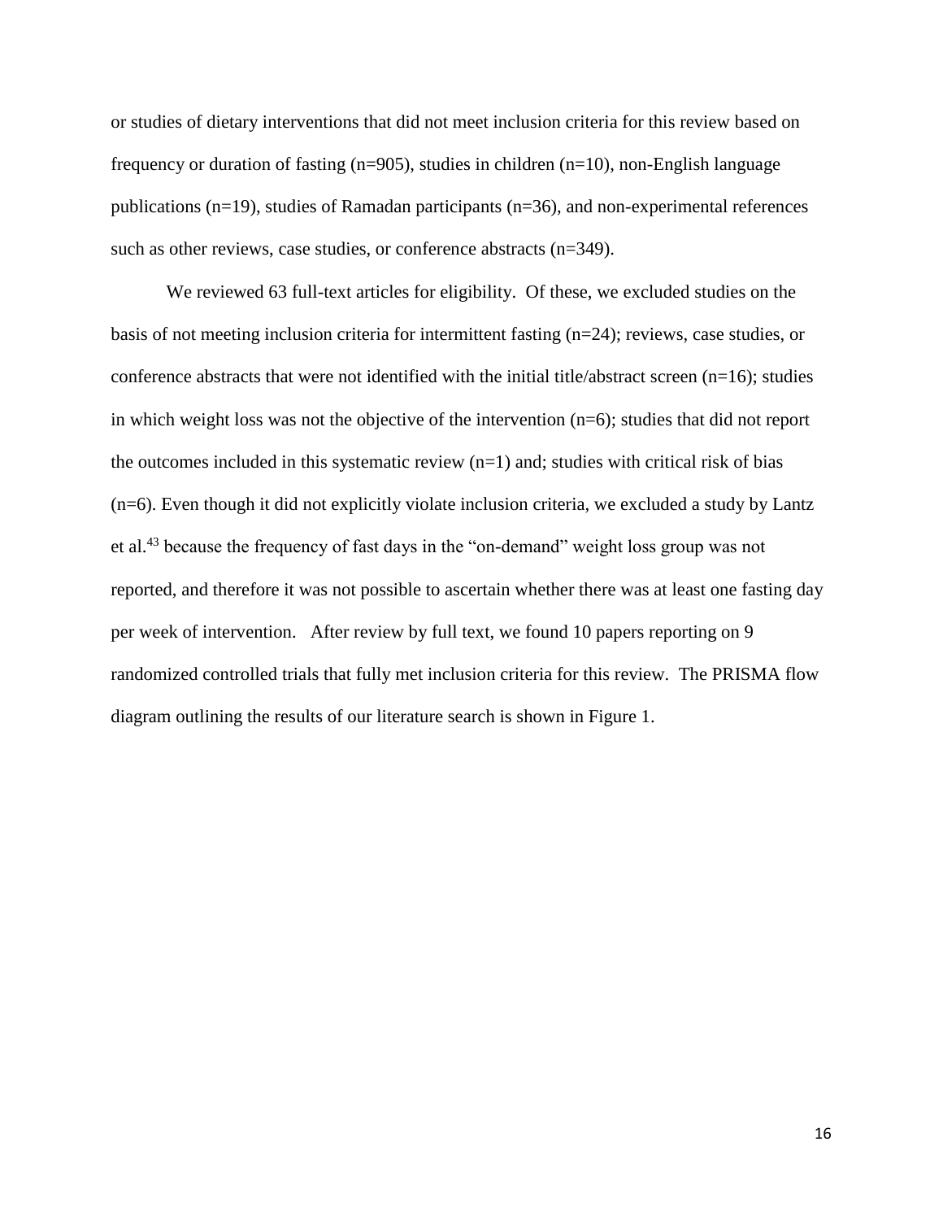or studies of dietary interventions that did not meet inclusion criteria for this review based on frequency or duration of fasting (n=905), studies in children (n=10), non-English language publications (n=19), studies of Ramadan participants (n=36), and non-experimental references such as other reviews, case studies, or conference abstracts (n=349).

We reviewed 63 full-text articles for eligibility. Of these, we excluded studies on the basis of not meeting inclusion criteria for intermittent fasting (n=24); reviews, case studies, or conference abstracts that were not identified with the initial title/abstract screen (n=16); studies in which weight loss was not the objective of the intervention (n=6); studies that did not report the outcomes included in this systematic review (n=1) and; studies with critical risk of bias (n=6). Even though it did not explicitly violate inclusion criteria, we excluded a study by Lantz et al.[43] because the frequency of fast days in the "on-demand" weight loss group was not reported, and therefore it was not possible to ascertain whether there was at least one fasting day per week of intervention. After review by full text, we found 10 papers reporting on 9 randomized controlled trials that fully met inclusion criteria for this review. The PRISMA flow diagram outlining the results of our literature search is shown in Figure 1.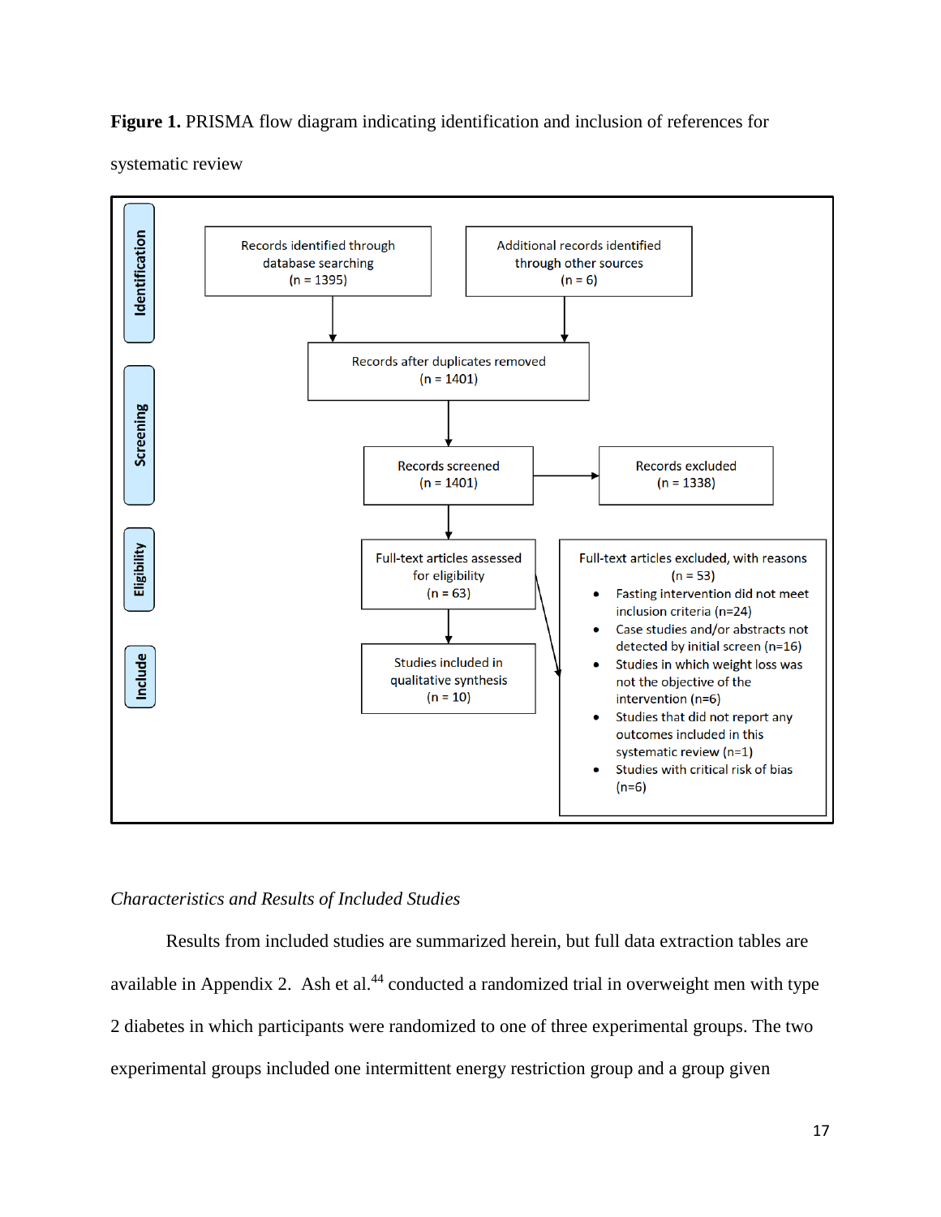**Figure 1.** PRISMA flow diagram indicating identification and inclusion of references for systematic review

**Identification**

Records identified through database searching (n = 1395)

Additional records identified through other sources (n = 6)

**Screening**

Records after duplicates removed (n = 1401)

Records screened (n = 1401)

Records excluded (n = 1338)

**Eligibility**

Full-text articles assessed for eligibility (n = 63)

Full-text articles excluded, with reasons (n = 53)

- Fasting intervention did not meet inclusion criteria (n=24)
- Case studies and/or abstracts not detected by initial screen (n=16)
- Studies in which weight loss was not the objective of the intervention (n=6)
- Studies that did not report any outcomes included in this systematic review (n=1)
- Studies with critical risk of bias (n=6)

**Include**

Studies included in qualitative synthesis (n = 10)

*Characteristics and Results of Included Studies*

Results from included studies are summarized herein, but full data extraction tables are available in Appendix 2. Ash et al.[44] conducted a randomized trial in overweight men with type 2 diabetes in which participants were randomized to one of three experimental groups. The two experimental groups included one intermittent energy restriction group and a group given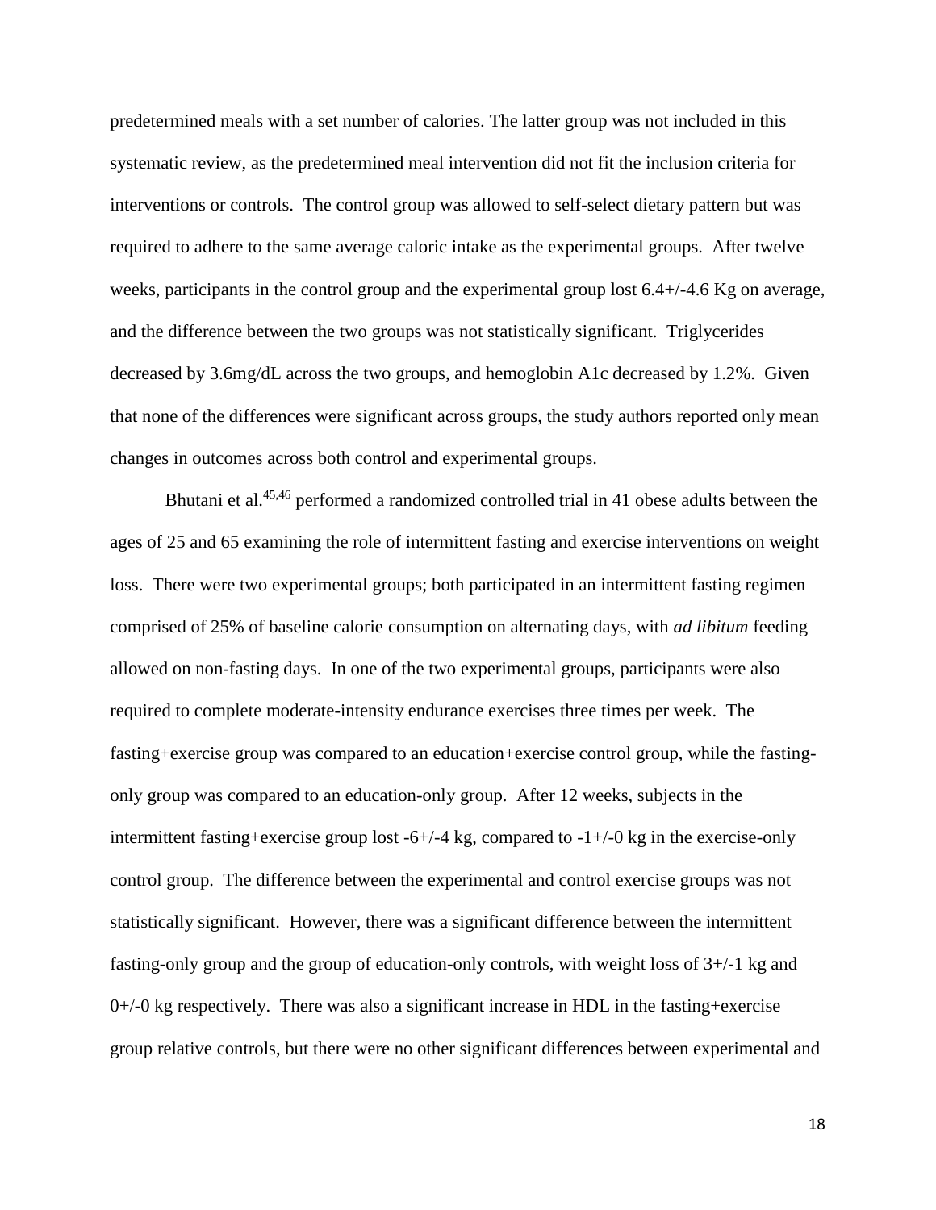predetermined meals with a set number of calories. The latter group was not included in this systematic review, as the predetermined meal intervention did not fit the inclusion criteria for interventions or controls. The control group was allowed to self-select dietary pattern but was required to adhere to the same average caloric intake as the experimental groups. After twelve weeks, participants in the control group and the experimental group lost 6.4+/-4.6 Kg on average, and the difference between the two groups was not statistically significant. Triglycerides decreased by 3.6mg/dL across the two groups, and hemoglobin A1c decreased by 1.2%. Given that none of the differences were significant across groups, the study authors reported only mean changes in outcomes across both control and experimental groups.

Bhutani et al.[45,46] performed a randomized controlled trial in 41 obese adults between the ages of 25 and 65 examining the role of intermittent fasting and exercise interventions on weight loss. There were two experimental groups; both participated in an intermittent fasting regimen comprised of 25% of baseline calorie consumption on alternating days, with *ad libitum* feeding allowed on non-fasting days. In one of the two experimental groups, participants were also required to complete moderate-intensity endurance exercises three times per week. The fasting+exercise group was compared to an education+exercise control group, while the fasting-only group was compared to an education-only group. After 12 weeks, subjects in the intermittent fasting+exercise group lost -6+/-4 kg, compared to -1+/-0 kg in the exercise-only control group. The difference between the experimental and control exercise groups was not statistically significant. However, there was a significant difference between the intermittent fasting-only group and the group of education-only controls, with weight loss of 3+/-1 kg and 0+/-0 kg respectively. There was also a significant increase in HDL in the fasting+exercise group relative controls, but there were no other significant differences between experimental and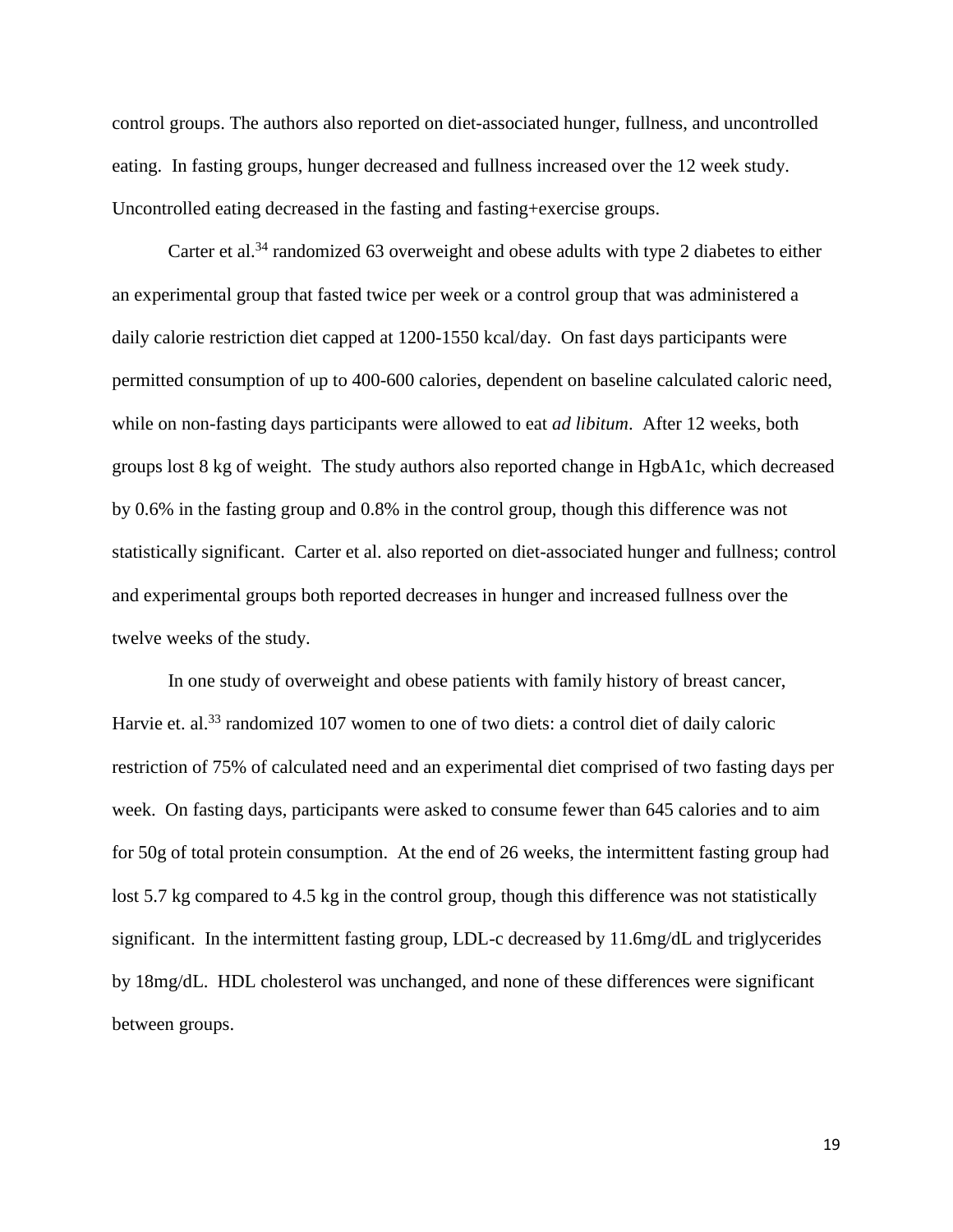control groups. The authors also reported on diet-associated hunger, fullness, and uncontrolled eating. In fasting groups, hunger decreased and fullness increased over the 12 week study. Uncontrolled eating decreased in the fasting and fasting+exercise groups.

Carter et al.[34] randomized 63 overweight and obese adults with type 2 diabetes to either an experimental group that fasted twice per week or a control group that was administered a daily calorie restriction diet capped at 1200-1550 kcal/day. On fast days participants were permitted consumption of up to 400-600 calories, dependent on baseline calculated caloric need, while on non-fasting days participants were allowed to eat *ad libitum*. After 12 weeks, both groups lost 8 kg of weight. The study authors also reported change in HgbA1c, which decreased by 0.6% in the fasting group and 0.8% in the control group, though this difference was not statistically significant. Carter et al. also reported on diet-associated hunger and fullness; control and experimental groups both reported decreases in hunger and increased fullness over the twelve weeks of the study.

In one study of overweight and obese patients with family history of breast cancer, Harvie et. al.[33] randomized 107 women to one of two diets: a control diet of daily caloric restriction of 75% of calculated need and an experimental diet comprised of two fasting days per week. On fasting days, participants were asked to consume fewer than 645 calories and to aim for 50g of total protein consumption. At the end of 26 weeks, the intermittent fasting group had lost 5.7 kg compared to 4.5 kg in the control group, though this difference was not statistically significant. In the intermittent fasting group, LDL-c decreased by 11.6mg/dL and triglycerides by 18mg/dL. HDL cholesterol was unchanged, and none of these differences were significant between groups.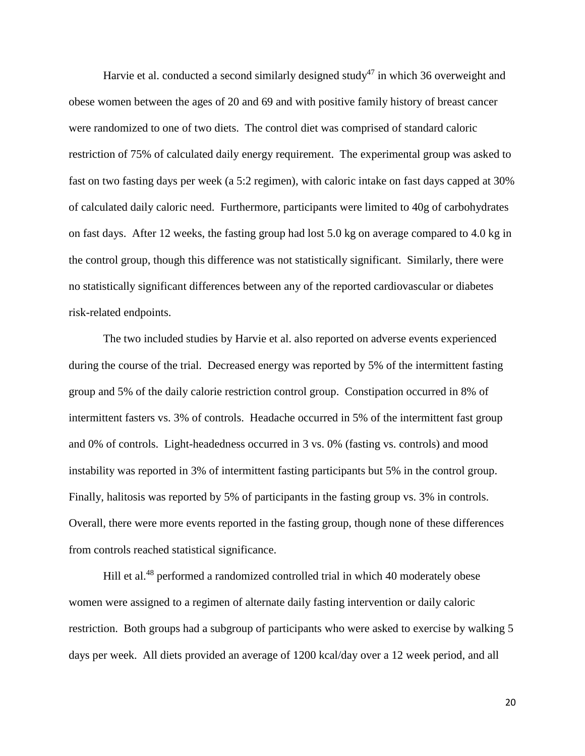Harvie et al. conducted a second similarly designed study[47] in which 36 overweight and obese women between the ages of 20 and 69 and with positive family history of breast cancer were randomized to one of two diets. The control diet was comprised of standard caloric restriction of 75% of calculated daily energy requirement. The experimental group was asked to fast on two fasting days per week (a 5:2 regimen), with caloric intake on fast days capped at 30% of calculated daily caloric need. Furthermore, participants were limited to 40g of carbohydrates on fast days. After 12 weeks, the fasting group had lost 5.0 kg on average compared to 4.0 kg in the control group, though this difference was not statistically significant. Similarly, there were no statistically significant differences between any of the reported cardiovascular or diabetes risk-related endpoints.

The two included studies by Harvie et al. also reported on adverse events experienced during the course of the trial. Decreased energy was reported by 5% of the intermittent fasting group and 5% of the daily calorie restriction control group. Constipation occurred in 8% of intermittent fasters vs. 3% of controls. Headache occurred in 5% of the intermittent fast group and 0% of controls. Light-headedness occurred in 3 vs. 0% (fasting vs. controls) and mood instability was reported in 3% of intermittent fasting participants but 5% in the control group. Finally, halitosis was reported by 5% of participants in the fasting group vs. 3% in controls. Overall, there were more events reported in the fasting group, though none of these differences from controls reached statistical significance.

Hill et al.[48] performed a randomized controlled trial in which 40 moderately obese women were assigned to a regimen of alternate daily fasting intervention or daily caloric restriction. Both groups had a subgroup of participants who were asked to exercise by walking 5 days per week. All diets provided an average of 1200 kcal/day over a 12 week period, and all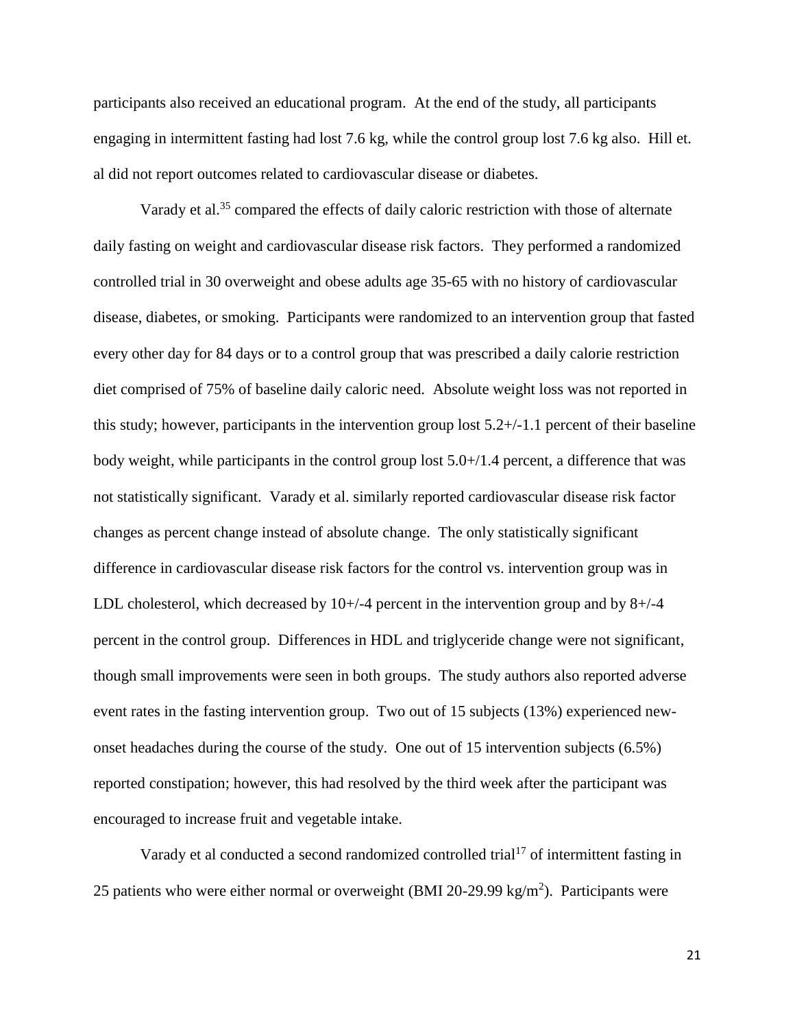participants also received an educational program. At the end of the study, all participants engaging in intermittent fasting had lost 7.6 kg, while the control group lost 7.6 kg also. Hill et. al did not report outcomes related to cardiovascular disease or diabetes.

Varady et al.[35] compared the effects of daily caloric restriction with those of alternate daily fasting on weight and cardiovascular disease risk factors. They performed a randomized controlled trial in 30 overweight and obese adults age 35-65 with no history of cardiovascular disease, diabetes, or smoking. Participants were randomized to an intervention group that fasted every other day for 84 days or to a control group that was prescribed a daily calorie restriction diet comprised of 75% of baseline daily caloric need. Absolute weight loss was not reported in this study; however, participants in the intervention group lost 5.2+/-1.1 percent of their baseline body weight, while participants in the control group lost 5.0+/1.4 percent, a difference that was not statistically significant. Varady et al. similarly reported cardiovascular disease risk factor changes as percent change instead of absolute change. The only statistically significant difference in cardiovascular disease risk factors for the control vs. intervention group was in LDL cholesterol, which decreased by 10+/-4 percent in the intervention group and by 8+/-4 percent in the control group. Differences in HDL and triglyceride change were not significant, though small improvements were seen in both groups. The study authors also reported adverse event rates in the fasting intervention group. Two out of 15 subjects (13%) experienced new-onset headaches during the course of the study. One out of 15 intervention subjects (6.5%) reported constipation; however, this had resolved by the third week after the participant was encouraged to increase fruit and vegetable intake.

Varady et al conducted a second randomized controlled trial[17] of intermittent fasting in 25 patients who were either normal or overweight (BMI 20-29.99 kg/m$^2$). Participants were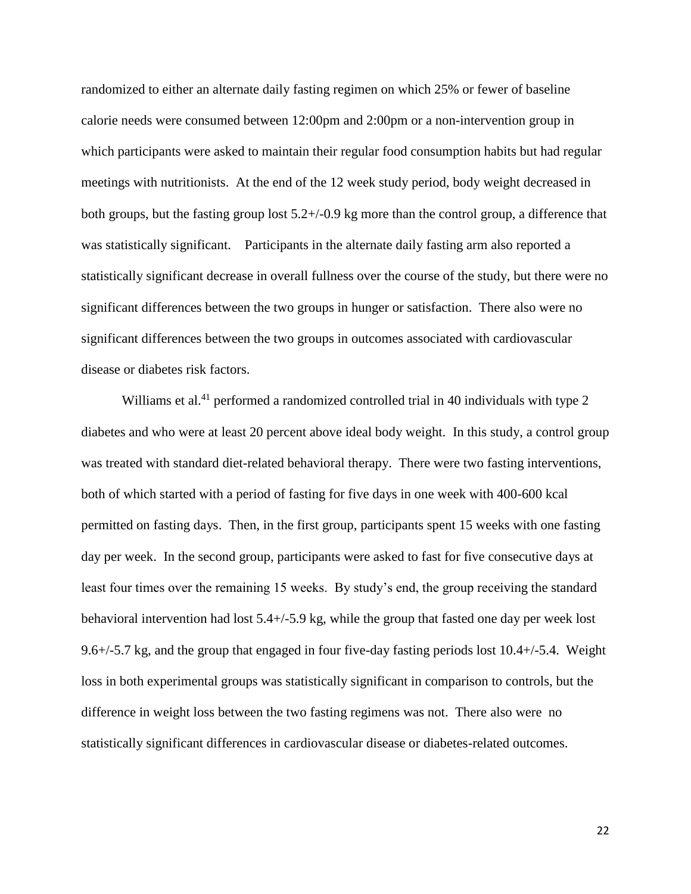randomized to either an alternate daily fasting regimen on which 25% or fewer of baseline calorie needs were consumed between 12:00pm and 2:00pm or a non-intervention group in which participants were asked to maintain their regular food consumption habits but had regular meetings with nutritionists. At the end of the 12 week study period, body weight decreased in both groups, but the fasting group lost 5.2+/-0.9 kg more than the control group, a difference that was statistically significant. Participants in the alternate daily fasting arm also reported a statistically significant decrease in overall fullness over the course of the study, but there were no significant differences between the two groups in hunger or satisfaction. There also were no significant differences between the two groups in outcomes associated with cardiovascular disease or diabetes risk factors.

Williams et al.[41] performed a randomized controlled trial in 40 individuals with type 2 diabetes and who were at least 20 percent above ideal body weight. In this study, a control group was treated with standard diet-related behavioral therapy. There were two fasting interventions, both of which started with a period of fasting for five days in one week with 400-600 kcal permitted on fasting days. Then, in the first group, participants spent 15 weeks with one fasting day per week. In the second group, participants were asked to fast for five consecutive days at least four times over the remaining 15 weeks. By study's end, the group receiving the standard behavioral intervention had lost 5.4+/-5.9 kg, while the group that fasted one day per week lost 9.6+/-5.7 kg, and the group that engaged in four five-day fasting periods lost 10.4+/-5.4. Weight loss in both experimental groups was statistically significant in comparison to controls, but the difference in weight loss between the two fasting regimens was not. There also were no statistically significant differences in cardiovascular disease or diabetes-related outcomes.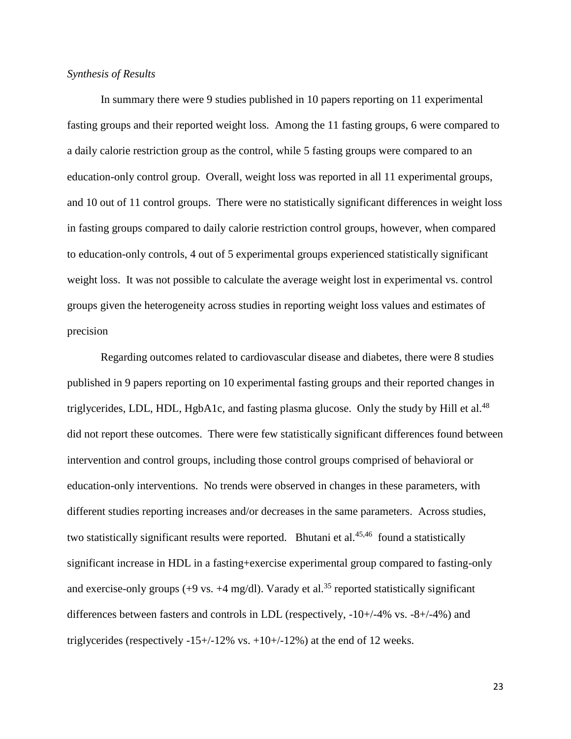*Synthesis of Results*

In summary there were 9 studies published in 10 papers reporting on 11 experimental fasting groups and their reported weight loss. Among the 11 fasting groups, 6 were compared to a daily calorie restriction group as the control, while 5 fasting groups were compared to an education-only control group. Overall, weight loss was reported in all 11 experimental groups, and 10 out of 11 control groups. There were no statistically significant differences in weight loss in fasting groups compared to daily calorie restriction control groups, however, when compared to education-only controls, 4 out of 5 experimental groups experienced statistically significant weight loss. It was not possible to calculate the average weight lost in experimental vs. control groups given the heterogeneity across studies in reporting weight loss values and estimates of precision

Regarding outcomes related to cardiovascular disease and diabetes, there were 8 studies published in 9 papers reporting on 10 experimental fasting groups and their reported changes in triglycerides, LDL, HDL, HgbA1c, and fasting plasma glucose. Only the study by Hill et al.[48] did not report these outcomes. There were few statistically significant differences found between intervention and control groups, including those control groups comprised of behavioral or education-only interventions. No trends were observed in changes in these parameters, with different studies reporting increases and/or decreases in the same parameters. Across studies, two statistically significant results were reported. Bhutani et al.[45,46] found a statistically significant increase in HDL in a fasting+exercise experimental group compared to fasting-only and exercise-only groups (+9 vs. +4 mg/dl). Varady et al.[35] reported statistically significant differences between fasters and controls in LDL (respectively, -10+/-4% vs. -8+/-4%) and triglycerides (respectively -15+/-12% vs. +10+/-12%) at the end of 12 weeks.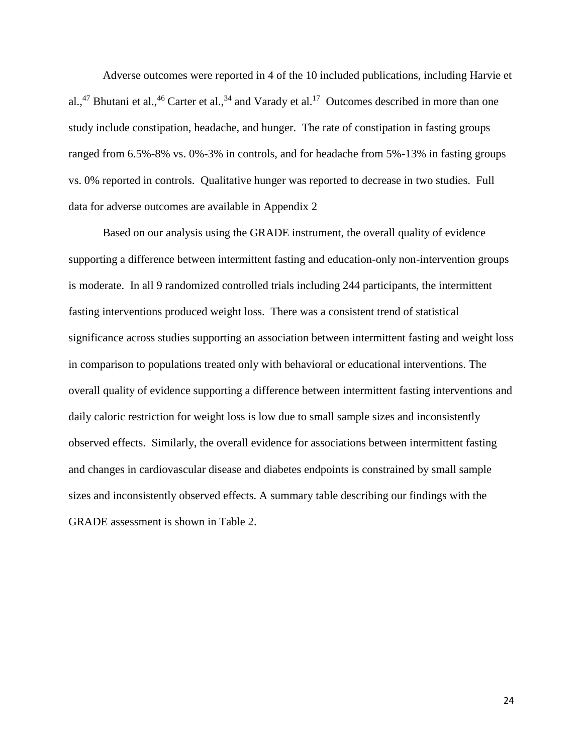Adverse outcomes were reported in 4 of the 10 included publications, including Harvie et al.,[47] Bhutani et al.,[46] Carter et al.,[34] and Varady et al.[17] Outcomes described in more than one study include constipation, headache, and hunger. The rate of constipation in fasting groups ranged from 6.5%-8% vs. 0%-3% in controls, and for headache from 5%-13% in fasting groups vs. 0% reported in controls. Qualitative hunger was reported to decrease in two studies. Full data for adverse outcomes are available in Appendix 2

Based on our analysis using the GRADE instrument, the overall quality of evidence supporting a difference between intermittent fasting and education-only non-intervention groups is moderate. In all 9 randomized controlled trials including 244 participants, the intermittent fasting interventions produced weight loss. There was a consistent trend of statistical significance across studies supporting an association between intermittent fasting and weight loss in comparison to populations treated only with behavioral or educational interventions. The overall quality of evidence supporting a difference between intermittent fasting interventions and daily caloric restriction for weight loss is low due to small sample sizes and inconsistently observed effects. Similarly, the overall evidence for associations between intermittent fasting and changes in cardiovascular disease and diabetes endpoints is constrained by small sample sizes and inconsistently observed effects. A summary table describing our findings with the GRADE assessment is shown in Table 2.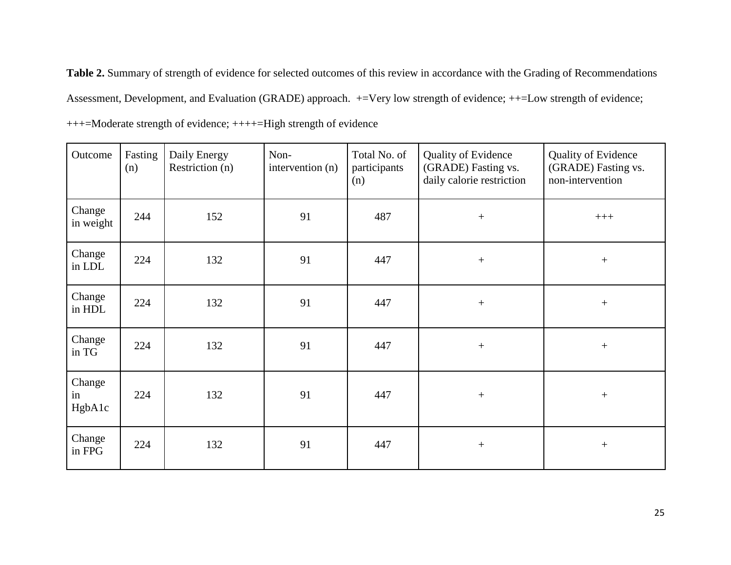**Table 2.** Summary of strength of evidence for selected outcomes of this review in accordance with the Grading of Recommendations Assessment, Development, and Evaluation (GRADE) approach. +=Very low strength of evidence; ++=Low strength of evidence; +++=Moderate strength of evidence; ++++=High strength of evidence

| Outcome | Fasting (n) | Daily Energy Restriction (n) | Non-intervention (n) | Total No. of participants (n) | Quality of Evidence (GRADE) Fasting vs. daily calorie restriction | Quality of Evidence (GRADE) Fasting vs. non-intervention |
|---|---|---|---|---|---|---|
| Change in weight | 244 | 152 | 91 | 487 | + | +++ |
| Change in LDL | 224 | 132 | 91 | 447 | + | + |
| Change in HDL | 224 | 132 | 91 | 447 | + | + |
| Change in TG | 224 | 132 | 91 | 447 | + | + |
| Change in HgbA1c | 224 | 132 | 91 | 447 | + | + |
| Change in FPG | 224 | 132 | 91 | 447 | + | + |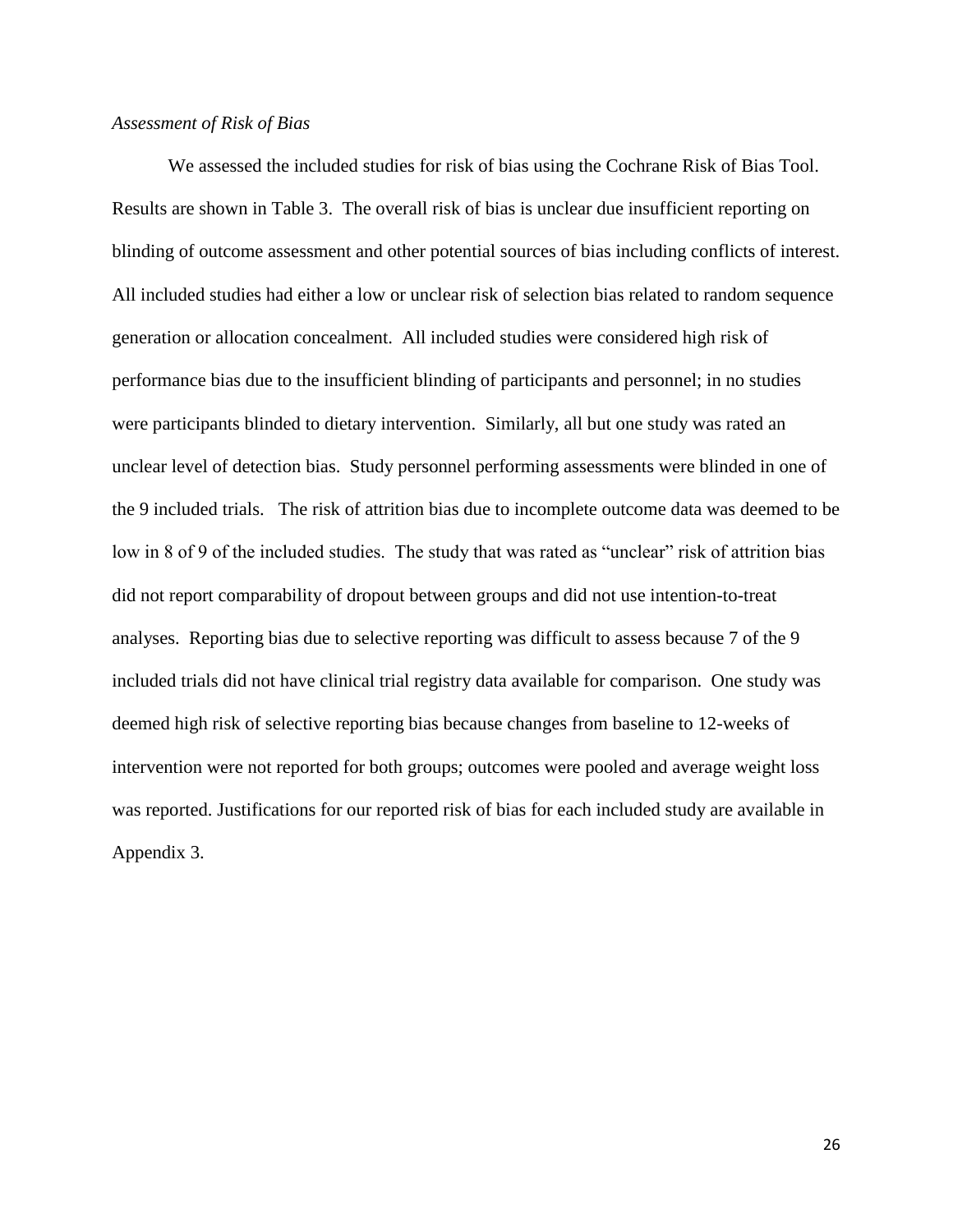*Assessment of Risk of Bias*

We assessed the included studies for risk of bias using the Cochrane Risk of Bias Tool. Results are shown in Table 3. The overall risk of bias is unclear due insufficient reporting on blinding of outcome assessment and other potential sources of bias including conflicts of interest. All included studies had either a low or unclear risk of selection bias related to random sequence generation or allocation concealment. All included studies were considered high risk of performance bias due to the insufficient blinding of participants and personnel; in no studies were participants blinded to dietary intervention. Similarly, all but one study was rated an unclear level of detection bias. Study personnel performing assessments were blinded in one of the 9 included trials. The risk of attrition bias due to incomplete outcome data was deemed to be low in 8 of 9 of the included studies. The study that was rated as "unclear" risk of attrition bias did not report comparability of dropout between groups and did not use intention-to-treat analyses. Reporting bias due to selective reporting was difficult to assess because 7 of the 9 included trials did not have clinical trial registry data available for comparison. One study was deemed high risk of selective reporting bias because changes from baseline to 12-weeks of intervention were not reported for both groups; outcomes were pooled and average weight loss was reported. Justifications for our reported risk of bias for each included study are available in Appendix 3.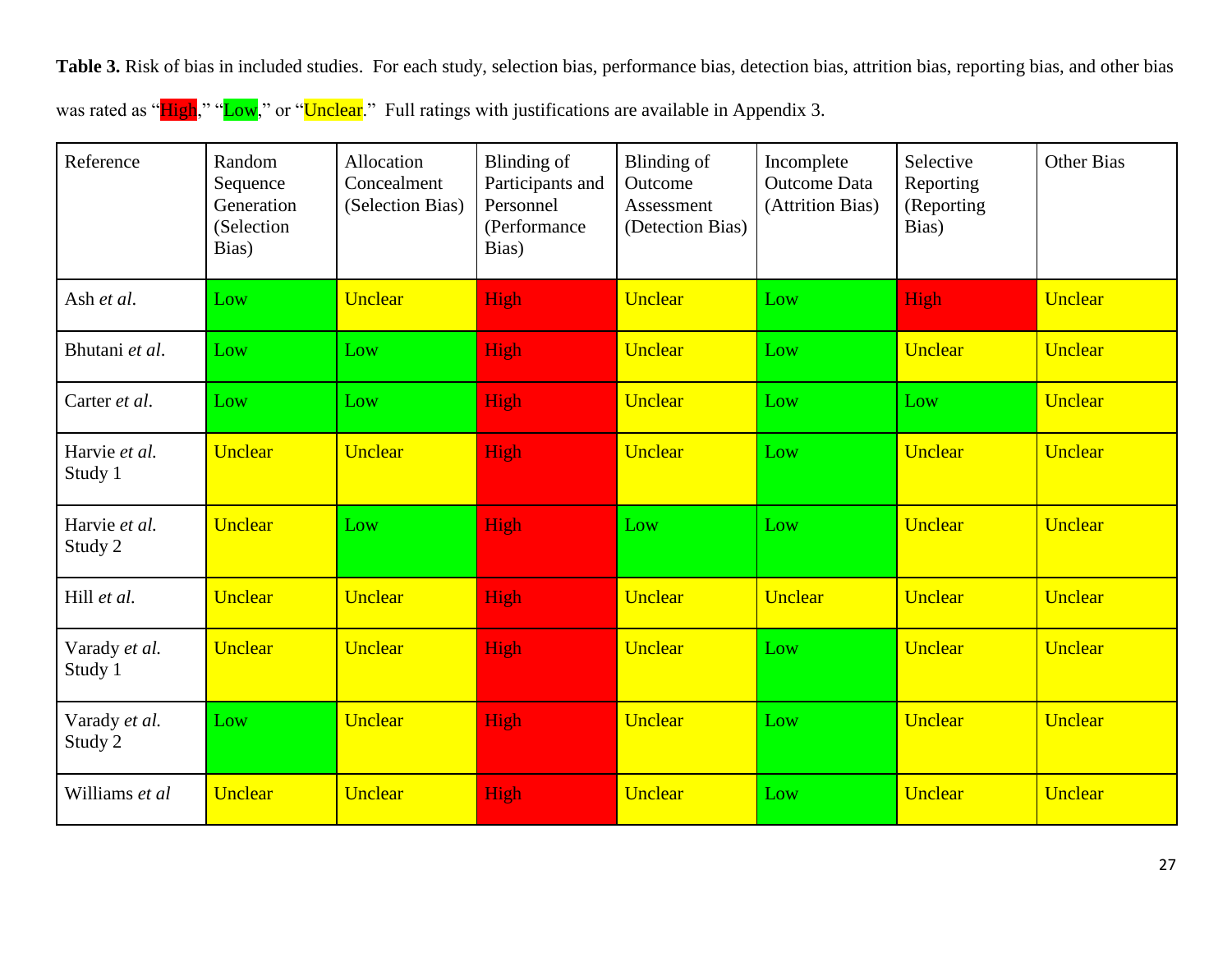**Table 3.** Risk of bias in included studies. For each study, selection bias, performance bias, detection bias, attrition bias, reporting bias, and other bias was rated as "High," "Low," or "Unclear." Full ratings with justifications are available in Appendix 3.

| Reference | Random Sequence Generation (Selection Bias) | Allocation Concealment (Selection Bias) | Blinding of Participants and Personnel (Performance Bias) | Blinding of Outcome Assessment (Detection Bias) | Incomplete Outcome Data (Attrition Bias) | Selective Reporting (Reporting Bias) | Other Bias |
|---|---|---|---|---|---|---|---|
| Ash *et al.* | Low | Unclear | High | Unclear | Low | High | Unclear |
| Bhutani *et al.* | Low | Low | High | Unclear | Low | Unclear | Unclear |
| Carter *et al.* | Low | Low | High | Unclear | Low | Low | Unclear |
| Harvie *et al.* Study 1 | Unclear | Unclear | High | Unclear | Low | Unclear | Unclear |
| Harvie *et al.* Study 2 | Unclear | Low | High | Low | Low | Unclear | Unclear |
| Hill *et al.* | Unclear | Unclear | High | Unclear | Unclear | Unclear | Unclear |
| Varady *et al.* Study 1 | Unclear | Unclear | High | Unclear | Low | Unclear | Unclear |
| Varady *et al.* Study 2 | Low | Unclear | High | Unclear | Low | Unclear | Unclear |
| Williams *et al* | Unclear | Unclear | High | Unclear | Low | Unclear | Unclear |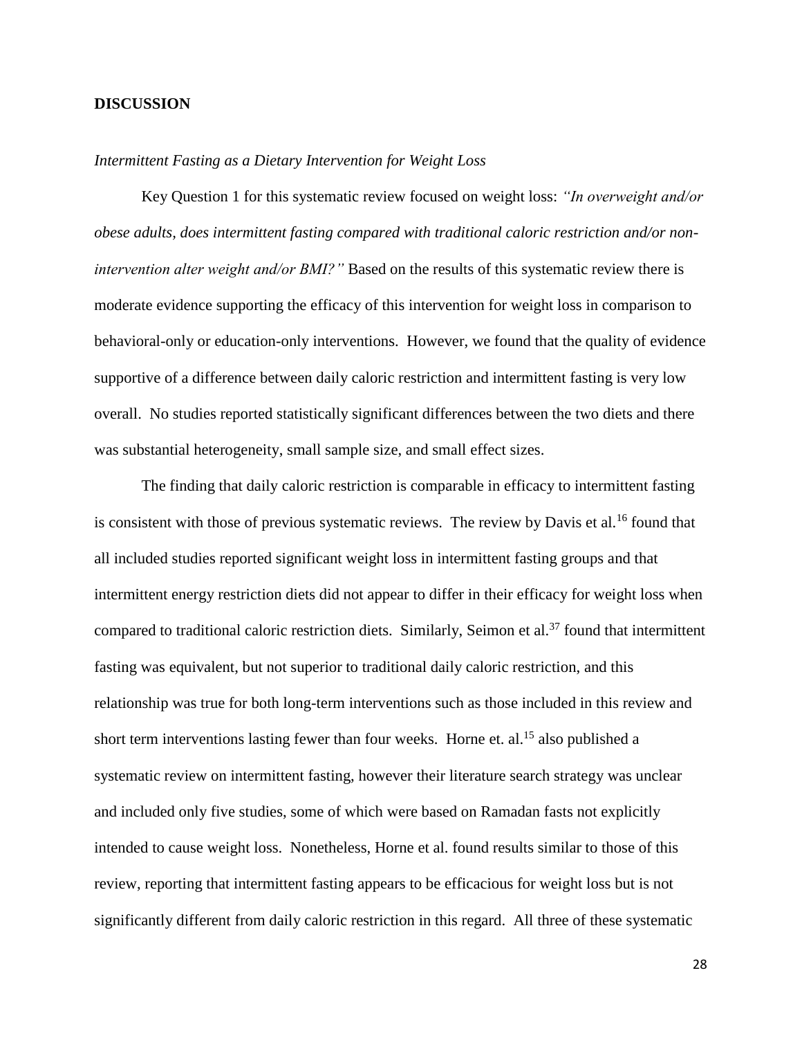## DISCUSSION

*Intermittent Fasting as a Dietary Intervention for Weight Loss*

Key Question 1 for this systematic review focused on weight loss: *"In overweight and/or obese adults, does intermittent fasting compared with traditional caloric restriction and/or non-intervention alter weight and/or BMI?"* Based on the results of this systematic review there is moderate evidence supporting the efficacy of this intervention for weight loss in comparison to behavioral-only or education-only interventions. However, we found that the quality of evidence supportive of a difference between daily caloric restriction and intermittent fasting is very low overall. No studies reported statistically significant differences between the two diets and there was substantial heterogeneity, small sample size, and small effect sizes.

The finding that daily caloric restriction is comparable in efficacy to intermittent fasting is consistent with those of previous systematic reviews. The review by Davis et al.[16] found that all included studies reported significant weight loss in intermittent fasting groups and that intermittent energy restriction diets did not appear to differ in their efficacy for weight loss when compared to traditional caloric restriction diets. Similarly, Seimon et al.[37] found that intermittent fasting was equivalent, but not superior to traditional daily caloric restriction, and this relationship was true for both long-term interventions such as those included in this review and short term interventions lasting fewer than four weeks. Horne et. al.[15] also published a systematic review on intermittent fasting, however their literature search strategy was unclear and included only five studies, some of which were based on Ramadan fasts not explicitly intended to cause weight loss. Nonetheless, Horne et al. found results similar to those of this review, reporting that intermittent fasting appears to be efficacious for weight loss but is not significantly different from daily caloric restriction in this regard. All three of these systematic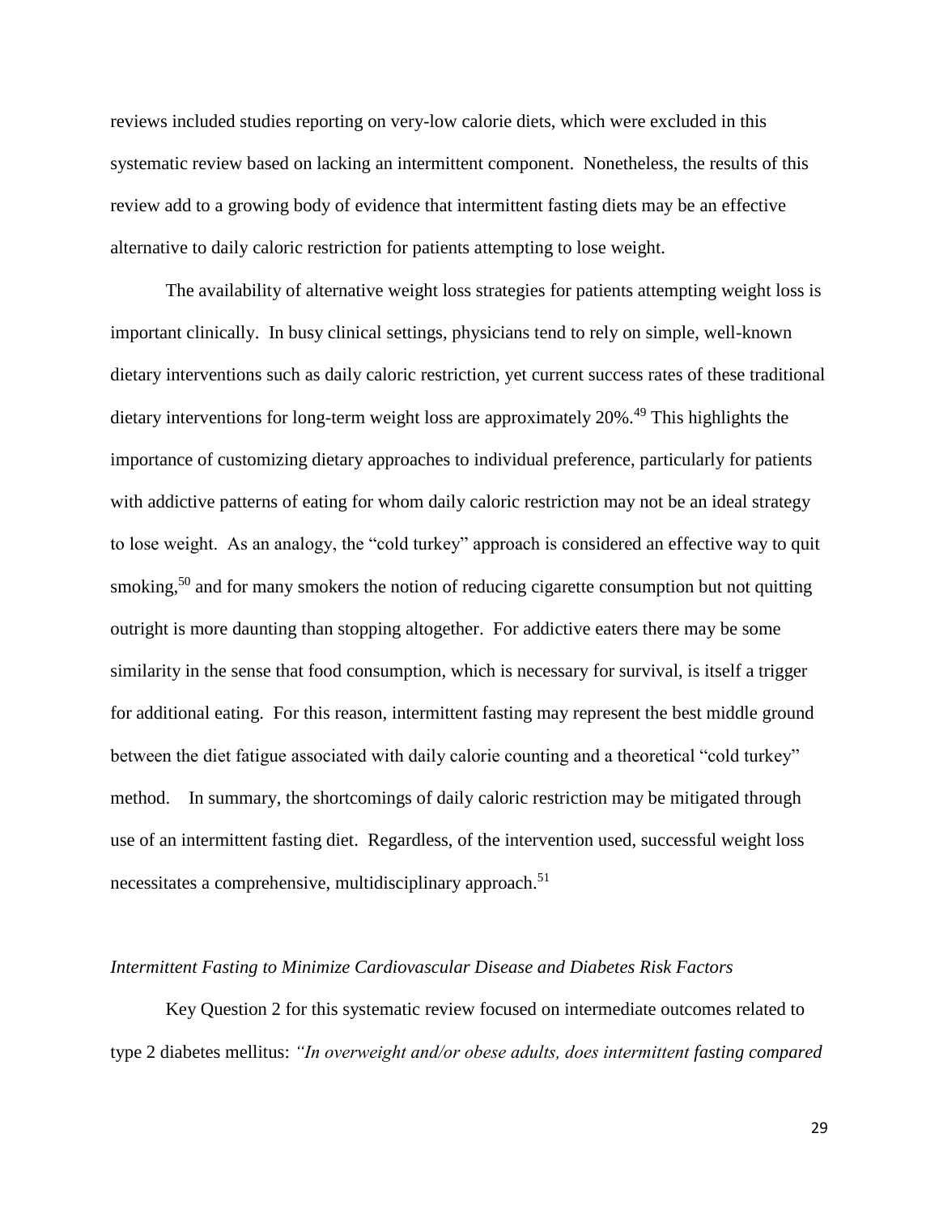reviews included studies reporting on very-low calorie diets, which were excluded in this systematic review based on lacking an intermittent component. Nonetheless, the results of this review add to a growing body of evidence that intermittent fasting diets may be an effective alternative to daily caloric restriction for patients attempting to lose weight.

The availability of alternative weight loss strategies for patients attempting weight loss is important clinically. In busy clinical settings, physicians tend to rely on simple, well-known dietary interventions such as daily caloric restriction, yet current success rates of these traditional dietary interventions for long-term weight loss are approximately 20%.[49] This highlights the importance of customizing dietary approaches to individual preference, particularly for patients with addictive patterns of eating for whom daily caloric restriction may not be an ideal strategy to lose weight. As an analogy, the "cold turkey" approach is considered an effective way to quit smoking,[50] and for many smokers the notion of reducing cigarette consumption but not quitting outright is more daunting than stopping altogether. For addictive eaters there may be some similarity in the sense that food consumption, which is necessary for survival, is itself a trigger for additional eating. For this reason, intermittent fasting may represent the best middle ground between the diet fatigue associated with daily calorie counting and a theoretical "cold turkey" method. In summary, the shortcomings of daily caloric restriction may be mitigated through use of an intermittent fasting diet. Regardless, of the intervention used, successful weight loss necessitates a comprehensive, multidisciplinary approach.[51]

*Intermittent Fasting to Minimize Cardiovascular Disease and Diabetes Risk Factors*

Key Question 2 for this systematic review focused on intermediate outcomes related to type 2 diabetes mellitus: *"In overweight and/or obese adults, does intermittent fasting compared*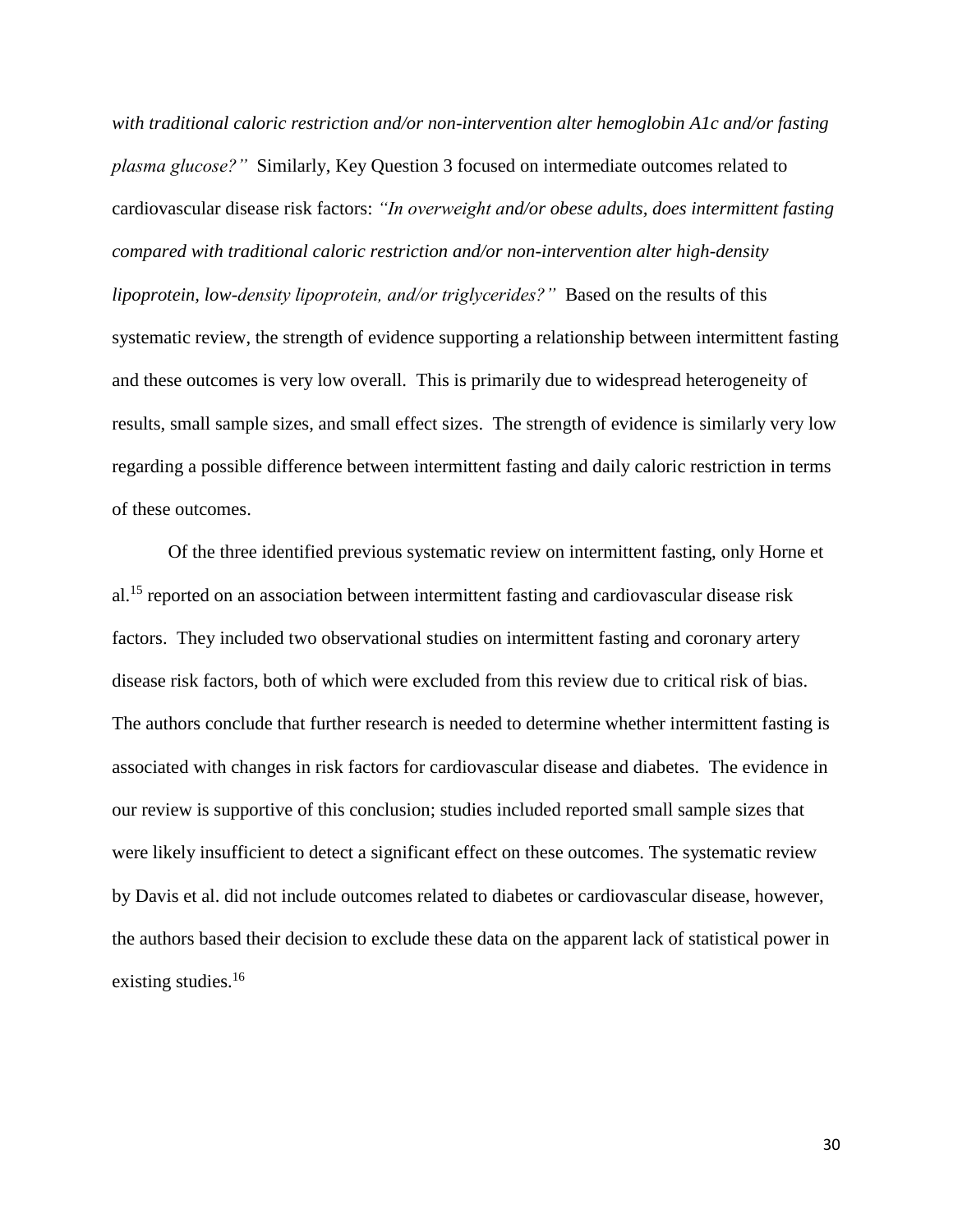*with traditional caloric restriction and/or non-intervention alter hemoglobin A1c and/or fasting plasma glucose?"* Similarly, Key Question 3 focused on intermediate outcomes related to cardiovascular disease risk factors: *"In overweight and/or obese adults, does intermittent fasting compared with traditional caloric restriction and/or non-intervention alter high-density lipoprotein, low-density lipoprotein, and/or triglycerides?"* Based on the results of this systematic review, the strength of evidence supporting a relationship between intermittent fasting and these outcomes is very low overall. This is primarily due to widespread heterogeneity of results, small sample sizes, and small effect sizes. The strength of evidence is similarly very low regarding a possible difference between intermittent fasting and daily caloric restriction in terms of these outcomes.

Of the three identified previous systematic review on intermittent fasting, only Horne et al.[15] reported on an association between intermittent fasting and cardiovascular disease risk factors. They included two observational studies on intermittent fasting and coronary artery disease risk factors, both of which were excluded from this review due to critical risk of bias. The authors conclude that further research is needed to determine whether intermittent fasting is associated with changes in risk factors for cardiovascular disease and diabetes. The evidence in our review is supportive of this conclusion; studies included reported small sample sizes that were likely insufficient to detect a significant effect on these outcomes. The systematic review by Davis et al. did not include outcomes related to diabetes or cardiovascular disease, however, the authors based their decision to exclude these data on the apparent lack of statistical power in existing studies.[16]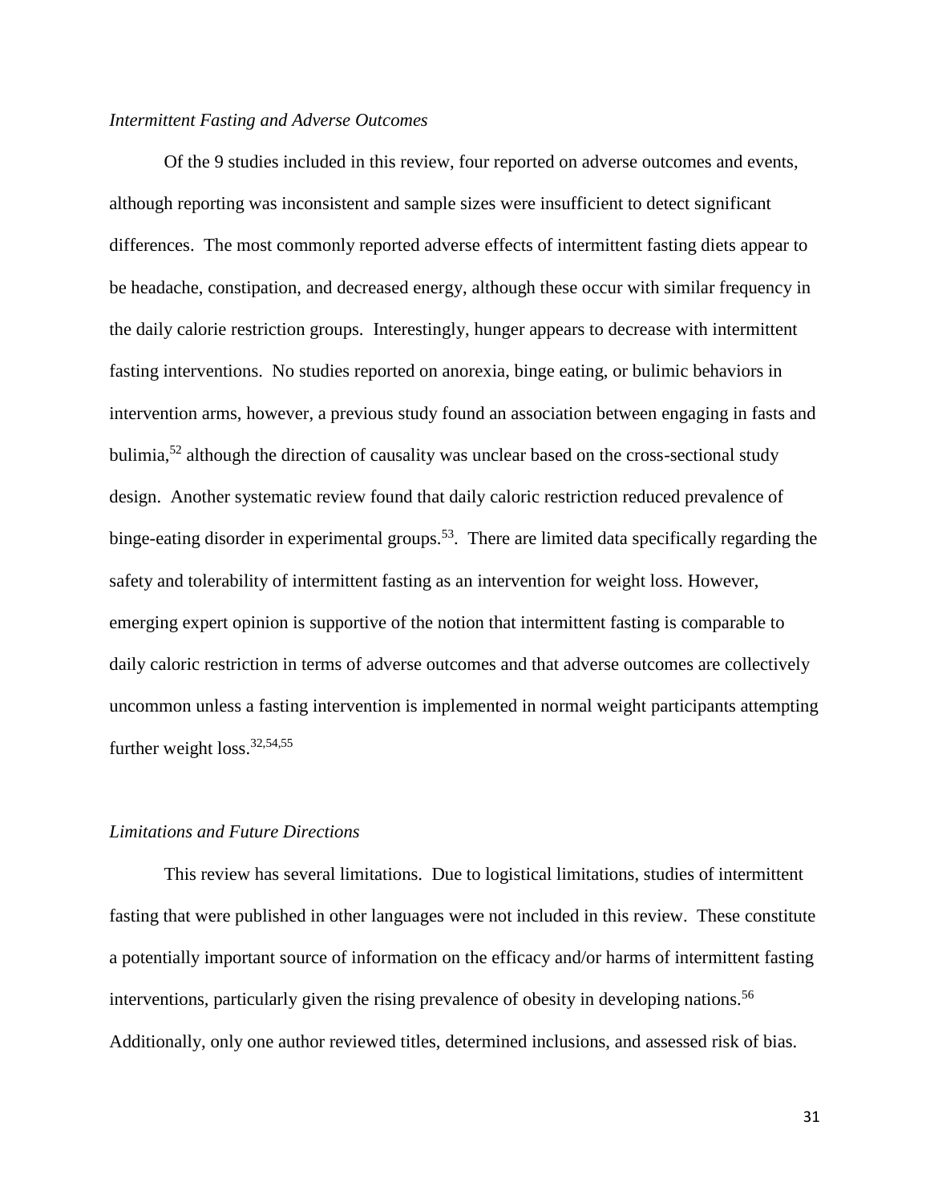*Intermittent Fasting and Adverse Outcomes*

Of the 9 studies included in this review, four reported on adverse outcomes and events, although reporting was inconsistent and sample sizes were insufficient to detect significant differences. The most commonly reported adverse effects of intermittent fasting diets appear to be headache, constipation, and decreased energy, although these occur with similar frequency in the daily calorie restriction groups. Interestingly, hunger appears to decrease with intermittent fasting interventions. No studies reported on anorexia, binge eating, or bulimic behaviors in intervention arms, however, a previous study found an association between engaging in fasts and bulimia,[52] although the direction of causality was unclear based on the cross-sectional study design. Another systematic review found that daily caloric restriction reduced prevalence of binge-eating disorder in experimental groups.[53]. There are limited data specifically regarding the safety and tolerability of intermittent fasting as an intervention for weight loss. However, emerging expert opinion is supportive of the notion that intermittent fasting is comparable to daily caloric restriction in terms of adverse outcomes and that adverse outcomes are collectively uncommon unless a fasting intervention is implemented in normal weight participants attempting further weight loss.[32,54,55]

*Limitations and Future Directions*

This review has several limitations. Due to logistical limitations, studies of intermittent fasting that were published in other languages were not included in this review. These constitute a potentially important source of information on the efficacy and/or harms of intermittent fasting interventions, particularly given the rising prevalence of obesity in developing nations.[56] Additionally, only one author reviewed titles, determined inclusions, and assessed risk of bias.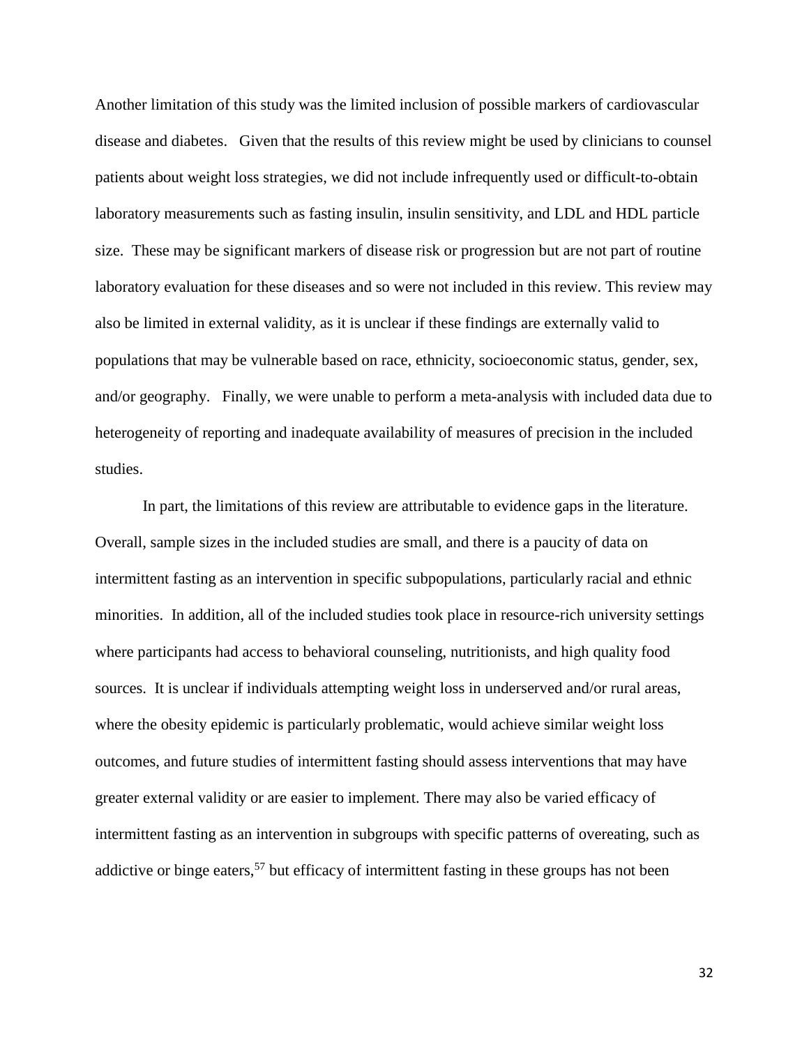Another limitation of this study was the limited inclusion of possible markers of cardiovascular disease and diabetes. Given that the results of this review might be used by clinicians to counsel patients about weight loss strategies, we did not include infrequently used or difficult-to-obtain laboratory measurements such as fasting insulin, insulin sensitivity, and LDL and HDL particle size. These may be significant markers of disease risk or progression but are not part of routine laboratory evaluation for these diseases and so were not included in this review. This review may also be limited in external validity, as it is unclear if these findings are externally valid to populations that may be vulnerable based on race, ethnicity, socioeconomic status, gender, sex, and/or geography. Finally, we were unable to perform a meta-analysis with included data due to heterogeneity of reporting and inadequate availability of measures of precision in the included studies.

In part, the limitations of this review are attributable to evidence gaps in the literature. Overall, sample sizes in the included studies are small, and there is a paucity of data on intermittent fasting as an intervention in specific subpopulations, particularly racial and ethnic minorities. In addition, all of the included studies took place in resource-rich university settings where participants had access to behavioral counseling, nutritionists, and high quality food sources. It is unclear if individuals attempting weight loss in underserved and/or rural areas, where the obesity epidemic is particularly problematic, would achieve similar weight loss outcomes, and future studies of intermittent fasting should assess interventions that may have greater external validity or are easier to implement. There may also be varied efficacy of intermittent fasting as an intervention in subgroups with specific patterns of overeating, such as addictive or binge eaters,[57] but efficacy of intermittent fasting in these groups has not been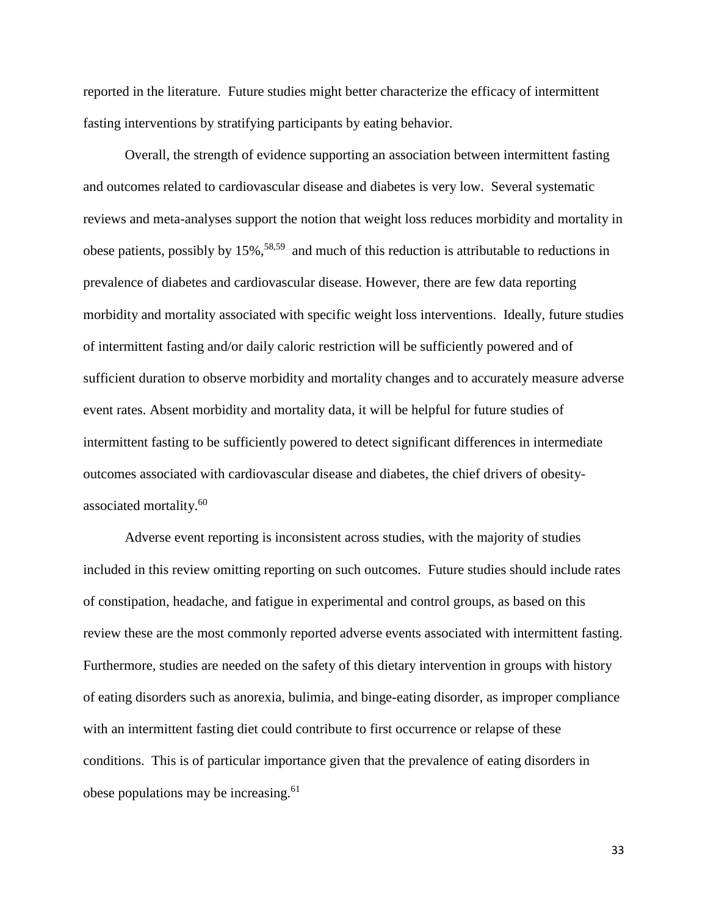reported in the literature. Future studies might better characterize the efficacy of intermittent fasting interventions by stratifying participants by eating behavior.

Overall, the strength of evidence supporting an association between intermittent fasting and outcomes related to cardiovascular disease and diabetes is very low. Several systematic reviews and meta-analyses support the notion that weight loss reduces morbidity and mortality in obese patients, possibly by 15%,[58,59] and much of this reduction is attributable to reductions in prevalence of diabetes and cardiovascular disease. However, there are few data reporting morbidity and mortality associated with specific weight loss interventions. Ideally, future studies of intermittent fasting and/or daily caloric restriction will be sufficiently powered and of sufficient duration to observe morbidity and mortality changes and to accurately measure adverse event rates. Absent morbidity and mortality data, it will be helpful for future studies of intermittent fasting to be sufficiently powered to detect significant differences in intermediate outcomes associated with cardiovascular disease and diabetes, the chief drivers of obesity-associated mortality.[60]

Adverse event reporting is inconsistent across studies, with the majority of studies included in this review omitting reporting on such outcomes. Future studies should include rates of constipation, headache, and fatigue in experimental and control groups, as based on this review these are the most commonly reported adverse events associated with intermittent fasting. Furthermore, studies are needed on the safety of this dietary intervention in groups with history of eating disorders such as anorexia, bulimia, and binge-eating disorder, as improper compliance with an intermittent fasting diet could contribute to first occurrence or relapse of these conditions. This is of particular importance given that the prevalence of eating disorders in obese populations may be increasing.[61]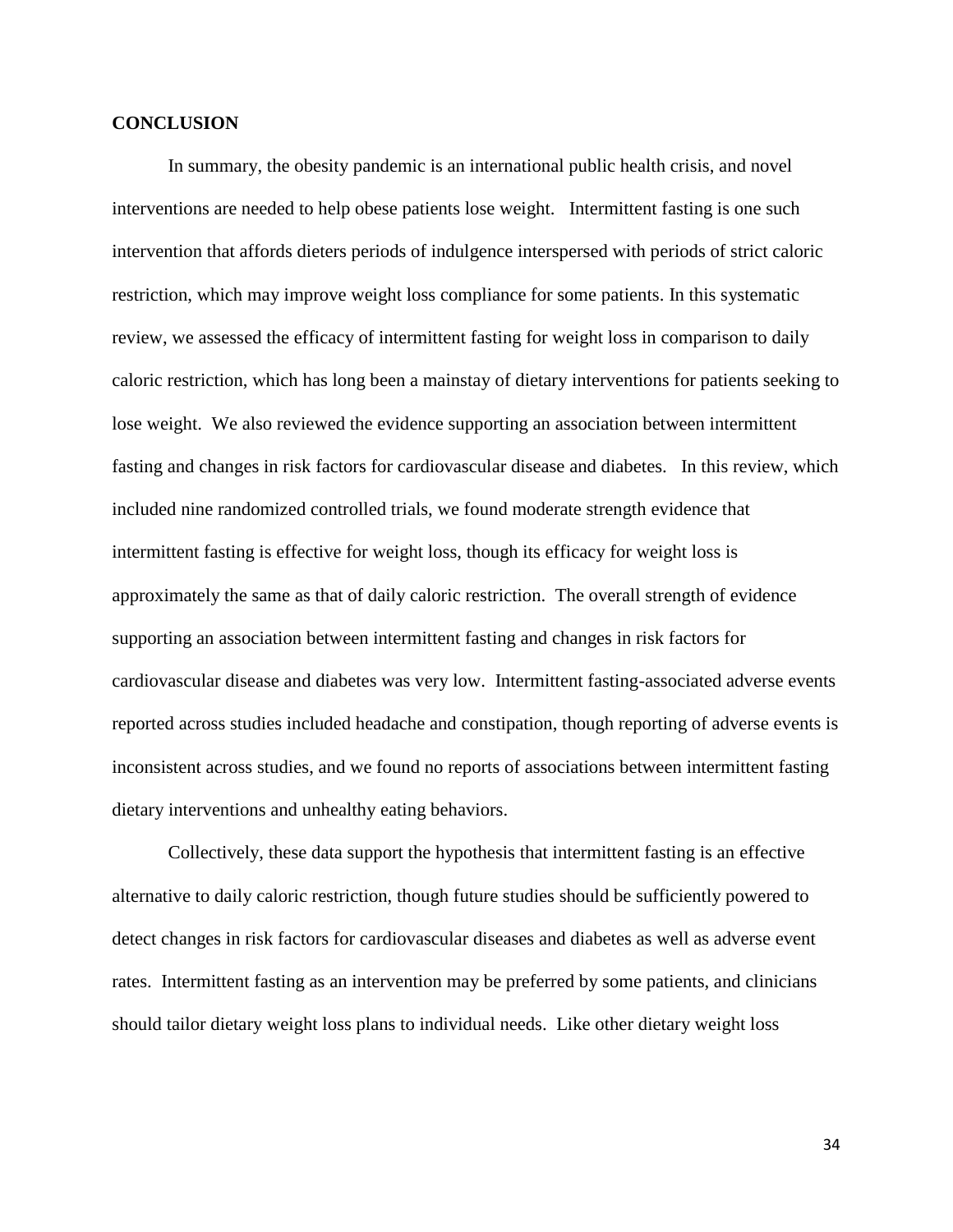## CONCLUSION

In summary, the obesity pandemic is an international public health crisis, and novel interventions are needed to help obese patients lose weight. Intermittent fasting is one such intervention that affords dieters periods of indulgence interspersed with periods of strict caloric restriction, which may improve weight loss compliance for some patients. In this systematic review, we assessed the efficacy of intermittent fasting for weight loss in comparison to daily caloric restriction, which has long been a mainstay of dietary interventions for patients seeking to lose weight. We also reviewed the evidence supporting an association between intermittent fasting and changes in risk factors for cardiovascular disease and diabetes. In this review, which included nine randomized controlled trials, we found moderate strength evidence that intermittent fasting is effective for weight loss, though its efficacy for weight loss is approximately the same as that of daily caloric restriction. The overall strength of evidence supporting an association between intermittent fasting and changes in risk factors for cardiovascular disease and diabetes was very low. Intermittent fasting-associated adverse events reported across studies included headache and constipation, though reporting of adverse events is inconsistent across studies, and we found no reports of associations between intermittent fasting dietary interventions and unhealthy eating behaviors.

Collectively, these data support the hypothesis that intermittent fasting is an effective alternative to daily caloric restriction, though future studies should be sufficiently powered to detect changes in risk factors for cardiovascular diseases and diabetes as well as adverse event rates. Intermittent fasting as an intervention may be preferred by some patients, and clinicians should tailor dietary weight loss plans to individual needs. Like other dietary weight loss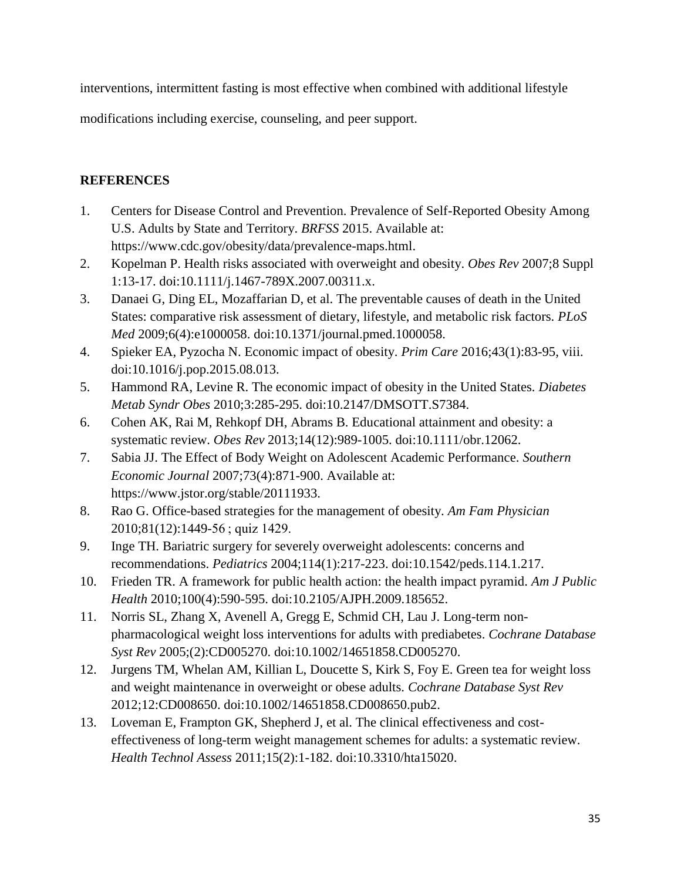interventions, intermittent fasting is most effective when combined with additional lifestyle modifications including exercise, counseling, and peer support.

## REFERENCES

1. Centers for Disease Control and Prevention. Prevalence of Self-Reported Obesity Among U.S. Adults by State and Territory. *BRFSS* 2015. Available at: https://www.cdc.gov/obesity/data/prevalence-maps.html.
2. Kopelman P. Health risks associated with overweight and obesity. *Obes Rev* 2007;8 Suppl 1:13-17. doi:10.1111/j.1467-789X.2007.00311.x.
3. Danaei G, Ding EL, Mozaffarian D, et al. The preventable causes of death in the United States: comparative risk assessment of dietary, lifestyle, and metabolic risk factors. *PLoS Med* 2009;6(4):e1000058. doi:10.1371/journal.pmed.1000058.
4. Spieker EA, Pyzocha N. Economic impact of obesity. *Prim Care* 2016;43(1):83-95, viii. doi:10.1016/j.pop.2015.08.013.
5. Hammond RA, Levine R. The economic impact of obesity in the United States. *Diabetes Metab Syndr Obes* 2010;3:285-295. doi:10.2147/DMSOTT.S7384.
6. Cohen AK, Rai M, Rehkopf DH, Abrams B. Educational attainment and obesity: a systematic review. *Obes Rev* 2013;14(12):989-1005. doi:10.1111/obr.12062.
7. Sabia JJ. The Effect of Body Weight on Adolescent Academic Performance. *Southern Economic Journal* 2007;73(4):871-900. Available at: https://www.jstor.org/stable/20111933.
8. Rao G. Office-based strategies for the management of obesity. *Am Fam Physician* 2010;81(12):1449-56 ; quiz 1429.
9. Inge TH. Bariatric surgery for severely overweight adolescents: concerns and recommendations. *Pediatrics* 2004;114(1):217-223. doi:10.1542/peds.114.1.217.
10. Frieden TR. A framework for public health action: the health impact pyramid. *Am J Public Health* 2010;100(4):590-595. doi:10.2105/AJPH.2009.185652.
11. Norris SL, Zhang X, Avenell A, Gregg E, Schmid CH, Lau J. Long-term non-pharmacological weight loss interventions for adults with prediabetes. *Cochrane Database Syst Rev* 2005;(2):CD005270. doi:10.1002/14651858.CD005270.
12. Jurgens TM, Whelan AM, Killian L, Doucette S, Kirk S, Foy E. Green tea for weight loss and weight maintenance in overweight or obese adults. *Cochrane Database Syst Rev* 2012;12:CD008650. doi:10.1002/14651858.CD008650.pub2.
13. Loveman E, Frampton GK, Shepherd J, et al. The clinical effectiveness and cost-effectiveness of long-term weight management schemes for adults: a systematic review. *Health Technol Assess* 2011;15(2):1-182. doi:10.3310/hta15020.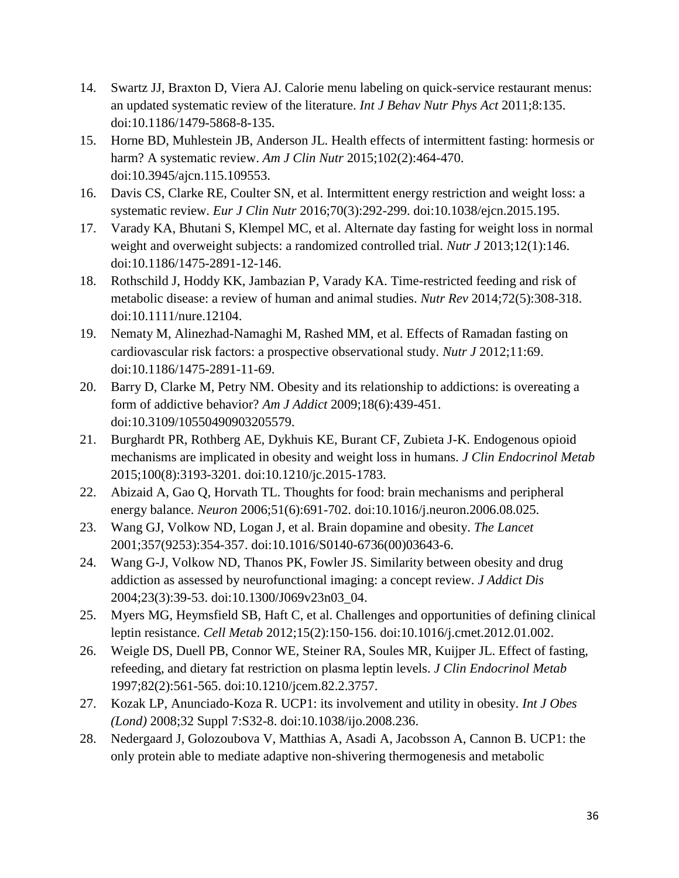14. Swartz JJ, Braxton D, Viera AJ. Calorie menu labeling on quick-service restaurant menus: an updated systematic review of the literature. *Int J Behav Nutr Phys Act* 2011;8:135. doi:10.1186/1479-5868-8-135.
15. Horne BD, Muhlestein JB, Anderson JL. Health effects of intermittent fasting: hormesis or harm? A systematic review. *Am J Clin Nutr* 2015;102(2):464-470. doi:10.3945/ajcn.115.109553.
16. Davis CS, Clarke RE, Coulter SN, et al. Intermittent energy restriction and weight loss: a systematic review. *Eur J Clin Nutr* 2016;70(3):292-299. doi:10.1038/ejcn.2015.195.
17. Varady KA, Bhutani S, Klempel MC, et al. Alternate day fasting for weight loss in normal weight and overweight subjects: a randomized controlled trial. *Nutr J* 2013;12(1):146. doi:10.1186/1475-2891-12-146.
18. Rothschild J, Hoddy KK, Jambazian P, Varady KA. Time-restricted feeding and risk of metabolic disease: a review of human and animal studies. *Nutr Rev* 2014;72(5):308-318. doi:10.1111/nure.12104.
19. Nematy M, Alinezhad-Namaghi M, Rashed MM, et al. Effects of Ramadan fasting on cardiovascular risk factors: a prospective observational study. *Nutr J* 2012;11:69. doi:10.1186/1475-2891-11-69.
20. Barry D, Clarke M, Petry NM. Obesity and its relationship to addictions: is overeating a form of addictive behavior? *Am J Addict* 2009;18(6):439-451. doi:10.3109/10550490903205579.
21. Burghardt PR, Rothberg AE, Dykhuis KE, Burant CF, Zubieta J-K. Endogenous opioid mechanisms are implicated in obesity and weight loss in humans. *J Clin Endocrinol Metab* 2015;100(8):3193-3201. doi:10.1210/jc.2015-1783.
22. Abizaid A, Gao Q, Horvath TL. Thoughts for food: brain mechanisms and peripheral energy balance. *Neuron* 2006;51(6):691-702. doi:10.1016/j.neuron.2006.08.025.
23. Wang GJ, Volkow ND, Logan J, et al. Brain dopamine and obesity. *The Lancet* 2001;357(9253):354-357. doi:10.1016/S0140-6736(00)03643-6.
24. Wang G-J, Volkow ND, Thanos PK, Fowler JS. Similarity between obesity and drug addiction as assessed by neurofunctional imaging: a concept review. *J Addict Dis* 2004;23(3):39-53. doi:10.1300/J069v23n03_04.
25. Myers MG, Heymsfield SB, Haft C, et al. Challenges and opportunities of defining clinical leptin resistance. *Cell Metab* 2012;15(2):150-156. doi:10.1016/j.cmet.2012.01.002.
26. Weigle DS, Duell PB, Connor WE, Steiner RA, Soules MR, Kuijper JL. Effect of fasting, refeeding, and dietary fat restriction on plasma leptin levels. *J Clin Endocrinol Metab* 1997;82(2):561-565. doi:10.1210/jcem.82.2.3757.
27. Kozak LP, Anunciado-Koza R. UCP1: its involvement and utility in obesity. *Int J Obes (Lond)* 2008;32 Suppl 7:S32-8. doi:10.1038/ijo.2008.236.
28. Nedergaard J, Golozoubova V, Matthias A, Asadi A, Jacobsson A, Cannon B. UCP1: the only protein able to mediate adaptive non-shivering thermogenesis and metabolic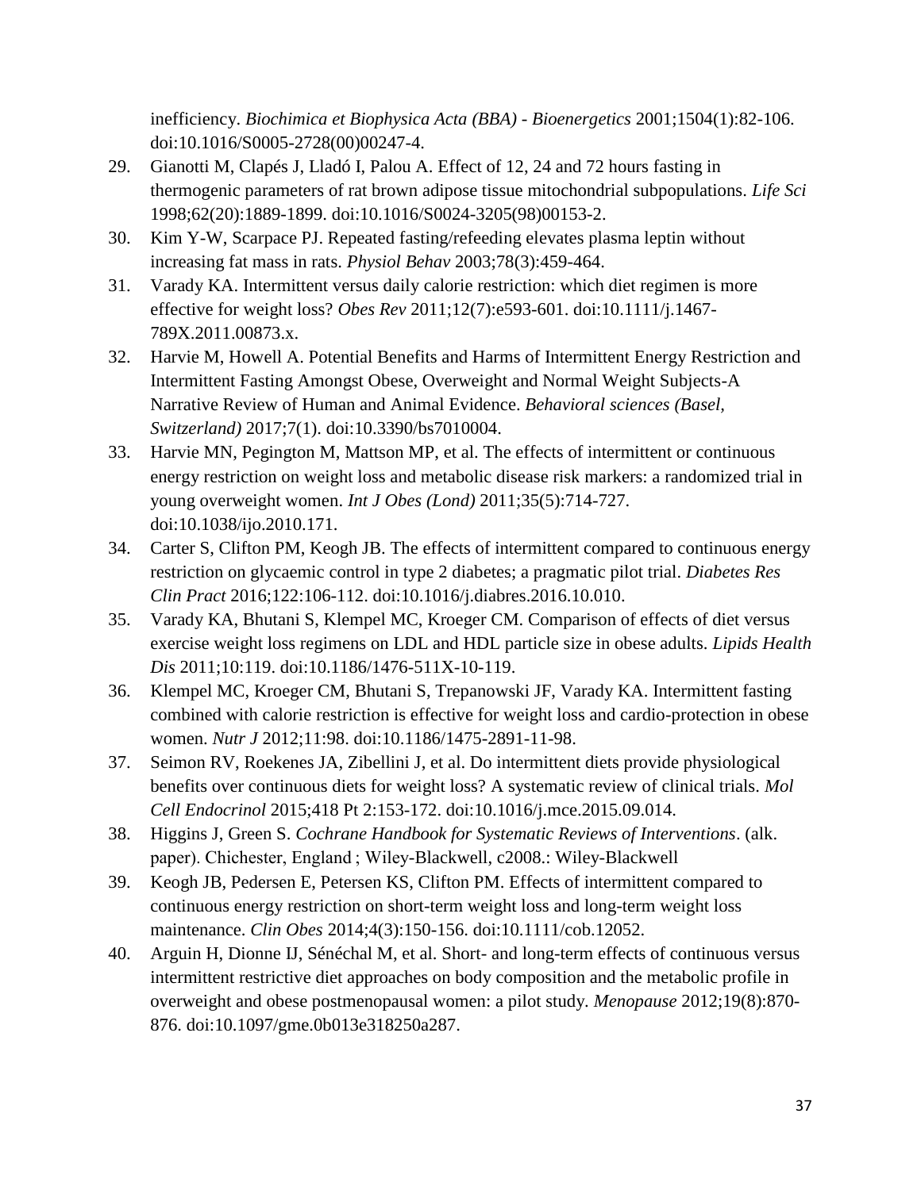inefficiency. *Biochimica et Biophysica Acta (BBA) - Bioenergetics* 2001;1504(1):82-106. doi:10.1016/S0005-2728(00)00247-4.

29. Gianotti M, Clapés J, Lladó I, Palou A. Effect of 12, 24 and 72 hours fasting in thermogenic parameters of rat brown adipose tissue mitochondrial subpopulations. *Life Sci* 1998;62(20):1889-1899. doi:10.1016/S0024-3205(98)00153-2.
30. Kim Y-W, Scarpace PJ. Repeated fasting/refeeding elevates plasma leptin without increasing fat mass in rats. *Physiol Behav* 2003;78(3):459-464.
31. Varady KA. Intermittent versus daily calorie restriction: which diet regimen is more effective for weight loss? *Obes Rev* 2011;12(7):e593-601. doi:10.1111/j.1467-789X.2011.00873.x.
32. Harvie M, Howell A. Potential Benefits and Harms of Intermittent Energy Restriction and Intermittent Fasting Amongst Obese, Overweight and Normal Weight Subjects-A Narrative Review of Human and Animal Evidence. *Behavioral sciences (Basel, Switzerland)* 2017;7(1). doi:10.3390/bs7010004.
33. Harvie MN, Pegington M, Mattson MP, et al. The effects of intermittent or continuous energy restriction on weight loss and metabolic disease risk markers: a randomized trial in young overweight women. *Int J Obes (Lond)* 2011;35(5):714-727. doi:10.1038/ijo.2010.171.
34. Carter S, Clifton PM, Keogh JB. The effects of intermittent compared to continuous energy restriction on glycaemic control in type 2 diabetes; a pragmatic pilot trial. *Diabetes Res Clin Pract* 2016;122:106-112. doi:10.1016/j.diabres.2016.10.010.
35. Varady KA, Bhutani S, Klempel MC, Kroeger CM. Comparison of effects of diet versus exercise weight loss regimens on LDL and HDL particle size in obese adults. *Lipids Health Dis* 2011;10:119. doi:10.1186/1476-511X-10-119.
36. Klempel MC, Kroeger CM, Bhutani S, Trepanowski JF, Varady KA. Intermittent fasting combined with calorie restriction is effective for weight loss and cardio-protection in obese women. *Nutr J* 2012;11:98. doi:10.1186/1475-2891-11-98.
37. Seimon RV, Roekenes JA, Zibellini J, et al. Do intermittent diets provide physiological benefits over continuous diets for weight loss? A systematic review of clinical trials. *Mol Cell Endocrinol* 2015;418 Pt 2:153-172. doi:10.1016/j.mce.2015.09.014.
38. Higgins J, Green S. *Cochrane Handbook for Systematic Reviews of Interventions*. (alk. paper). Chichester, England ; Wiley-Blackwell, c2008.: Wiley-Blackwell
39. Keogh JB, Pedersen E, Petersen KS, Clifton PM. Effects of intermittent compared to continuous energy restriction on short-term weight loss and long-term weight loss maintenance. *Clin Obes* 2014;4(3):150-156. doi:10.1111/cob.12052.
40. Arguin H, Dionne IJ, Sénéchal M, et al. Short- and long-term effects of continuous versus intermittent restrictive diet approaches on body composition and the metabolic profile in overweight and obese postmenopausal women: a pilot study. *Menopause* 2012;19(8):870-876. doi:10.1097/gme.0b013e318250a287.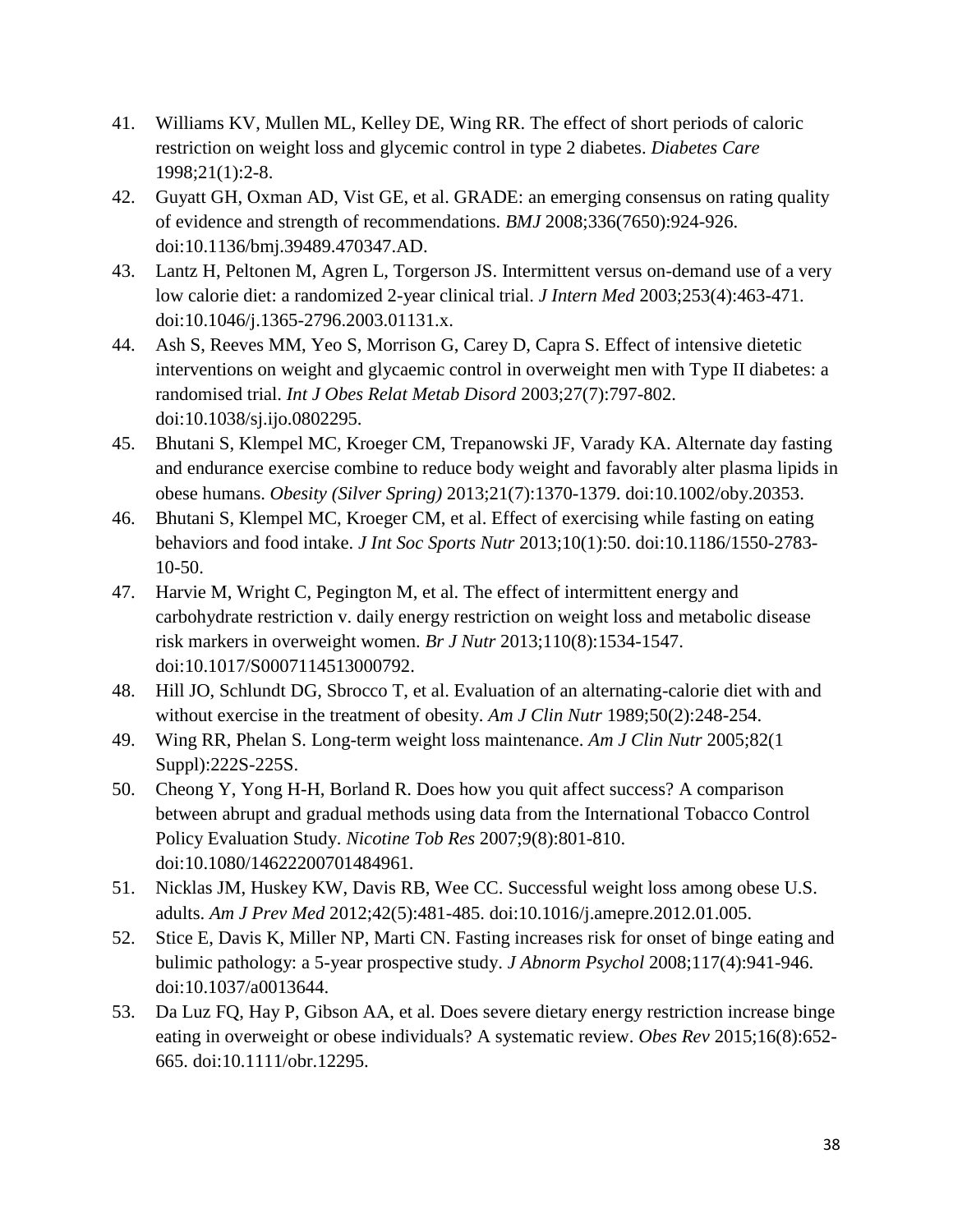41. Williams KV, Mullen ML, Kelley DE, Wing RR. The effect of short periods of caloric restriction on weight loss and glycemic control in type 2 diabetes. *Diabetes Care* 1998;21(1):2-8.
42. Guyatt GH, Oxman AD, Vist GE, et al. GRADE: an emerging consensus on rating quality of evidence and strength of recommendations. *BMJ* 2008;336(7650):924-926. doi:10.1136/bmj.39489.470347.AD.
43. Lantz H, Peltonen M, Agren L, Torgerson JS. Intermittent versus on-demand use of a very low calorie diet: a randomized 2-year clinical trial. *J Intern Med* 2003;253(4):463-471. doi:10.1046/j.1365-2796.2003.01131.x.
44. Ash S, Reeves MM, Yeo S, Morrison G, Carey D, Capra S. Effect of intensive dietetic interventions on weight and glycaemic control in overweight men with Type II diabetes: a randomised trial. *Int J Obes Relat Metab Disord* 2003;27(7):797-802. doi:10.1038/sj.ijo.0802295.
45. Bhutani S, Klempel MC, Kroeger CM, Trepanowski JF, Varady KA. Alternate day fasting and endurance exercise combine to reduce body weight and favorably alter plasma lipids in obese humans. *Obesity (Silver Spring)* 2013;21(7):1370-1379. doi:10.1002/oby.20353.
46. Bhutani S, Klempel MC, Kroeger CM, et al. Effect of exercising while fasting on eating behaviors and food intake. *J Int Soc Sports Nutr* 2013;10(1):50. doi:10.1186/1550-2783-10-50.
47. Harvie M, Wright C, Pegington M, et al. The effect of intermittent energy and carbohydrate restriction v. daily energy restriction on weight loss and metabolic disease risk markers in overweight women. *Br J Nutr* 2013;110(8):1534-1547. doi:10.1017/S0007114513000792.
48. Hill JO, Schlundt DG, Sbrocco T, et al. Evaluation of an alternating-calorie diet with and without exercise in the treatment of obesity. *Am J Clin Nutr* 1989;50(2):248-254.
49. Wing RR, Phelan S. Long-term weight loss maintenance. *Am J Clin Nutr* 2005;82(1 Suppl):222S-225S.
50. Cheong Y, Yong H-H, Borland R. Does how you quit affect success? A comparison between abrupt and gradual methods using data from the International Tobacco Control Policy Evaluation Study. *Nicotine Tob Res* 2007;9(8):801-810. doi:10.1080/14622200701484961.
51. Nicklas JM, Huskey KW, Davis RB, Wee CC. Successful weight loss among obese U.S. adults. *Am J Prev Med* 2012;42(5):481-485. doi:10.1016/j.amepre.2012.01.005.
52. Stice E, Davis K, Miller NP, Marti CN. Fasting increases risk for onset of binge eating and bulimic pathology: a 5-year prospective study. *J Abnorm Psychol* 2008;117(4):941-946. doi:10.1037/a0013644.
53. Da Luz FQ, Hay P, Gibson AA, et al. Does severe dietary energy restriction increase binge eating in overweight or obese individuals? A systematic review. *Obes Rev* 2015;16(8):652-665. doi:10.1111/obr.12295.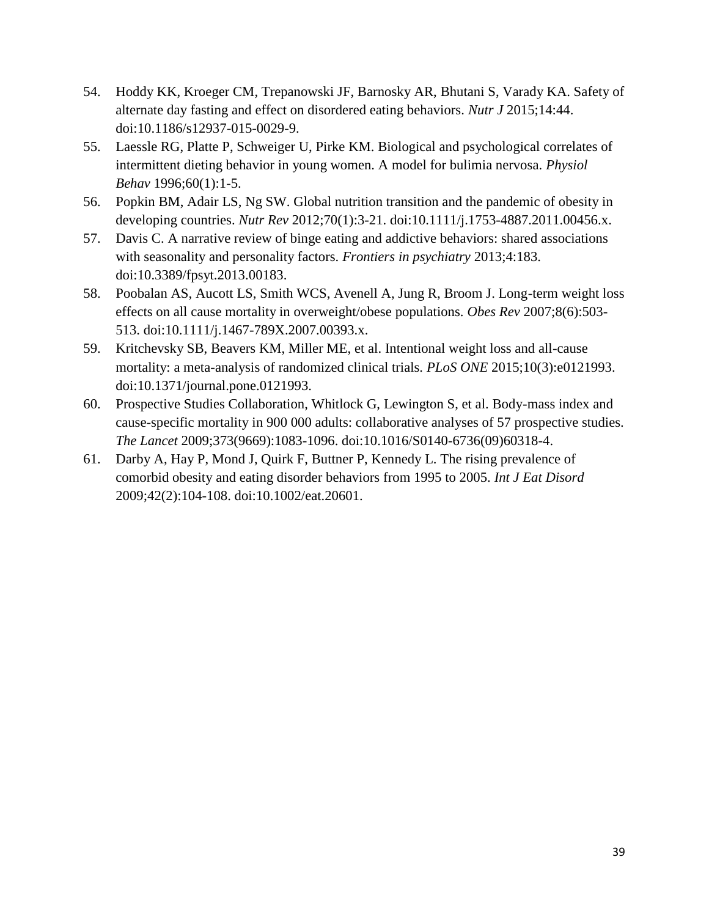54. Hoddy KK, Kroeger CM, Trepanowski JF, Barnosky AR, Bhutani S, Varady KA. Safety of alternate day fasting and effect on disordered eating behaviors. *Nutr J* 2015;14:44. doi:10.1186/s12937-015-0029-9.
55. Laessle RG, Platte P, Schweiger U, Pirke KM. Biological and psychological correlates of intermittent dieting behavior in young women. A model for bulimia nervosa. *Physiol Behav* 1996;60(1):1-5.
56. Popkin BM, Adair LS, Ng SW. Global nutrition transition and the pandemic of obesity in developing countries. *Nutr Rev* 2012;70(1):3-21. doi:10.1111/j.1753-4887.2011.00456.x.
57. Davis C. A narrative review of binge eating and addictive behaviors: shared associations with seasonality and personality factors. *Frontiers in psychiatry* 2013;4:183. doi:10.3389/fpsyt.2013.00183.
58. Poobalan AS, Aucott LS, Smith WCS, Avenell A, Jung R, Broom J. Long-term weight loss effects on all cause mortality in overweight/obese populations. *Obes Rev* 2007;8(6):503-513. doi:10.1111/j.1467-789X.2007.00393.x.
59. Kritchevsky SB, Beavers KM, Miller ME, et al. Intentional weight loss and all-cause mortality: a meta-analysis of randomized clinical trials. *PLoS ONE* 2015;10(3):e0121993. doi:10.1371/journal.pone.0121993.
60. Prospective Studies Collaboration, Whitlock G, Lewington S, et al. Body-mass index and cause-specific mortality in 900 000 adults: collaborative analyses of 57 prospective studies. *The Lancet* 2009;373(9669):1083-1096. doi:10.1016/S0140-6736(09)60318-4.
61. Darby A, Hay P, Mond J, Quirk F, Buttner P, Kennedy L. The rising prevalence of comorbid obesity and eating disorder behaviors from 1995 to 2005. *Int J Eat Disord* 2009;42(2):104-108. doi:10.1002/eat.20601.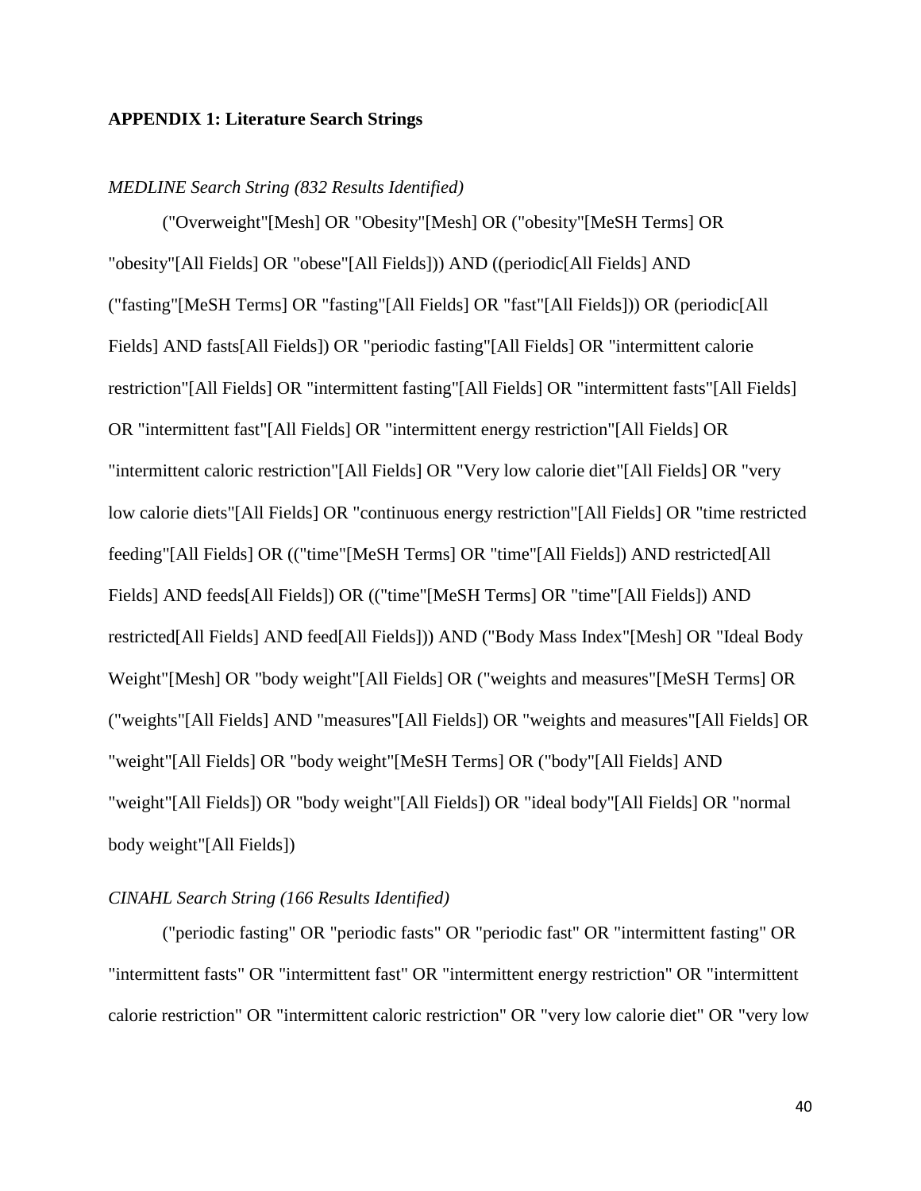**APPENDIX 1: Literature Search Strings**

*MEDLINE Search String (832 Results Identified)*

("Overweight"[Mesh] OR "Obesity"[Mesh] OR ("obesity"[MeSH Terms] OR "obesity"[All Fields] OR "obese"[All Fields])) AND ((periodic[All Fields] AND ("fasting"[MeSH Terms] OR "fasting"[All Fields] OR "fast"[All Fields])) OR (periodic[All Fields] AND fasts[All Fields]) OR "periodic fasting"[All Fields] OR "intermittent calorie restriction"[All Fields] OR "intermittent fasting"[All Fields] OR "intermittent fasts"[All Fields] OR "intermittent fast"[All Fields] OR "intermittent energy restriction"[All Fields] OR "intermittent caloric restriction"[All Fields] OR "Very low calorie diet"[All Fields] OR "very low calorie diets"[All Fields] OR "continuous energy restriction"[All Fields] OR "time restricted feeding"[All Fields] OR (("time"[MeSH Terms] OR "time"[All Fields]) AND restricted[All Fields] AND feeds[All Fields]) OR (("time"[MeSH Terms] OR "time"[All Fields]) AND restricted[All Fields] AND feed[All Fields])) AND ("Body Mass Index"[Mesh] OR "Ideal Body Weight"[Mesh] OR "body weight"[All Fields] OR ("weights and measures"[MeSH Terms] OR ("weights"[All Fields] AND "measures"[All Fields]) OR "weights and measures"[All Fields] OR "weight"[All Fields] OR "body weight"[MeSH Terms] OR ("body"[All Fields] AND "weight"[All Fields]) OR "body weight"[All Fields]) OR "ideal body"[All Fields] OR "normal body weight"[All Fields])

*CINAHL Search String (166 Results Identified)*

("periodic fasting" OR "periodic fasts" OR "periodic fast" OR "intermittent fasting" OR "intermittent fasts" OR "intermittent fast" OR "intermittent energy restriction" OR "intermittent calorie restriction" OR "intermittent caloric restriction" OR "very low calorie diet" OR "very low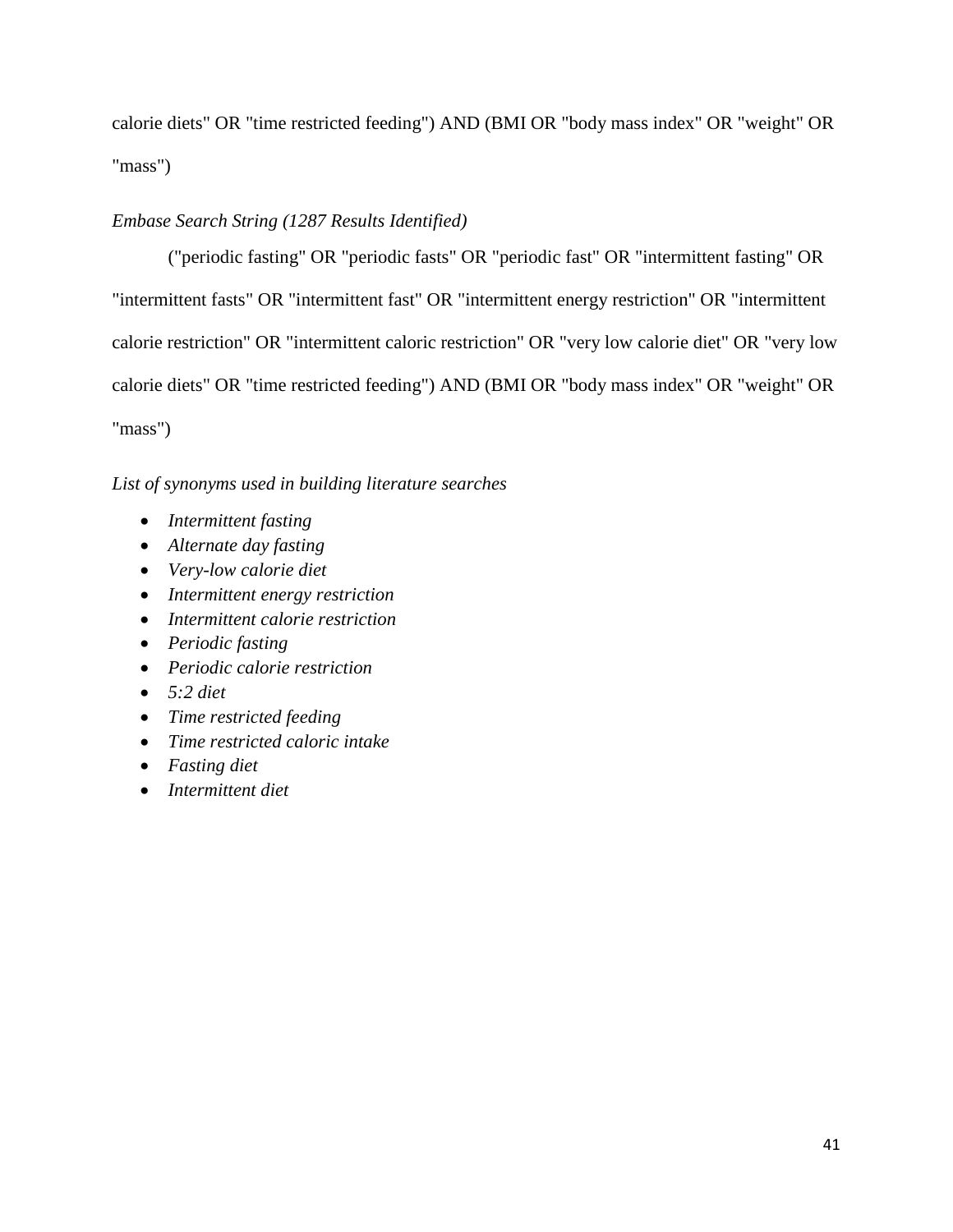calorie diets" OR "time restricted feeding") AND (BMI OR "body mass index" OR "weight" OR "mass")

*Embase Search String (1287 Results Identified)*

("periodic fasting" OR "periodic fasts" OR "periodic fast" OR "intermittent fasting" OR "intermittent fasts" OR "intermittent fast" OR "intermittent energy restriction" OR "intermittent calorie restriction" OR "intermittent caloric restriction" OR "very low calorie diet" OR "very low calorie diets" OR "time restricted feeding") AND (BMI OR "body mass index" OR "weight" OR "mass")

*List of synonyms used in building literature searches*

- *Intermittent fasting*
- *Alternate day fasting*
- *Very-low calorie diet*
- *Intermittent energy restriction*
- *Intermittent calorie restriction*
- *Periodic fasting*
- *Periodic calorie restriction*
- *5:2 diet*
- *Time restricted feeding*
- *Time restricted caloric intake*
- *Fasting diet*
- *Intermittent diet*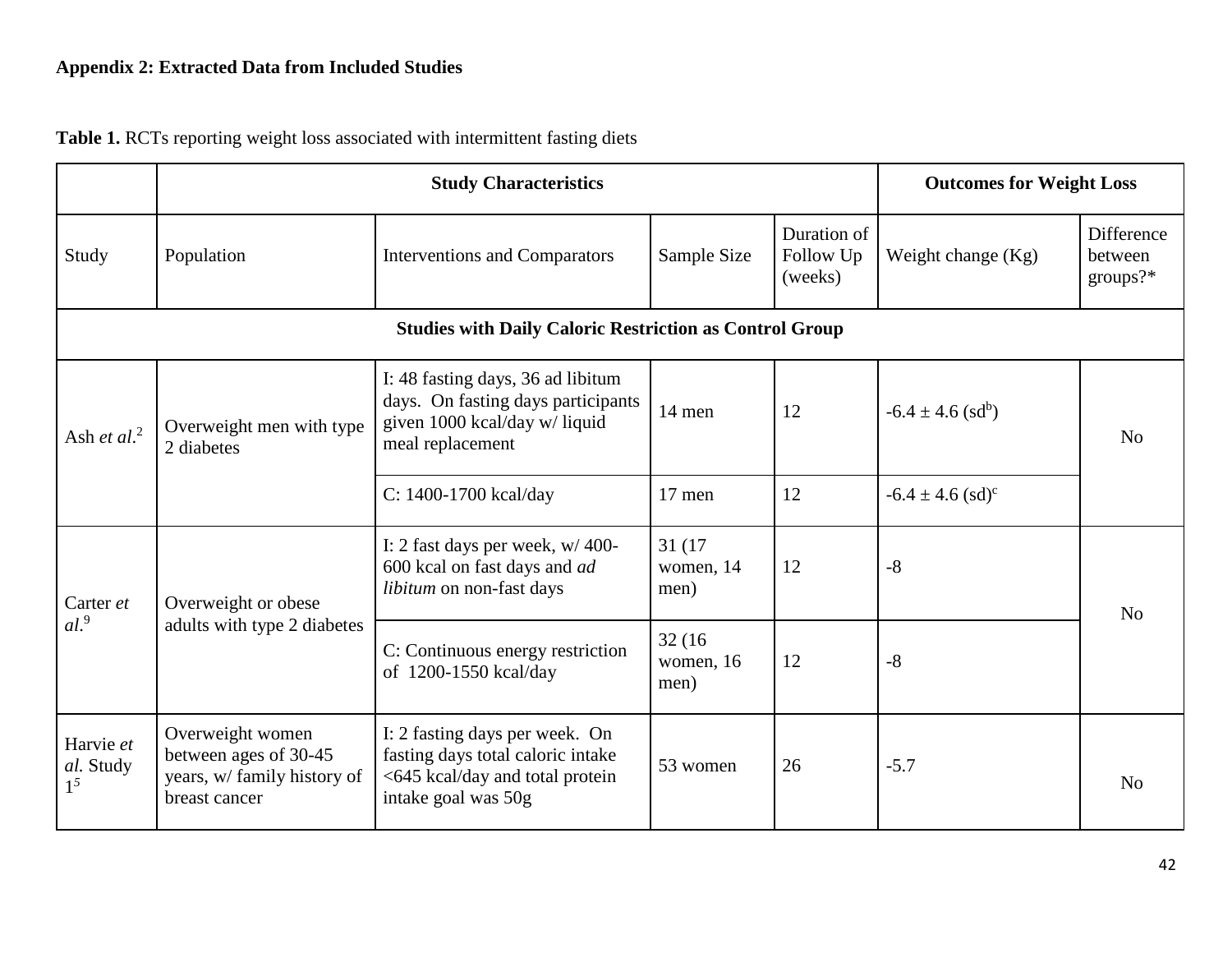**Appendix 2: Extracted Data from Included Studies**

**Table 1.** RCTs reporting weight loss associated with intermittent fasting diets

| | **Study Characteristics** | | | | **Outcomes for Weight Loss** | |
|---|---|---|---|---|---|---|
| Study | Population | Interventions and Comparators | Sample Size | Duration of Follow Up (weeks) | Weight change (Kg) | Difference between groups?* |
| **Studies with Daily Caloric Restriction as Control Group** | | | | | | |
| Ash *et al.*[2] | Overweight men with type 2 diabetes | I: 48 fasting days, 36 ad libitum days. On fasting days participants given 1000 kcal/day w/ liquid meal replacement | 14 men | 12 | -6.4 ± 4.6 (sd[b]) | No |
| | | C: 1400-1700 kcal/day | 17 men | 12 | -6.4 ± 4.6 (sd)[c] | |
| Carter *et al.*[9] | Overweight or obese adults with type 2 diabetes | I: 2 fast days per week, w/ 400-600 kcal on fast days and *ad libitum* on non-fast days | 31 (17 women, 14 men) | 12 | -8 | No |
| | | C: Continuous energy restriction of 1200-1550 kcal/day | 32 (16 women, 16 men) | 12 | -8 | |
| Harvie *et al.* Study 1[5] | Overweight women between ages of 30-45 years, w/ family history of breast cancer | I: 2 fasting days per week. On fasting days total caloric intake <645 kcal/day and total protein intake goal was 50g | 53 women | 26 | -5.7 | No |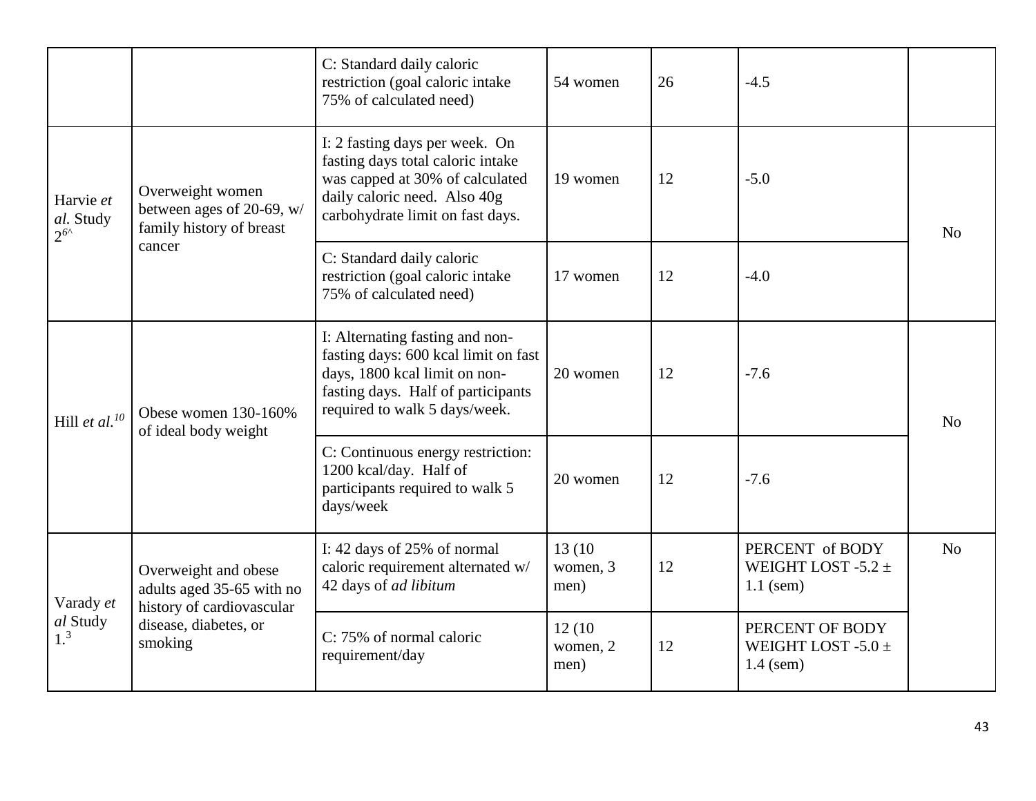| | | | | | | |
|---|---|---|---|---|---|---|
| | | C: Standard daily caloric restriction (goal caloric intake 75% of calculated need) | 54 women | 26 | -4.5 | |
| Harvie *et al.* Study 2[6^] | Overweight women between ages of 20-69, w/ family history of breast cancer | I: 2 fasting days per week. On fasting days total caloric intake was capped at 30% of calculated daily caloric need. Also 40g carbohydrate limit on fast days. | 19 women | 12 | -5.0 | No |
| | | C: Standard daily caloric restriction (goal caloric intake 75% of calculated need) | 17 women | 12 | -4.0 | |
| Hill *et al.*[10] | Obese women 130-160% of ideal body weight | I: Alternating fasting and non-fasting days: 600 kcal limit on fast days, 1800 kcal limit on non-fasting days. Half of participants required to walk 5 days/week. | 20 women | 12 | -7.6 | No |
| | | C: Continuous energy restriction: 1200 kcal/day. Half of participants required to walk 5 days/week | 20 women | 12 | -7.6 | |
| Varady *et al* Study 1.[3] | Overweight and obese adults aged 35-65 with no history of cardiovascular disease, diabetes, or smoking | I: 42 days of 25% of normal caloric requirement alternated w/ 42 days of *ad libitum* | 13 (10 women, 3 men) | 12 | PERCENT of BODY WEIGHT LOST -5.2 ± 1.1 (sem) | No |
| | | C: 75% of normal caloric requirement/day | 12 (10 women, 2 men) | 12 | PERCENT OF BODY WEIGHT LOST -5.0 ± 1.4 (sem) | |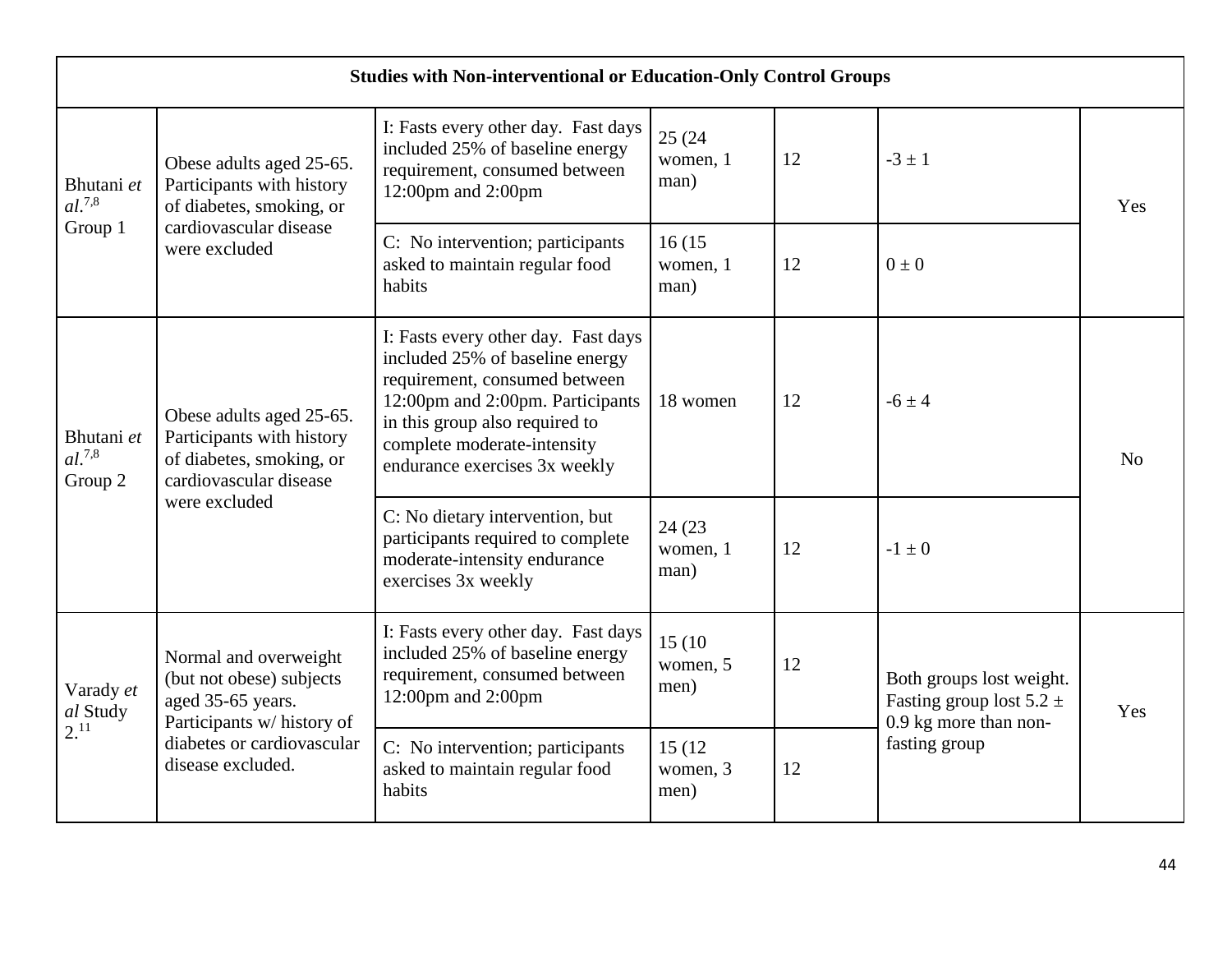| Studies with Non-interventional or Education-Only Control Groups | | | | | | |
|---|---|---|---|---|---|---|
| Bhutani *et al.*[7,8] Group 1 | Obese adults aged 25-65. Participants with history of diabetes, smoking, or cardiovascular disease were excluded | I: Fasts every other day. Fast days included 25% of baseline energy requirement, consumed between 12:00pm and 2:00pm | 25 (24 women, 1 man) | 12 | $-3 \pm 1$ | Yes |
| | | C: No intervention; participants asked to maintain regular food habits | 16 (15 women, 1 man) | 12 | $0 \pm 0$ | |
| Bhutani *et al.*[7,8] Group 2 | Obese adults aged 25-65. Participants with history of diabetes, smoking, or cardiovascular disease were excluded | I: Fasts every other day. Fast days included 25% of baseline energy requirement, consumed between 12:00pm and 2:00pm. Participants in this group also required to complete moderate-intensity endurance exercises 3x weekly | 18 women | 12 | $-6 \pm 4$ | No |
| | | C: No dietary intervention, but participants required to complete moderate-intensity endurance exercises 3x weekly | 24 (23 women, 1 man) | 12 | $-1 \pm 0$ | |
| Varady *et al* Study 2.[11] | Normal and overweight (but not obese) subjects aged 35-65 years. Participants w/ history of diabetes or cardiovascular disease excluded. | I: Fasts every other day. Fast days included 25% of baseline energy requirement, consumed between 12:00pm and 2:00pm | 15 (10 women, 5 men) | 12 | Both groups lost weight. Fasting group lost $5.2 \pm 0.9$ kg more than non-fasting group | Yes |
| | | C: No intervention; participants asked to maintain regular food habits | 15 (12 women, 3 men) | 12 | | |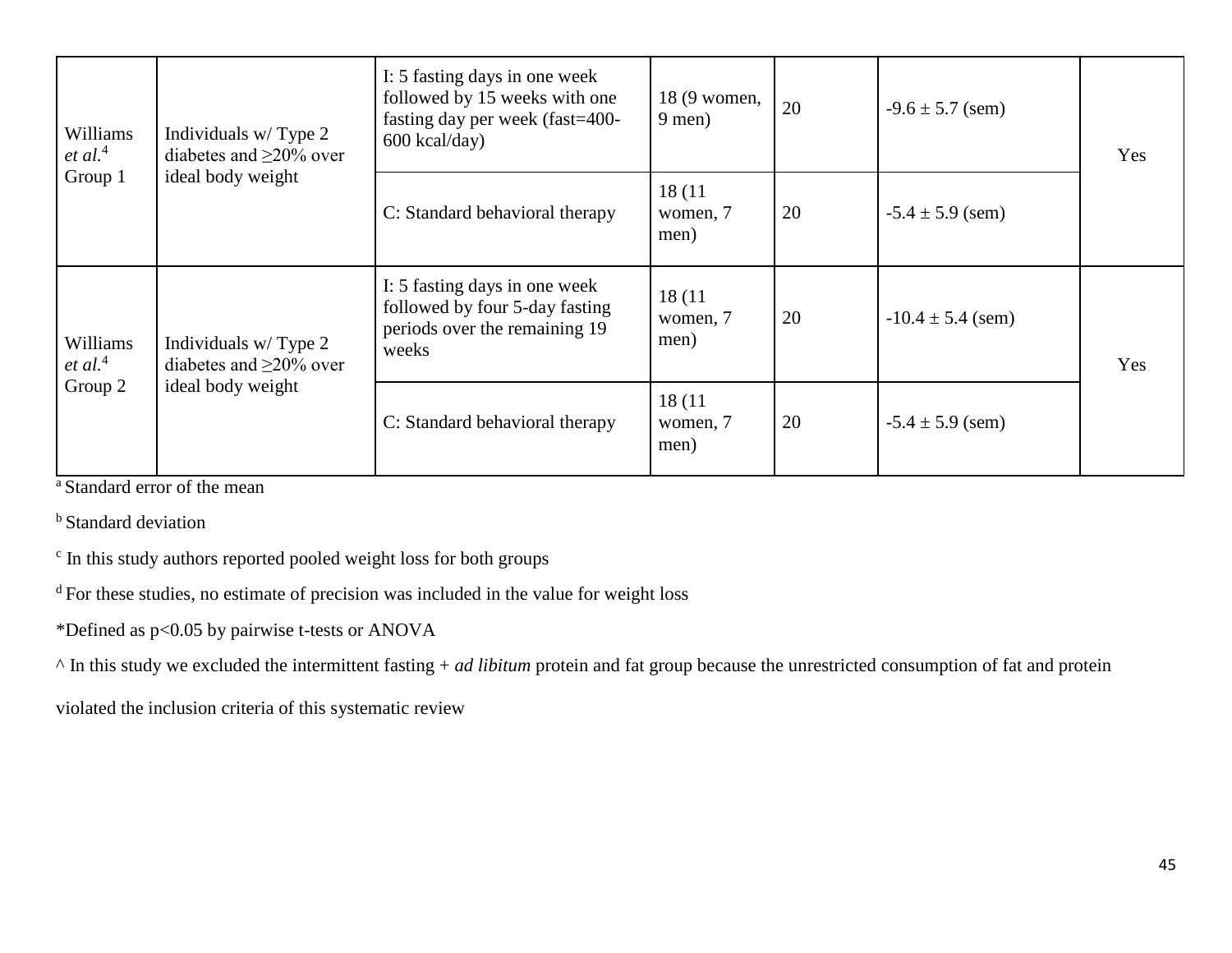| | | | | | | |
|---|---|---|---|---|---|---|
| Williams *et al.*[4] Group 1 | Individuals w/ Type 2 diabetes and ≥20% over ideal body weight | I: 5 fasting days in one week followed by 15 weeks with one fasting day per week (fast=400-600 kcal/day) | 18 (9 women, 9 men) | 20 | -9.6 ± 5.7 (sem) | Yes |
| | | C: Standard behavioral therapy | 18 (11 women, 7 men) | 20 | -5.4 ± 5.9 (sem) | |
| Williams *et al.*[4] Group 2 | Individuals w/ Type 2 diabetes and ≥20% over ideal body weight | I: 5 fasting days in one week followed by four 5-day fasting periods over the remaining 19 weeks | 18 (11 women, 7 men) | 20 | -10.4 ± 5.4 (sem) | Yes |
| | | C: Standard behavioral therapy | 18 (11 women, 7 men) | 20 | -5.4 ± 5.9 (sem) | |

[a] Standard error of the mean

[b] Standard deviation

[c] In this study authors reported pooled weight loss for both groups

[d] For these studies, no estimate of precision was included in the value for weight loss

*Defined as $p<0.05$ by pairwise t-tests or ANOVA

^ In this study we excluded the intermittent fasting + *ad libitum* protein and fat group because the unrestricted consumption of fat and protein violated the inclusion criteria of this systematic review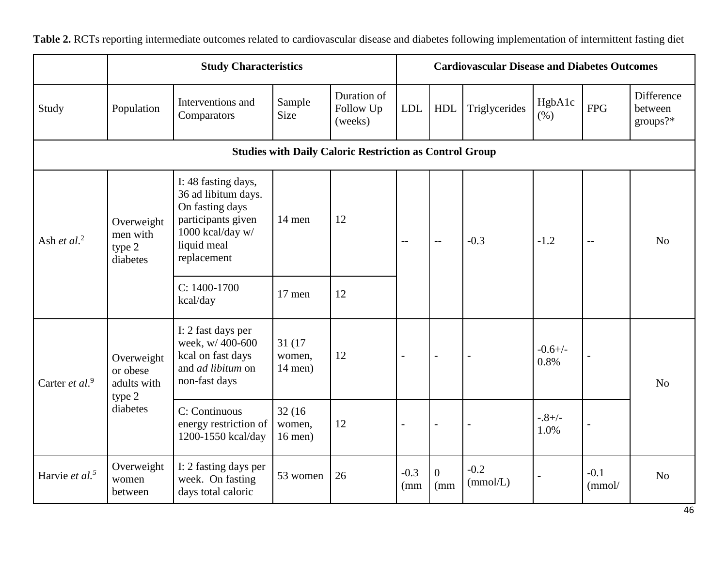**Table 2.** RCTs reporting intermediate outcomes related to cardiovascular disease and diabetes following implementation of intermittent fasting diet

| | Study Characteristics | | | | Cardiovascular Disease and Diabetes Outcomes | | | | | |
|---|---|---|---|---|---|---|---|---|---|---|
| Study | Population | Interventions and Comparators | Sample Size | Duration of Follow Up (weeks) | LDL | HDL | Triglycerides | HgbA1c (%) | FPG | Difference between groups?* |
| **Studies with Daily Caloric Restriction as Control Group** | | | | | | | | | | |
| Ash *et al.*[2] | Overweight men with type 2 diabetes | I: 48 fasting days, 36 ad libitum days. On fasting days participants given 1000 kcal/day w/ liquid meal replacement | 14 men | 12 | -- | -- | -0.3 | -1.2 | -- | No |
| | | C: 1400-1700 kcal/day | 17 men | 12 | | | | | | |
| Carter *et al.*[9] | Overweight or obese adults with type 2 diabetes | I: 2 fast days per week, w/ 400-600 kcal on fast days and *ad libitum* on non-fast days | 31 (17 women, 14 men) | 12 | - | - | - | -0.6+/- 0.8% | - | No |
| | | C: Continuous energy restriction of 1200-1550 kcal/day | 32 (16 women, 16 men) | 12 | - | - | - | -.8+/- 1.0% | - | |
| Harvie *et al.*[5] | Overweight women between | I: 2 fasting days per week. On fasting days total caloric | 53 women | 26 | -0.3 (mm | 0 (mm | -0.2 (mmol/L) | - | -0.1 (mmol/ | No |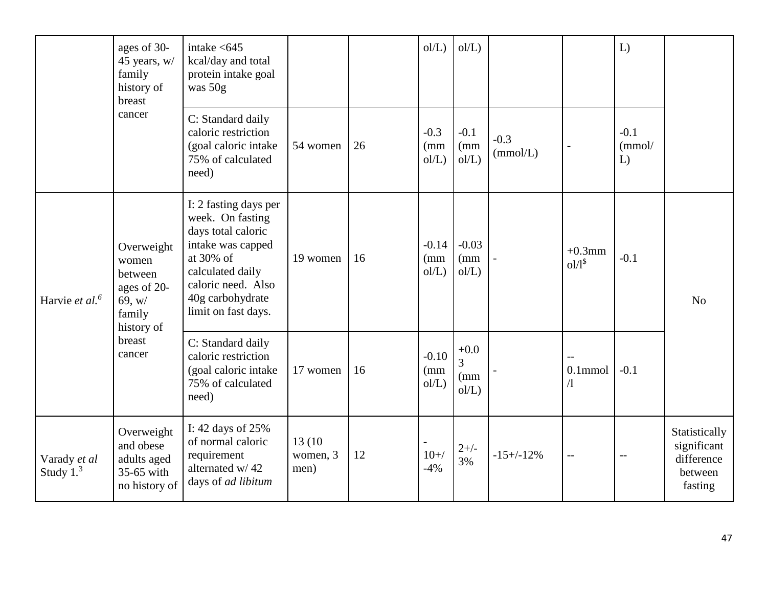|  |  |  |  |  |  |  |  |  |  |  |
|---|---|---|---|---|---|---|---|---|---|---|
|  | ages of 30-45 years, w/ family history of breast cancer | intake <645 kcal/day and total protein intake goal was 50g |  |  | ol/L) | ol/L) |  |  | L) |  |
|  |  | C: Standard daily caloric restriction (goal caloric intake 75% of calculated need) | 54 women | 26 | -0.3 (mmol/L) | -0.1 (mmol/L) | -0.3 (mmol/L) | - | -0.1 (mmol/L) |  |
| Harvie *et al.*[6] | Overweight women between ages of 20-69, w/ family history of breast cancer | I: 2 fasting days per week. On fasting days total caloric intake was capped at 30% of calculated daily caloric need. Also 40g carbohydrate limit on fast days. | 19 women | 16 | -0.14 (mmol/L) | -0.03 (mmol/L) | - | +0.3mmol/l[$] | -0.1 | No |
|  |  | C: Standard daily caloric restriction (goal caloric intake 75% of calculated need) | 17 women | 16 | -0.10 (mmol/L) | +0.03 (mmol/L) | - | --0.1mmol/l | -0.1 |  |
| Varady *et al* Study 1.[3] | Overweight and obese adults aged 35-65 with no history of | I: 42 days of 25% of normal caloric requirement alternated w/ 42 days of *ad libitum* | 13 (10 women, 3 men) | 12 | -10+/-4% | 2+/-3% | -15+/-12% | -- | -- | Statistically significant difference between fasting |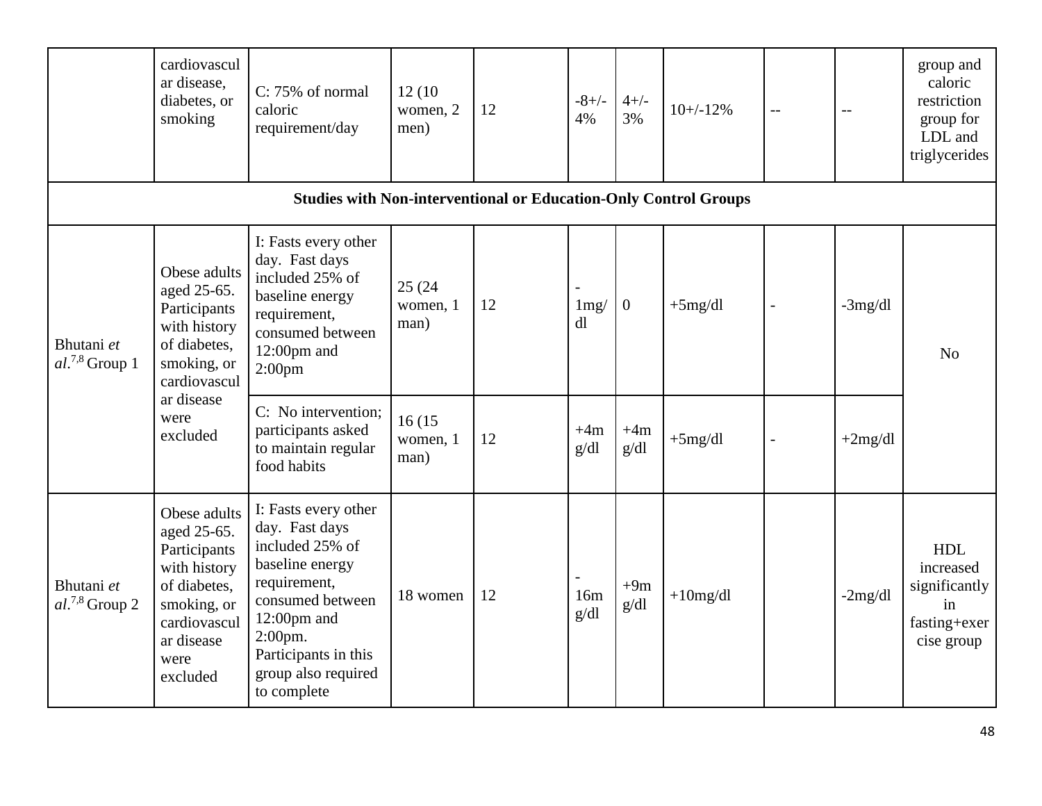| | | | | | | | | | | |
|---|---|---|---|---|---|---|---|---|---|---|
| | cardiovascular disease, diabetes, or smoking | C: 75% of normal caloric requirement/day | 12 (10 women, 2 men) | 12 | -8+/-4% | 4+/-3% | 10+/-12% | -- | -- | group and caloric restriction group for LDL and triglycerides |
| **Studies with Non-interventional or Education-Only Control Groups** | | | | | | | | | | |
| Bhutani *et al.*[7,8] Group 1 | Obese adults aged 25-65. Participants with history of diabetes, smoking, or cardiovascular disease were excluded | I: Fasts every other day. Fast days included 25% of baseline energy requirement, consumed between 12:00pm and 2:00pm | 25 (24 women, 1 man) | 12 | -1mg/dl | 0 | +5mg/dl | - | -3mg/dl | No |
| | | C: No intervention; participants asked to maintain regular food habits | 16 (15 women, 1 man) | 12 | +4mg/dl | +4mg/dl | +5mg/dl | - | +2mg/dl | |
| Bhutani *et al.*[7,8] Group 2 | Obese adults aged 25-65. Participants with history of diabetes, smoking, or cardiovascular disease were excluded | I: Fasts every other day. Fast days included 25% of baseline energy requirement, consumed between 12:00pm and 2:00pm. Participants in this group also required to complete | 18 women | 12 | -16mg/dl | +9mg/dl | +10mg/dl | | -2mg/dl | HDL increased significantly in fasting+exercise group |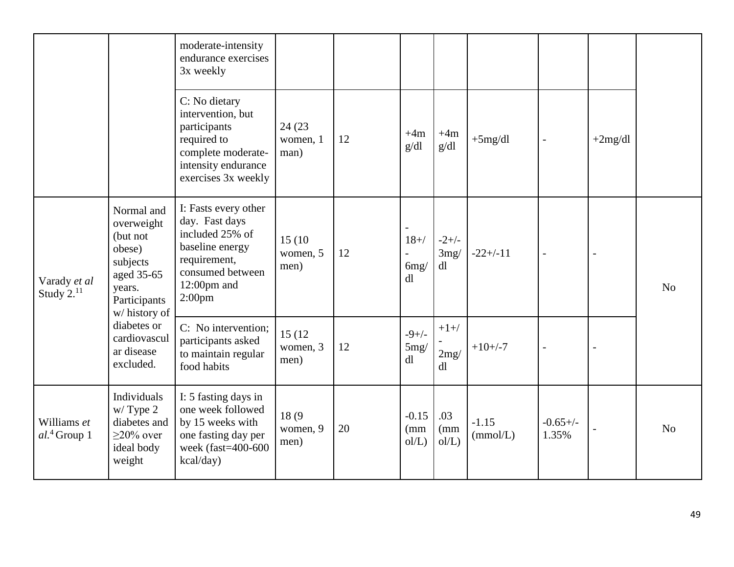| | | moderate-intensity endurance exercises 3x weekly | | | | | | | | |
|---|---|---|---|---|---|---|---|---|---|---|
| | | C: No dietary intervention, but participants required to complete moderate-intensity endurance exercises 3x weekly | 24 (23 women, 1 man) | 12 | +4mg/dl | +4mg/dl | +5mg/dl | - | +2mg/dl | |
| Varady *et al* Study 2.[11] | Normal and overweight (but not obese) subjects aged 35-65 years. Participants w/ history of diabetes or cardiovascular disease excluded. | I: Fasts every other day. Fast days included 25% of baseline energy requirement, consumed between 12:00pm and 2:00pm | 15 (10 women, 5 men) | 12 | -18+/-6mg/dl | -2+/-3mg/dl | -22+/-11 | - | - | No |
| | | C: No intervention; participants asked to maintain regular food habits | 15 (12 women, 3 men) | 12 | -9+/-5mg/dl | +1+/-2mg/dl | +10+/-7 | - | - | |
| Williams *et al.*[4] Group 1 | Individuals w/ Type 2 diabetes and ≥20% over ideal body weight | I: 5 fasting days in one week followed by 15 weeks with one fasting day per week (fast=400-600 kcal/day) | 18 (9 women, 9 men) | 20 | -0.15 (mmol/L) | .03 (mmol/L) | -1.15 (mmol/L) | -0.65+/-1.35% | - | No |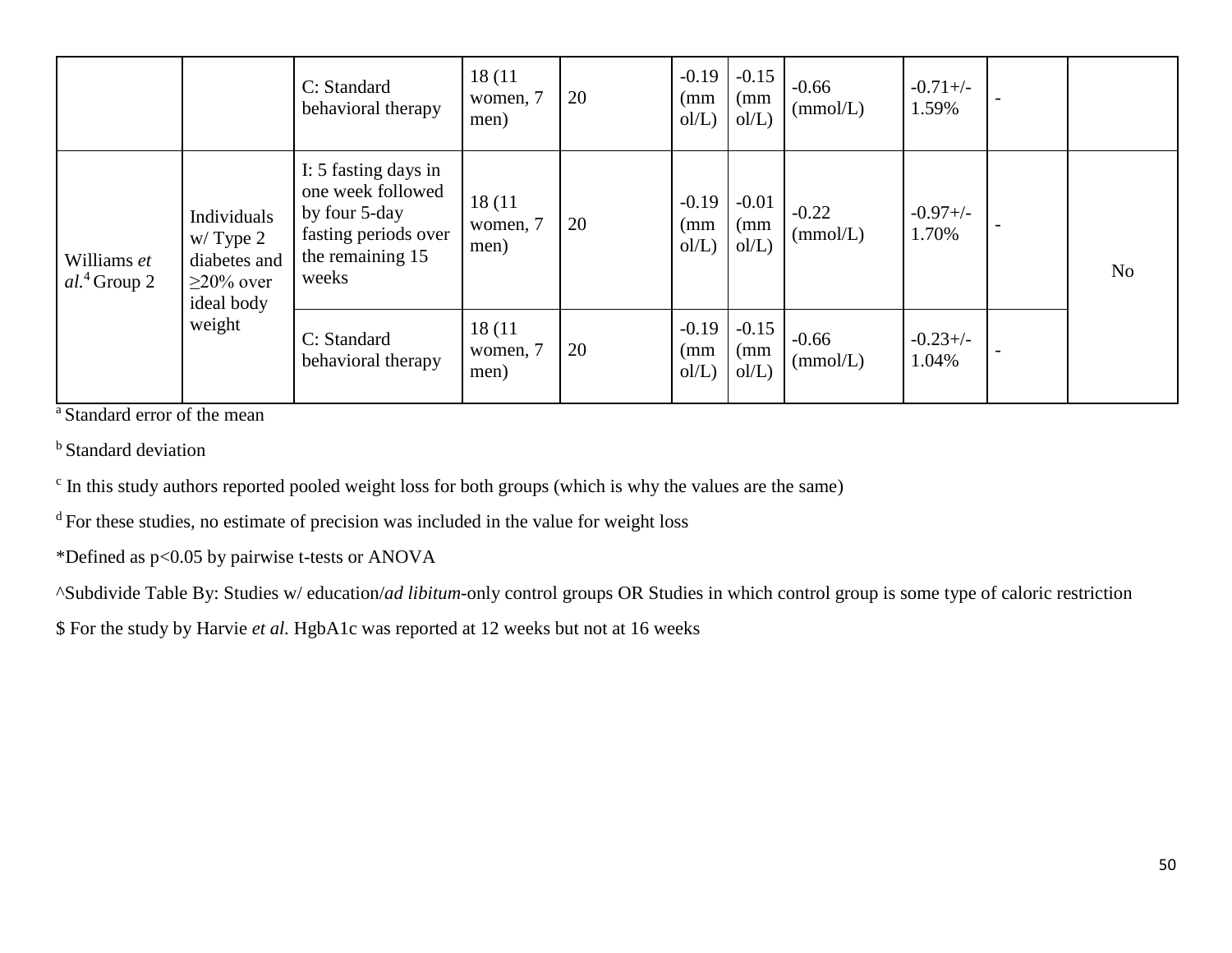| | | C: Standard behavioral therapy | 18 (11 women, 7 men) | 20 | -0.19 (mmol/L) | -0.15 (mmol/L) | -0.66 (mmol/L) | -0.71+/-1.59% | - | |
|---|---|---|---|---|---|---|---|---|---|---|
| Williams *et al.*[4] Group 2 | Individuals w/ Type 2 diabetes and ≥20% over ideal body weight | I: 5 fasting days in one week followed by four 5-day fasting periods over the remaining 15 weeks | 18 (11 women, 7 men) | 20 | -0.19 (mmol/L) | -0.01 (mmol/L) | -0.22 (mmol/L) | -0.97+/-1.70% | - | No |
| | | C: Standard behavioral therapy | 18 (11 women, 7 men) | 20 | -0.19 (mmol/L) | -0.15 (mmol/L) | -0.66 (mmol/L) | -0.23+/-1.04% | - | |

[a] Standard error of the mean

[b] Standard deviation

[c] In this study authors reported pooled weight loss for both groups (which is why the values are the same)

[d] For these studies, no estimate of precision was included in the value for weight loss

*Defined as $p<0.05$ by pairwise t-tests or ANOVA

^Subdivide Table By: Studies w/ education/*ad libitum*-only control groups OR Studies in which control group is some type of caloric restriction

$ For the study by Harvie *et al.* HgbA1c was reported at 12 weeks but not at 16 weeks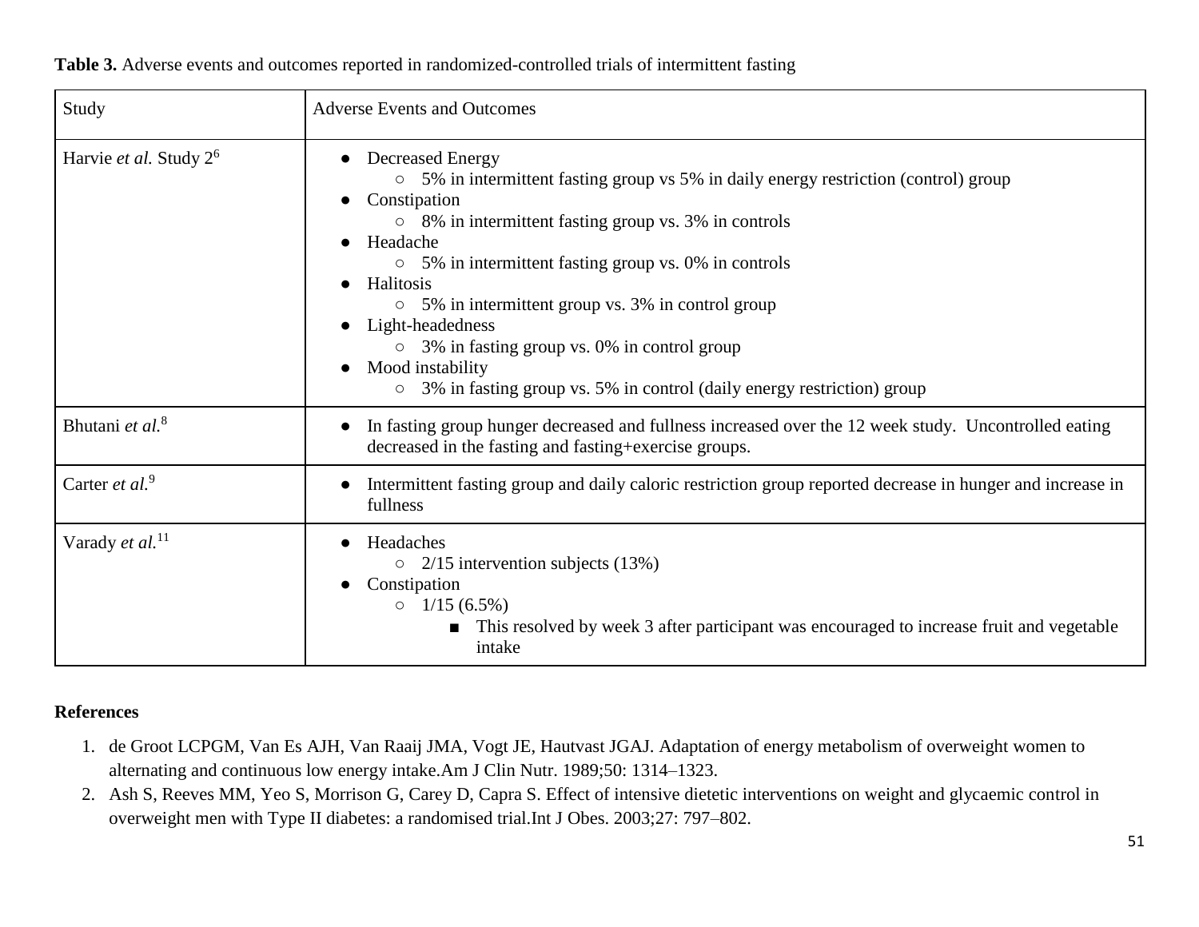**Table 3.** Adverse events and outcomes reported in randomized-controlled trials of intermittent fasting

| Study | Adverse Events and Outcomes |
|---|---|
| Harvie *et al.* Study 2[6] | • Decreased Energy<br>&nbsp;&nbsp;○ 5% in intermittent fasting group vs 5% in daily energy restriction (control) group<br>• Constipation<br>&nbsp;&nbsp;○ 8% in intermittent fasting group vs. 3% in controls<br>• Headache<br>&nbsp;&nbsp;○ 5% in intermittent fasting group vs. 0% in controls<br>• Halitosis<br>&nbsp;&nbsp;○ 5% in intermittent group vs. 3% in control group<br>• Light-headedness<br>&nbsp;&nbsp;○ 3% in fasting group vs. 0% in control group<br>• Mood instability<br>&nbsp;&nbsp;○ 3% in fasting group vs. 5% in control (daily energy restriction) group |
| Bhutani *et al.*[8] | • In fasting group hunger decreased and fullness increased over the 12 week study. Uncontrolled eating decreased in the fasting and fasting+exercise groups. |
| Carter *et al.*[9] | • Intermittent fasting group and daily caloric restriction group reported decrease in hunger and increase in fullness |
| Varady *et al.*[11] | • Headaches<br>&nbsp;&nbsp;○ 2/15 intervention subjects (13%)<br>• Constipation<br>&nbsp;&nbsp;○ 1/15 (6.5%)<br>&nbsp;&nbsp;&nbsp;&nbsp;■ This resolved by week 3 after participant was encouraged to increase fruit and vegetable intake |

**References**

1. de Groot LCPGM, Van Es AJH, Van Raaij JMA, Vogt JE, Hautvast JGAJ. Adaptation of energy metabolism of overweight women to alternating and continuous low energy intake.Am J Clin Nutr. 1989;50: 1314–1323.
2. Ash S, Reeves MM, Yeo S, Morrison G, Carey D, Capra S. Effect of intensive dietetic interventions on weight and glycaemic control in overweight men with Type II diabetes: a randomised trial.Int J Obes. 2003;27: 797–802.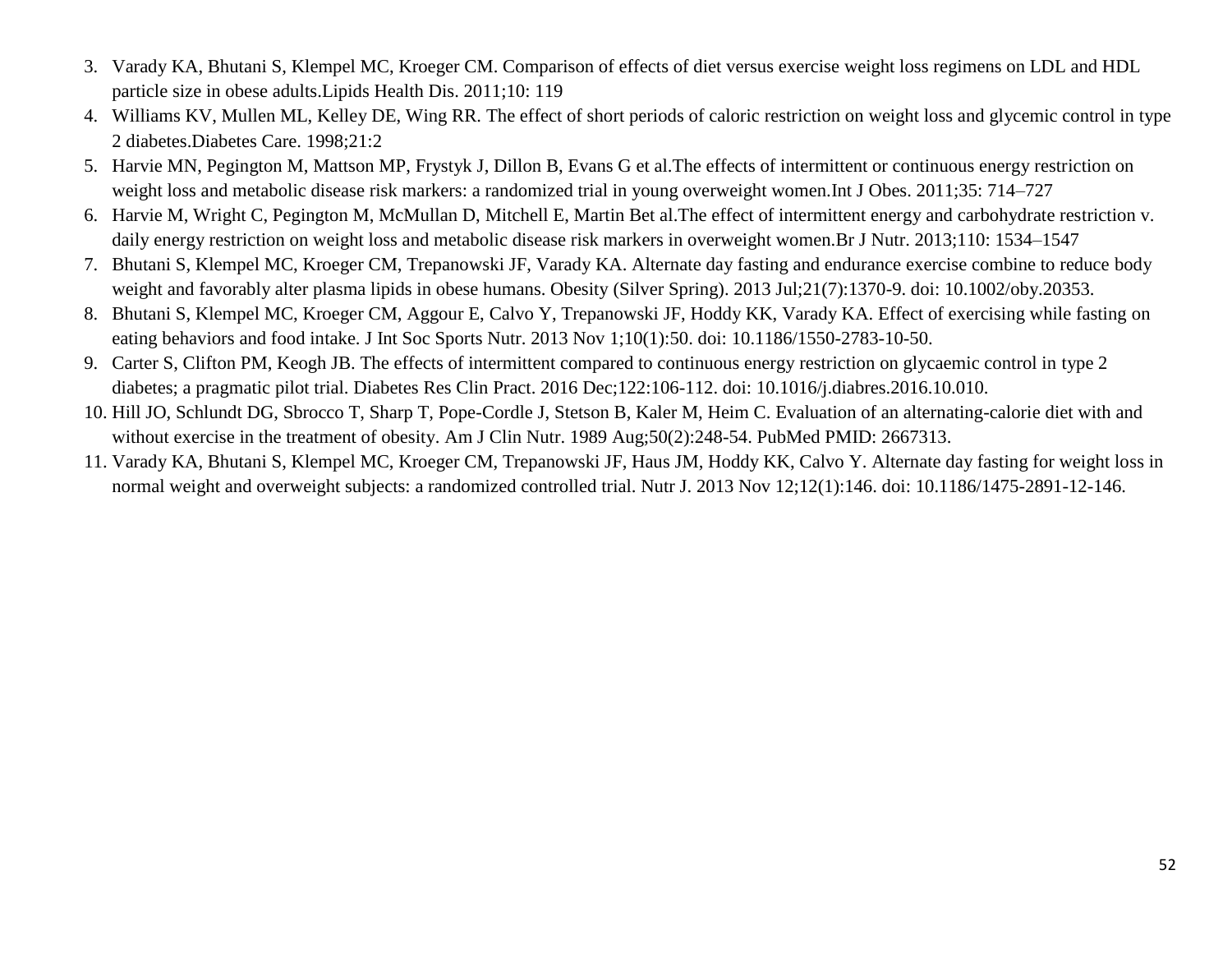3. Varady KA, Bhutani S, Klempel MC, Kroeger CM. Comparison of effects of diet versus exercise weight loss regimens on LDL and HDL particle size in obese adults.Lipids Health Dis. 2011;10: 119
4. Williams KV, Mullen ML, Kelley DE, Wing RR. The effect of short periods of caloric restriction on weight loss and glycemic control in type 2 diabetes.Diabetes Care. 1998;21:2
5. Harvie MN, Pegington M, Mattson MP, Frystyk J, Dillon B, Evans G et al.The effects of intermittent or continuous energy restriction on weight loss and metabolic disease risk markers: a randomized trial in young overweight women.Int J Obes. 2011;35: 714–727
6. Harvie M, Wright C, Pegington M, McMullan D, Mitchell E, Martin Bet al.The effect of intermittent energy and carbohydrate restriction v. daily energy restriction on weight loss and metabolic disease risk markers in overweight women.Br J Nutr. 2013;110: 1534–1547
7. Bhutani S, Klempel MC, Kroeger CM, Trepanowski JF, Varady KA. Alternate day fasting and endurance exercise combine to reduce body weight and favorably alter plasma lipids in obese humans. Obesity (Silver Spring). 2013 Jul;21(7):1370-9. doi: 10.1002/oby.20353.
8. Bhutani S, Klempel MC, Kroeger CM, Aggour E, Calvo Y, Trepanowski JF, Hoddy KK, Varady KA. Effect of exercising while fasting on eating behaviors and food intake. J Int Soc Sports Nutr. 2013 Nov 1;10(1):50. doi: 10.1186/1550-2783-10-50.
9. Carter S, Clifton PM, Keogh JB. The effects of intermittent compared to continuous energy restriction on glycaemic control in type 2 diabetes; a pragmatic pilot trial. Diabetes Res Clin Pract. 2016 Dec;122:106-112. doi: 10.1016/j.diabres.2016.10.010.
10. Hill JO, Schlundt DG, Sbrocco T, Sharp T, Pope-Cordle J, Stetson B, Kaler M, Heim C. Evaluation of an alternating-calorie diet with and without exercise in the treatment of obesity. Am J Clin Nutr. 1989 Aug;50(2):248-54. PubMed PMID: 2667313.
11. Varady KA, Bhutani S, Klempel MC, Kroeger CM, Trepanowski JF, Haus JM, Hoddy KK, Calvo Y. Alternate day fasting for weight loss in normal weight and overweight subjects: a randomized controlled trial. Nutr J. 2013 Nov 12;12(1):146. doi: 10.1186/1475-2891-12-146.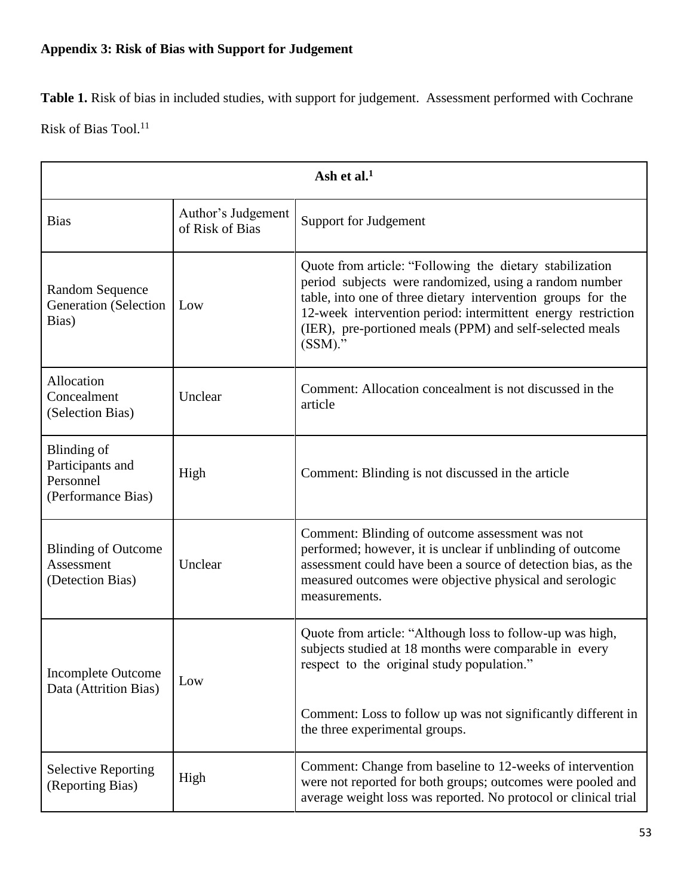**Appendix 3: Risk of Bias with Support for Judgement**

**Table 1.** Risk of bias in included studies, with support for judgement. Assessment performed with Cochrane Risk of Bias Tool.[11]

| **Ash et al.[1]** | | |
|---|---|---|
| Bias | Author's Judgement of Risk of Bias | Support for Judgement |
| Random Sequence Generation (Selection Bias) | Low | Quote from article: "Following the dietary stabilization period subjects were randomized, using a random number table, into one of three dietary intervention groups for the 12-week intervention period: intermittent energy restriction (IER), pre-portioned meals (PPM) and self-selected meals (SSM)." |
| Allocation Concealment (Selection Bias) | Unclear | Comment: Allocation concealment is not discussed in the article |
| Blinding of Participants and Personnel (Performance Bias) | High | Comment: Blinding is not discussed in the article |
| Blinding of Outcome Assessment (Detection Bias) | Unclear | Comment: Blinding of outcome assessment was not performed; however, it is unclear if unblinding of outcome assessment could have been a source of detection bias, as the measured outcomes were objective physical and serologic measurements. |
| Incomplete Outcome Data (Attrition Bias) | Low | Quote from article: "Although loss to follow-up was high, subjects studied at 18 months were comparable in every respect to the original study population."<br><br>Comment: Loss to follow up was not significantly different in the three experimental groups. |
| Selective Reporting (Reporting Bias) | High | Comment: Change from baseline to 12-weeks of intervention were not reported for both groups; outcomes were pooled and average weight loss was reported. No protocol or clinical trial |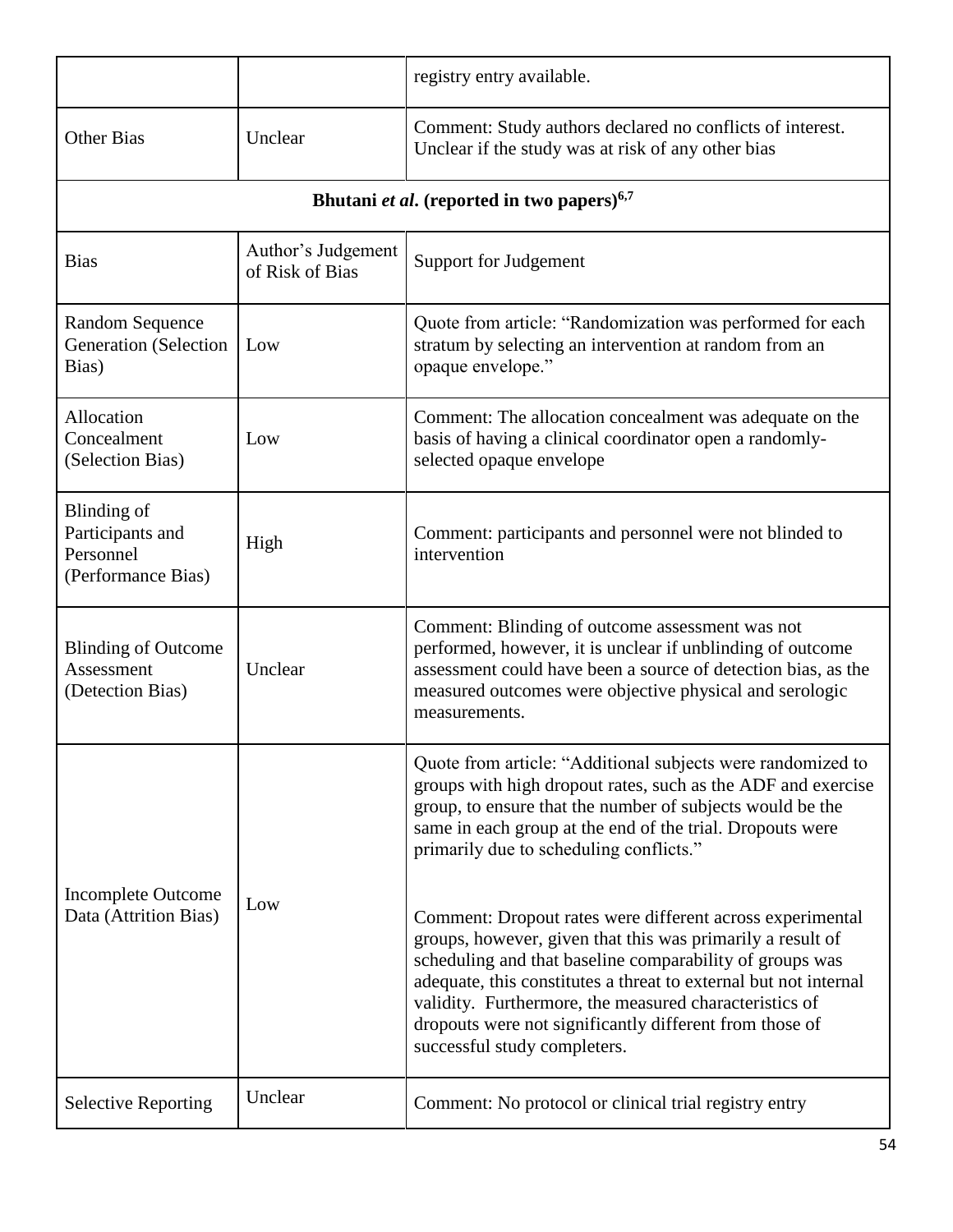| | | registry entry available. |
|---|---|---|
| Other Bias | Unclear | Comment: Study authors declared no conflicts of interest. Unclear if the study was at risk of any other bias |

**Bhutani *et al*. (reported in two papers)[6,7]**

| Bias | Author's Judgement of Risk of Bias | Support for Judgement |
|---|---|---|
| Random Sequence Generation (Selection Bias) | Low | Quote from article: "Randomization was performed for each stratum by selecting an intervention at random from an opaque envelope." |
| Allocation Concealment (Selection Bias) | Low | Comment: The allocation concealment was adequate on the basis of having a clinical coordinator open a randomly-selected opaque envelope |
| Blinding of Participants and Personnel (Performance Bias) | High | Comment: participants and personnel were not blinded to intervention |
| Blinding of Outcome Assessment (Detection Bias) | Unclear | Comment: Blinding of outcome assessment was not performed, however, it is unclear if unblinding of outcome assessment could have been a source of detection bias, as the measured outcomes were objective physical and serologic measurements. |
| Incomplete Outcome Data (Attrition Bias) | Low | Quote from article: "Additional subjects were randomized to groups with high dropout rates, such as the ADF and exercise group, to ensure that the number of subjects would be the same in each group at the end of the trial. Dropouts were primarily due to scheduling conflicts." <br><br> Comment: Dropout rates were different across experimental groups, however, given that this was primarily a result of scheduling and that baseline comparability of groups was adequate, this constitutes a threat to external but not internal validity. Furthermore, the measured characteristics of dropouts were not significantly different from those of successful study completers. |
| Selective Reporting | Unclear | Comment: No protocol or clinical trial registry entry |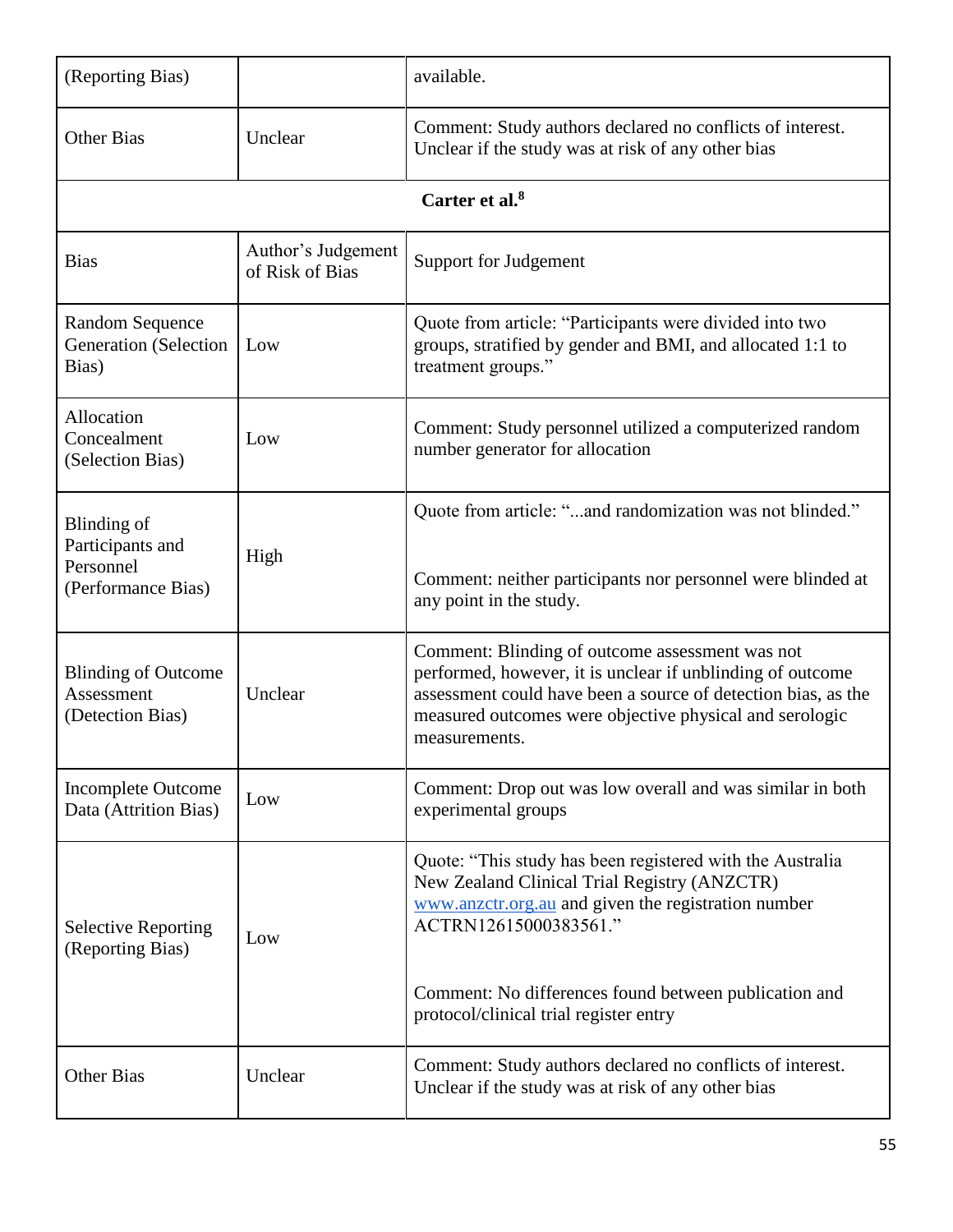| (Reporting Bias) | | available. |
|---|---|---|
| Other Bias | Unclear | Comment: Study authors declared no conflicts of interest. Unclear if the study was at risk of any other bias |
| **Carter et al.[8]** | | |
| Bias | Author's Judgement of Risk of Bias | Support for Judgement |
| Random Sequence Generation (Selection Bias) | Low | Quote from article: "Participants were divided into two groups, stratified by gender and BMI, and allocated 1:1 to treatment groups." |
| Allocation Concealment (Selection Bias) | Low | Comment: Study personnel utilized a computerized random number generator for allocation |
| Blinding of Participants and Personnel (Performance Bias) | High | Quote from article: "...and randomization was not blinded." Comment: neither participants nor personnel were blinded at any point in the study. |
| Blinding of Outcome Assessment (Detection Bias) | Unclear | Comment: Blinding of outcome assessment was not performed, however, it is unclear if unblinding of outcome assessment could have been a source of detection bias, as the measured outcomes were objective physical and serologic measurements. |
| Incomplete Outcome Data (Attrition Bias) | Low | Comment: Drop out was low overall and was similar in both experimental groups |
| Selective Reporting (Reporting Bias) | Low | Quote: "This study has been registered with the Australia New Zealand Clinical Trial Registry (ANZCTR) www.anzctr.org.au and given the registration number ACTRN12615000383561." Comment: No differences found between publication and protocol/clinical trial register entry |
| Other Bias | Unclear | Comment: Study authors declared no conflicts of interest. Unclear if the study was at risk of any other bias |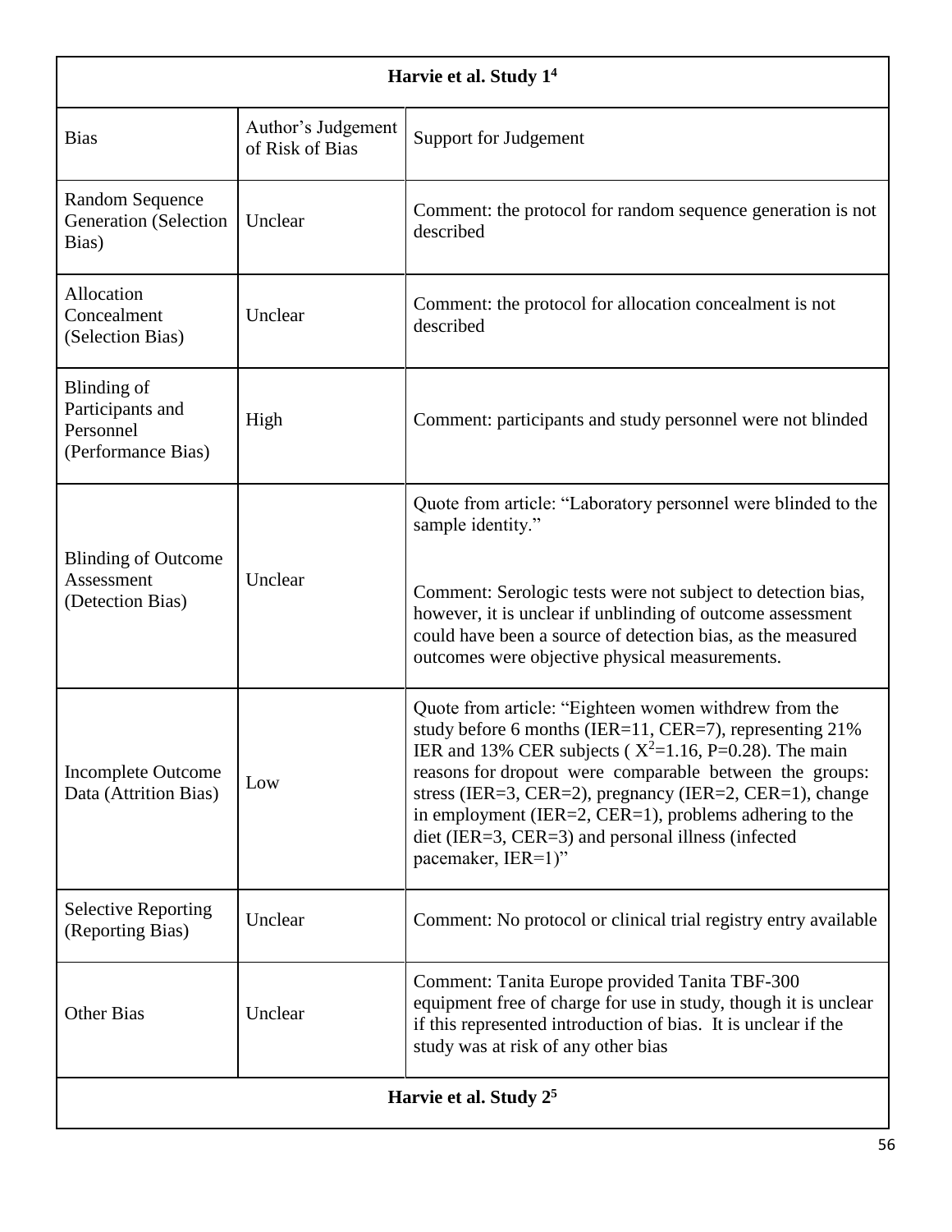| Harvie et al. Study 1[4] | | |
|---|---|---|
| Bias | Author's Judgement of Risk of Bias | Support for Judgement |
| Random Sequence Generation (Selection Bias) | Unclear | Comment: the protocol for random sequence generation is not described |
| Allocation Concealment (Selection Bias) | Unclear | Comment: the protocol for allocation concealment is not described |
| Blinding of Participants and Personnel (Performance Bias) | High | Comment: participants and study personnel were not blinded |
| Blinding of Outcome Assessment (Detection Bias) | Unclear | Quote from article: "Laboratory personnel were blinded to the sample identity." <br><br> Comment: Serologic tests were not subject to detection bias, however, it is unclear if unblinding of outcome assessment could have been a source of detection bias, as the measured outcomes were objective physical measurements. |
| Incomplete Outcome Data (Attrition Bias) | Low | Quote from article: "Eighteen women withdrew from the study before 6 months (IER=11, CER=7), representing 21% IER and 13% CER subjects ( $X^2$=1.16, P=0.28). The main reasons for dropout were comparable between the groups: stress (IER=3, CER=2), pregnancy (IER=2, CER=1), change in employment (IER=2, CER=1), problems adhering to the diet (IER=3, CER=3) and personal illness (infected pacemaker, IER=1)" |
| Selective Reporting (Reporting Bias) | Unclear | Comment: No protocol or clinical trial registry entry available |
| Other Bias | Unclear | Comment: Tanita Europe provided Tanita TBF-300 equipment free of charge for use in study, though it is unclear if this represented introduction of bias. It is unclear if the study was at risk of any other bias |
| Harvie et al. Study 2[5] | | |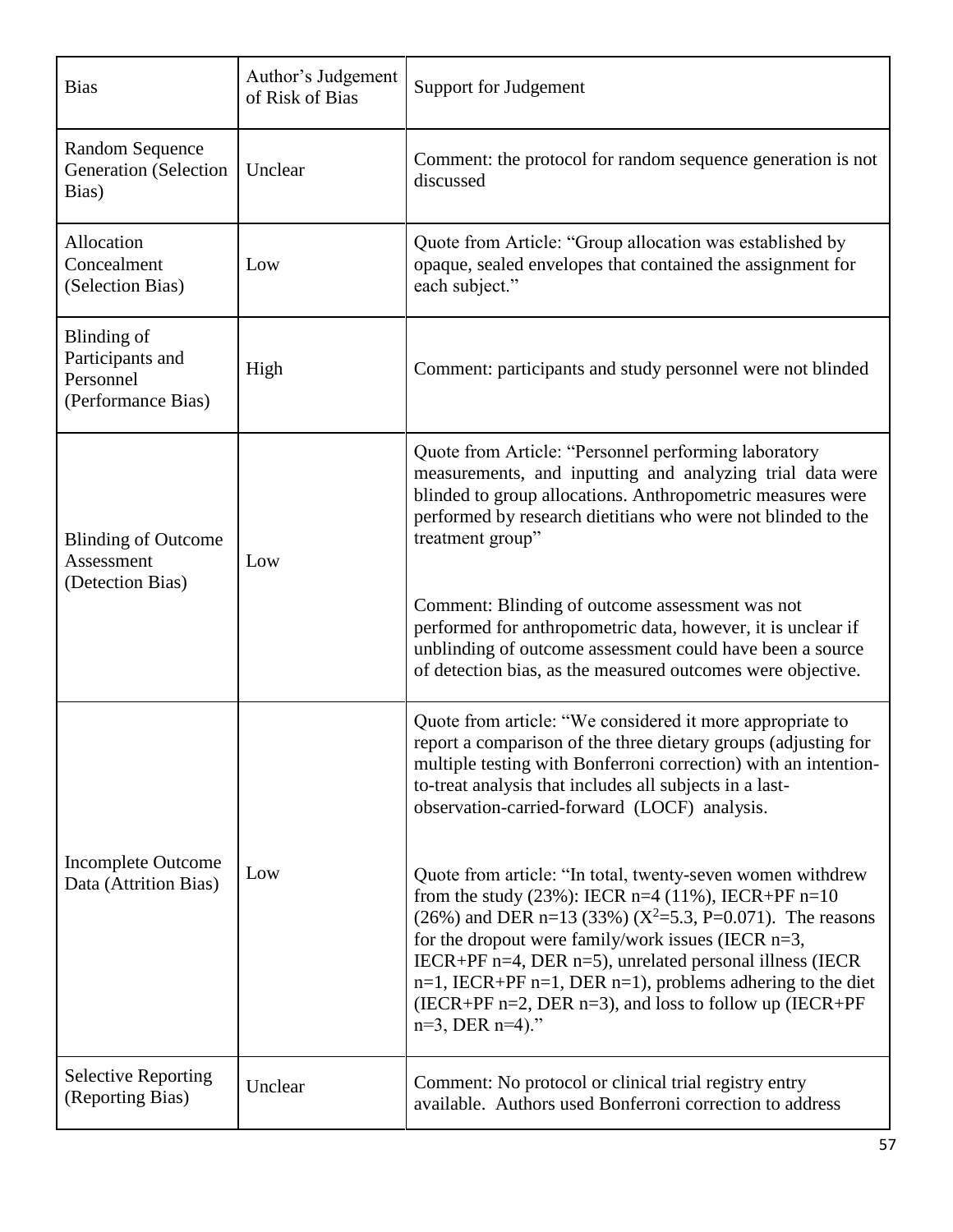| Bias | Author's Judgement of Risk of Bias | Support for Judgement |
|---|---|---|
| Random Sequence Generation (Selection Bias) | Unclear | Comment: the protocol for random sequence generation is not discussed |
| Allocation Concealment (Selection Bias) | Low | Quote from Article: "Group allocation was established by opaque, sealed envelopes that contained the assignment for each subject." |
| Blinding of Participants and Personnel (Performance Bias) | High | Comment: participants and study personnel were not blinded |
| Blinding of Outcome Assessment (Detection Bias) | Low | Quote from Article: "Personnel performing laboratory measurements, and inputting and analyzing trial data were blinded to group allocations. Anthropometric measures were performed by research dietitians who were not blinded to the treatment group"<br><br>Comment: Blinding of outcome assessment was not performed for anthropometric data, however, it is unclear if unblinding of outcome assessment could have been a source of detection bias, as the measured outcomes were objective. |
| Incomplete Outcome Data (Attrition Bias) | Low | Quote from article: "We considered it more appropriate to report a comparison of the three dietary groups (adjusting for multiple testing with Bonferroni correction) with an intention-to-treat analysis that includes all subjects in a last-observation-carried-forward (LOCF) analysis.<br><br>Quote from article: "In total, twenty-seven women withdrew from the study (23%): IECR n=4 (11%), IECR+PF n=10 (26%) and DER n=13 (33%) ($X^2$=5.3, P=0.071). The reasons for the dropout were family/work issues (IECR n=3, IECR+PF n=4, DER n=5), unrelated personal illness (IECR n=1, IECR+PF n=1, DER n=1), problems adhering to the diet (IECR+PF n=2, DER n=3), and loss to follow up (IECR+PF n=3, DER n=4)." |
| Selective Reporting (Reporting Bias) | Unclear | Comment: No protocol or clinical trial registry entry available. Authors used Bonferroni correction to address |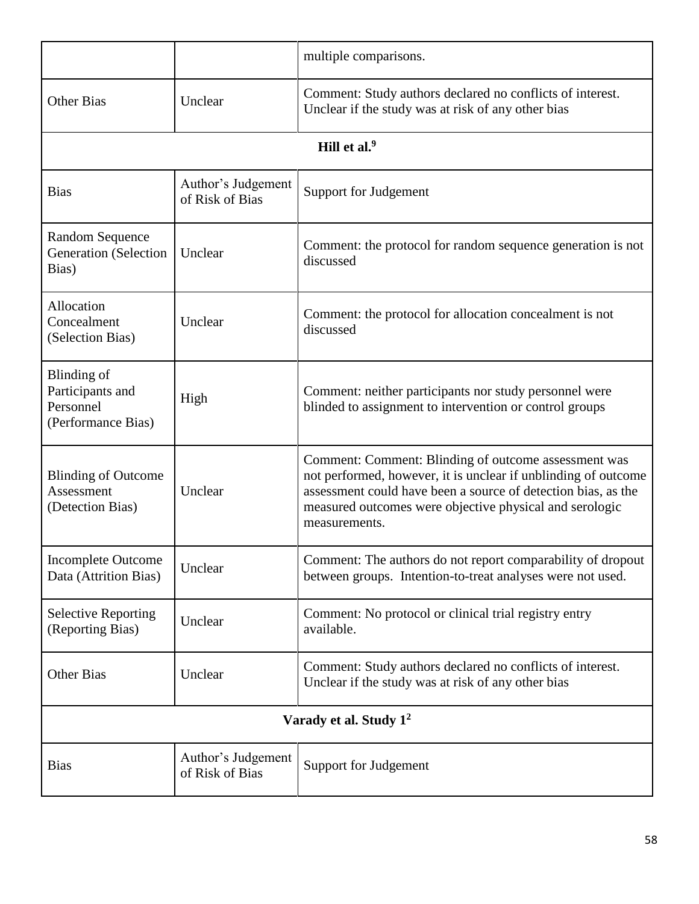| | | |
|---|---|---|
| | | multiple comparisons. |
| Other Bias | Unclear | Comment: Study authors declared no conflicts of interest. Unclear if the study was at risk of any other bias |
| **Hill et al.[9]** | | |
| Bias | Author's Judgement of Risk of Bias | Support for Judgement |
| Random Sequence Generation (Selection Bias) | Unclear | Comment: the protocol for random sequence generation is not discussed |
| Allocation Concealment (Selection Bias) | Unclear | Comment: the protocol for allocation concealment is not discussed |
| Blinding of Participants and Personnel (Performance Bias) | High | Comment: neither participants nor study personnel were blinded to assignment to intervention or control groups |
| Blinding of Outcome Assessment (Detection Bias) | Unclear | Comment: Comment: Blinding of outcome assessment was not performed, however, it is unclear if unblinding of outcome assessment could have been a source of detection bias, as the measured outcomes were objective physical and serologic measurements. |
| Incomplete Outcome Data (Attrition Bias) | Unclear | Comment: The authors do not report comparability of dropout between groups. Intention-to-treat analyses were not used. |
| Selective Reporting (Reporting Bias) | Unclear | Comment: No protocol or clinical trial registry entry available. |
| Other Bias | Unclear | Comment: Study authors declared no conflicts of interest. Unclear if the study was at risk of any other bias |
| **Varady et al. Study 1[2]** | | |
| Bias | Author's Judgement of Risk of Bias | Support for Judgement |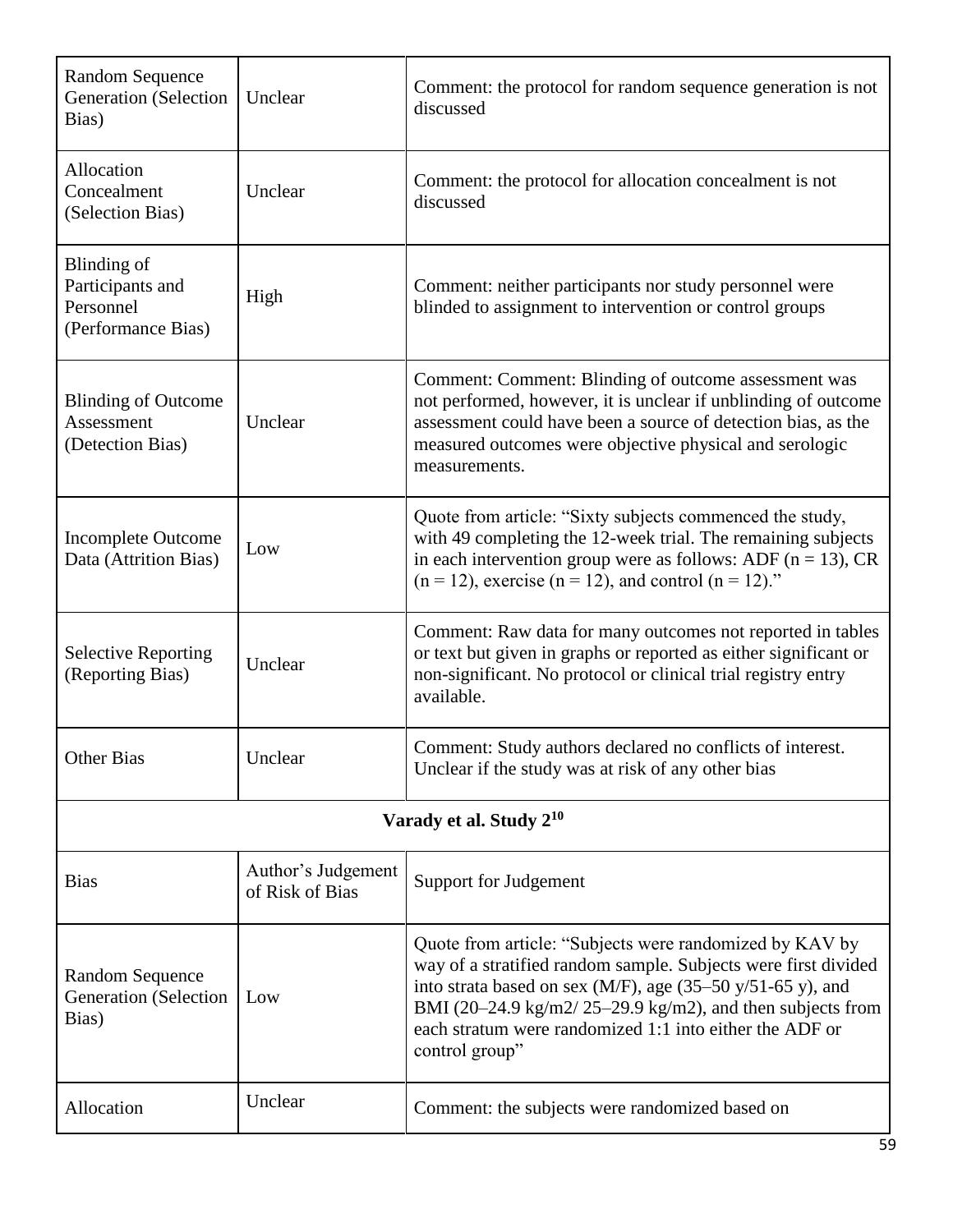| | | |
|---|---|---|
| Random Sequence Generation (Selection Bias) | Unclear | Comment: the protocol for random sequence generation is not discussed |
| Allocation Concealment (Selection Bias) | Unclear | Comment: the protocol for allocation concealment is not discussed |
| Blinding of Participants and Personnel (Performance Bias) | High | Comment: neither participants nor study personnel were blinded to assignment to intervention or control groups |
| Blinding of Outcome Assessment (Detection Bias) | Unclear | Comment: Comment: Blinding of outcome assessment was not performed, however, it is unclear if unblinding of outcome assessment could have been a source of detection bias, as the measured outcomes were objective physical and serologic measurements. |
| Incomplete Outcome Data (Attrition Bias) | Low | Quote from article: "Sixty subjects commenced the study, with 49 completing the 12-week trial. The remaining subjects in each intervention group were as follows: ADF (n = 13), CR (n = 12), exercise (n = 12), and control (n = 12)." |
| Selective Reporting (Reporting Bias) | Unclear | Comment: Raw data for many outcomes not reported in tables or text but given in graphs or reported as either significant or non-significant. No protocol or clinical trial registry entry available. |
| Other Bias | Unclear | Comment: Study authors declared no conflicts of interest. Unclear if the study was at risk of any other bias |

**Varady et al. Study 2[10]**

| Bias | Author's Judgement of Risk of Bias | Support for Judgement |
|---|---|---|
| Random Sequence Generation (Selection Bias) | Low | Quote from article: "Subjects were randomized by KAV by way of a stratified random sample. Subjects were first divided into strata based on sex (M/F), age (35–50 y/51-65 y), and BMI (20–24.9 kg/m2/ 25–29.9 kg/m2), and then subjects from each stratum were randomized 1:1 into either the ADF or control group" |
| Allocation | Unclear | Comment: the subjects were randomized based on |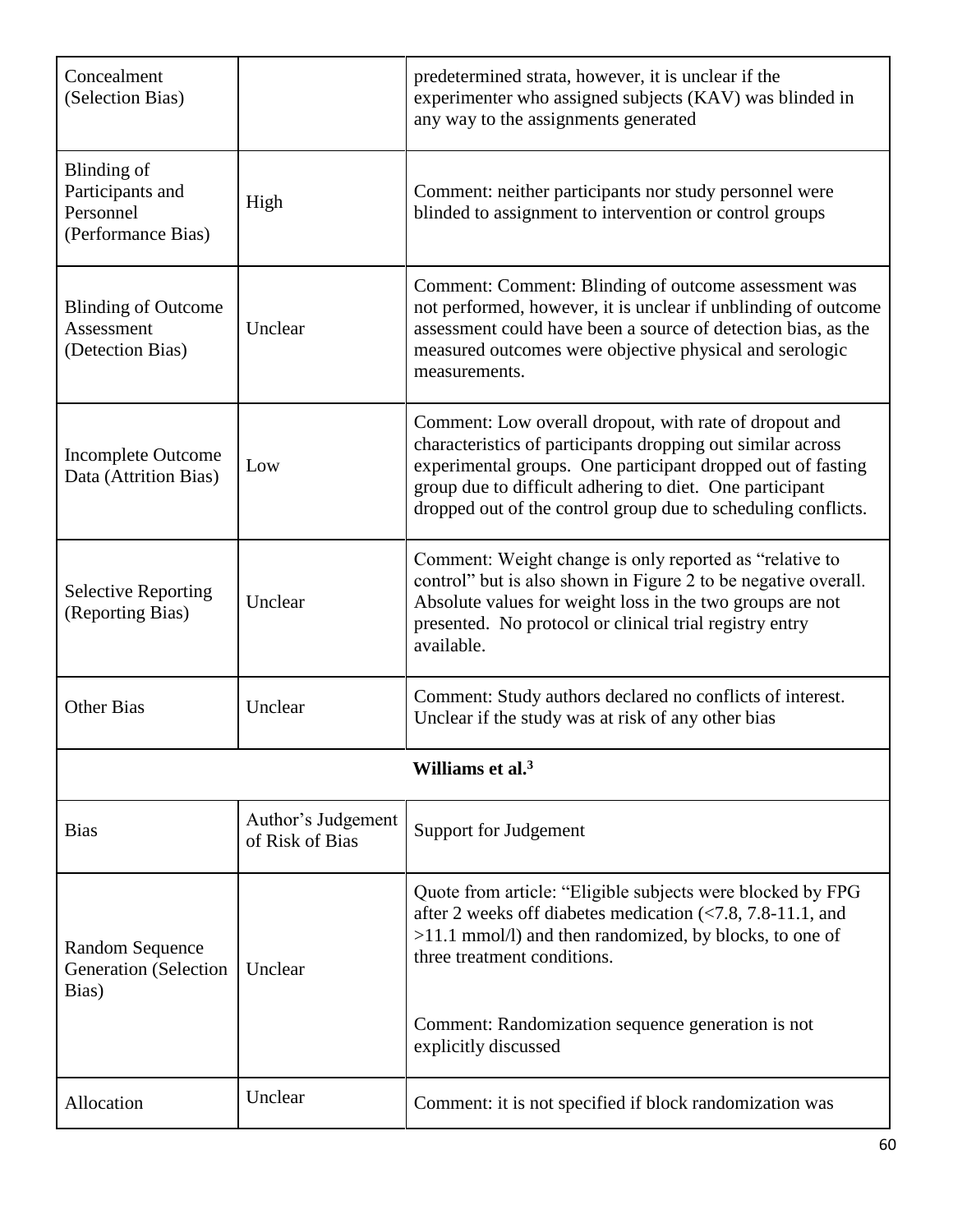| | | |
|---|---|---|
| Concealment (Selection Bias) | | predetermined strata, however, it is unclear if the experimenter who assigned subjects (KAV) was blinded in any way to the assignments generated |
| Blinding of Participants and Personnel (Performance Bias) | High | Comment: neither participants nor study personnel were blinded to assignment to intervention or control groups |
| Blinding of Outcome Assessment (Detection Bias) | Unclear | Comment: Comment: Blinding of outcome assessment was not performed, however, it is unclear if unblinding of outcome assessment could have been a source of detection bias, as the measured outcomes were objective physical and serologic measurements. |
| Incomplete Outcome Data (Attrition Bias) | Low | Comment: Low overall dropout, with rate of dropout and characteristics of participants dropping out similar across experimental groups. One participant dropped out of fasting group due to difficult adhering to diet. One participant dropped out of the control group due to scheduling conflicts. |
| Selective Reporting (Reporting Bias) | Unclear | Comment: Weight change is only reported as "relative to control" but is also shown in Figure 2 to be negative overall. Absolute values for weight loss in the two groups are not presented. No protocol or clinical trial registry entry available. |
| Other Bias | Unclear | Comment: Study authors declared no conflicts of interest. Unclear if the study was at risk of any other bias |
| | | **Williams et al.[3]** |
| Bias | Author's Judgement of Risk of Bias | Support for Judgement |
| Random Sequence Generation (Selection Bias) | Unclear | Quote from article: "Eligible subjects were blocked by FPG after 2 weeks off diabetes medication (<7.8, 7.8-11.1, and >11.1 mmol/l) and then randomized, by blocks, to one of three treatment conditions.<br><br>Comment: Randomization sequence generation is not explicitly discussed |
| Allocation | Unclear | Comment: it is not specified if block randomization was |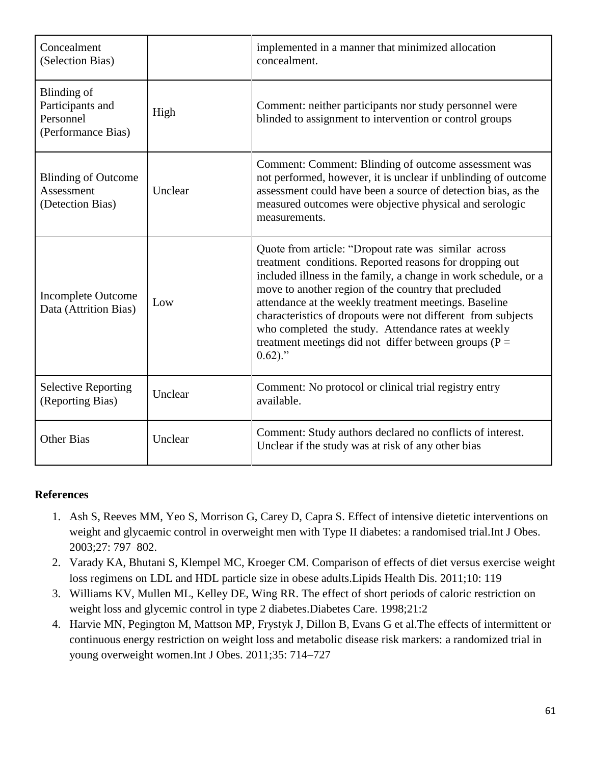| Concealment (Selection Bias) | | implemented in a manner that minimized allocation concealment. |
|---|---|---|
| Blinding of Participants and Personnel (Performance Bias) | High | Comment: neither participants nor study personnel were blinded to assignment to intervention or control groups |
| Blinding of Outcome Assessment (Detection Bias) | Unclear | Comment: Comment: Blinding of outcome assessment was not performed, however, it is unclear if unblinding of outcome assessment could have been a source of detection bias, as the measured outcomes were objective physical and serologic measurements. |
| Incomplete Outcome Data (Attrition Bias) | Low | Quote from article: "Dropout rate was similar across treatment conditions. Reported reasons for dropping out included illness in the family, a change in work schedule, or a move to another region of the country that precluded attendance at the weekly treatment meetings. Baseline characteristics of dropouts were not different from subjects who completed the study. Attendance rates at weekly treatment meetings did not differ between groups (P = 0.62)." |
| Selective Reporting (Reporting Bias) | Unclear | Comment: No protocol or clinical trial registry entry available. |
| Other Bias | Unclear | Comment: Study authors declared no conflicts of interest. Unclear if the study was at risk of any other bias |

**References**

1. Ash S, Reeves MM, Yeo S, Morrison G, Carey D, Capra S. Effect of intensive dietetic interventions on weight and glycaemic control in overweight men with Type II diabetes: a randomised trial.Int J Obes. 2003;27: 797–802.
2. Varady KA, Bhutani S, Klempel MC, Kroeger CM. Comparison of effects of diet versus exercise weight loss regimens on LDL and HDL particle size in obese adults.Lipids Health Dis. 2011;10: 119
3. Williams KV, Mullen ML, Kelley DE, Wing RR. The effect of short periods of caloric restriction on weight loss and glycemic control in type 2 diabetes.Diabetes Care. 1998;21:2
4. Harvie MN, Pegington M, Mattson MP, Frystyk J, Dillon B, Evans G et al.The effects of intermittent or continuous energy restriction on weight loss and metabolic disease risk markers: a randomized trial in young overweight women.Int J Obes. 2011;35: 714–727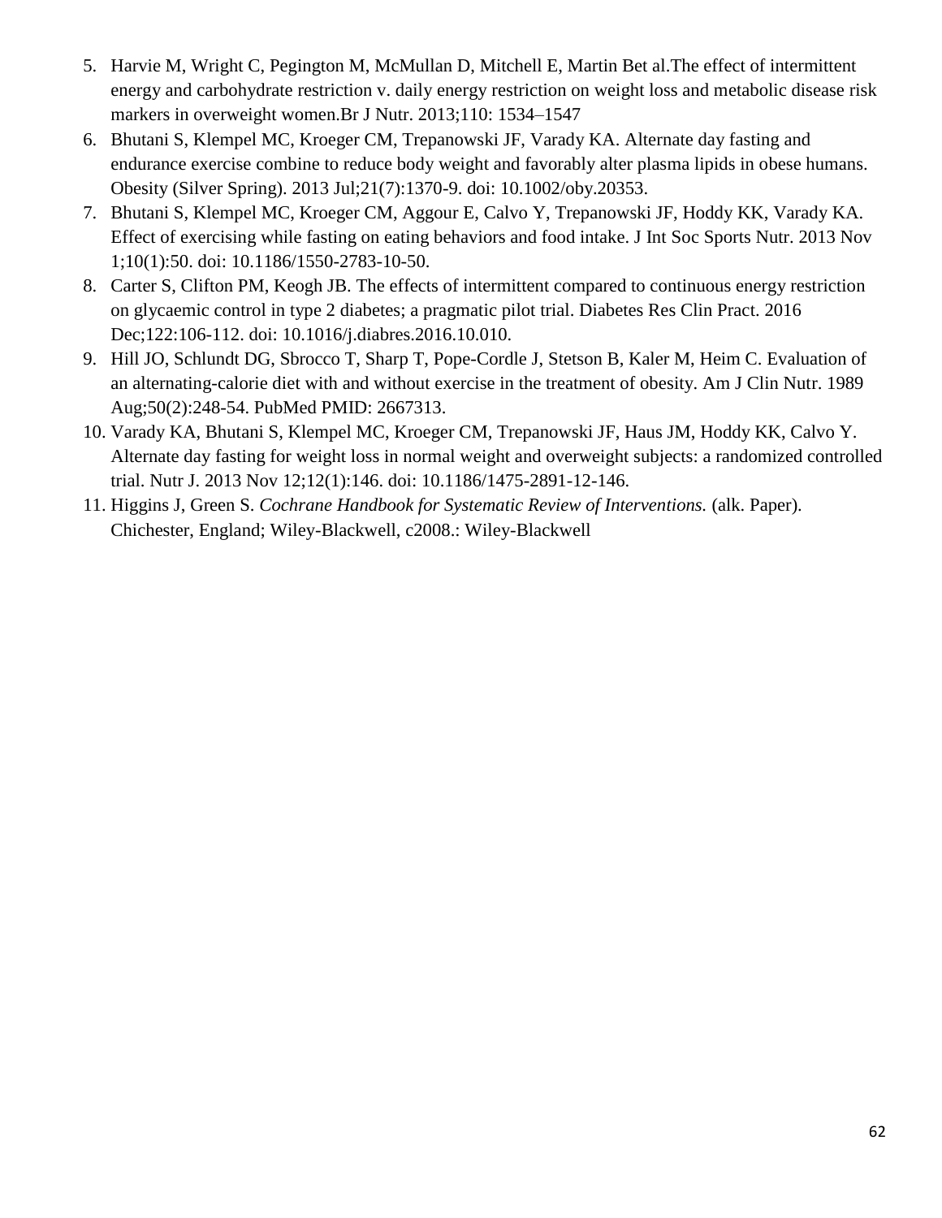5. Harvie M, Wright C, Pegington M, McMullan D, Mitchell E, Martin Bet al.The effect of intermittent energy and carbohydrate restriction v. daily energy restriction on weight loss and metabolic disease risk markers in overweight women.Br J Nutr. 2013;110: 1534–1547
6. Bhutani S, Klempel MC, Kroeger CM, Trepanowski JF, Varady KA. Alternate day fasting and endurance exercise combine to reduce body weight and favorably alter plasma lipids in obese humans. Obesity (Silver Spring). 2013 Jul;21(7):1370-9. doi: 10.1002/oby.20353.
7. Bhutani S, Klempel MC, Kroeger CM, Aggour E, Calvo Y, Trepanowski JF, Hoddy KK, Varady KA. Effect of exercising while fasting on eating behaviors and food intake. J Int Soc Sports Nutr. 2013 Nov 1;10(1):50. doi: 10.1186/1550-2783-10-50.
8. Carter S, Clifton PM, Keogh JB. The effects of intermittent compared to continuous energy restriction on glycaemic control in type 2 diabetes; a pragmatic pilot trial. Diabetes Res Clin Pract. 2016 Dec;122:106-112. doi: 10.1016/j.diabres.2016.10.010.
9. Hill JO, Schlundt DG, Sbrocco T, Sharp T, Pope-Cordle J, Stetson B, Kaler M, Heim C. Evaluation of an alternating-calorie diet with and without exercise in the treatment of obesity. Am J Clin Nutr. 1989 Aug;50(2):248-54. PubMed PMID: 2667313.
10. Varady KA, Bhutani S, Klempel MC, Kroeger CM, Trepanowski JF, Haus JM, Hoddy KK, Calvo Y. Alternate day fasting for weight loss in normal weight and overweight subjects: a randomized controlled trial. Nutr J. 2013 Nov 12;12(1):146. doi: 10.1186/1475-2891-12-146.
11. Higgins J, Green S. *Cochrane Handbook for Systematic Review of Interventions.* (alk. Paper). Chichester, England; Wiley-Blackwell, c2008.: Wiley-Blackwell